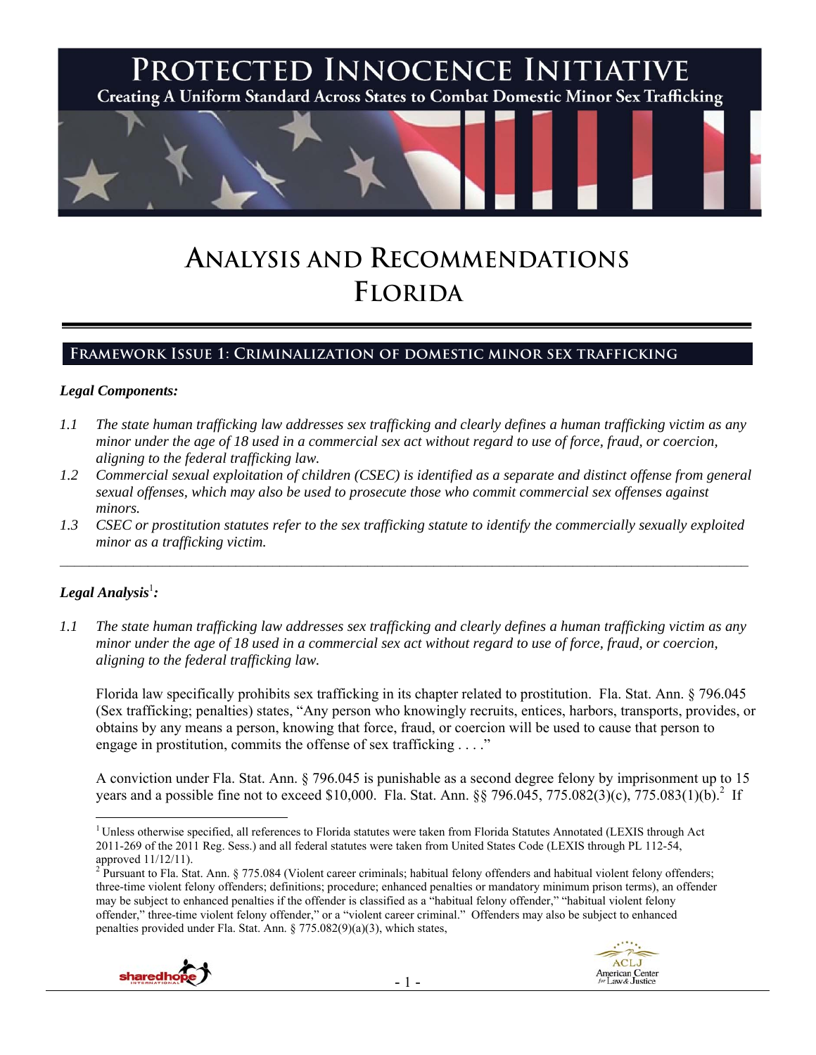# PROTECTED INNOCENCE INITIATIVE

Creating A Uniform Standard Across States to Combat Domestic Minor Sex Trafficking

# ANALYSIS AND RECOMMENDATIONS
# FLORIDA

## FRAMEWORK ISSUE 1: CRIMINALIZATION OF DOMESTIC MINOR SEX TRAFFICKING

### *Legal Components:*

*1.1 The state human trafficking law addresses sex trafficking and clearly defines a human trafficking victim as any minor under the age of 18 used in a commercial sex act without regard to use of force, fraud, or coercion, aligning to the federal trafficking law.*

*1.2 Commercial sexual exploitation of children (CSEC) is identified as a separate and distinct offense from general sexual offenses, which may also be used to prosecute those who commit commercial sex offenses against minors.*

*1.3 CSEC or prostitution statutes refer to the sex trafficking statute to identify the commercially sexually exploited minor as a trafficking victim.*

---

### *Legal Analysis*[1]*:*

*1.1 The state human trafficking law addresses sex trafficking and clearly defines a human trafficking victim as any minor under the age of 18 used in a commercial sex act without regard to use of force, fraud, or coercion, aligning to the federal trafficking law.*

Florida law specifically prohibits sex trafficking in its chapter related to prostitution. Fla. Stat. Ann. § 796.045 (Sex trafficking; penalties) states, "Any person who knowingly recruits, entices, harbors, transports, provides, or obtains by any means a person, knowing that force, fraud, or coercion will be used to cause that person to engage in prostitution, commits the offense of sex trafficking . . . ."

A conviction under Fla. Stat. Ann. § 796.045 is punishable as a second degree felony by imprisonment up to 15 years and a possible fine not to exceed $10,000. Fla. Stat. Ann. §§ 796.045, 775.082(3)(c), 775.083(1)(b).[2] If

---

[1] Unless otherwise specified, all references to Florida statutes were taken from Florida Statutes Annotated (LEXIS through Act 2011-269 of the 2011 Reg. Sess.) and all federal statutes were taken from United States Code (LEXIS through PL 112-54, approved 11/12/11).

[2] Pursuant to Fla. Stat. Ann. § 775.084 (Violent career criminals; habitual felony offenders and habitual violent felony offenders; three-time violent felony offenders; definitions; procedure; enhanced penalties or mandatory minimum prison terms), an offender may be subject to enhanced penalties if the offender is classified as a "habitual felony offender," "habitual violent felony offender," three-time violent felony offender," or a "violent career criminal." Offenders may also be subject to enhanced penalties provided under Fla. Stat. Ann. § 775.082(9)(a)(3), which states,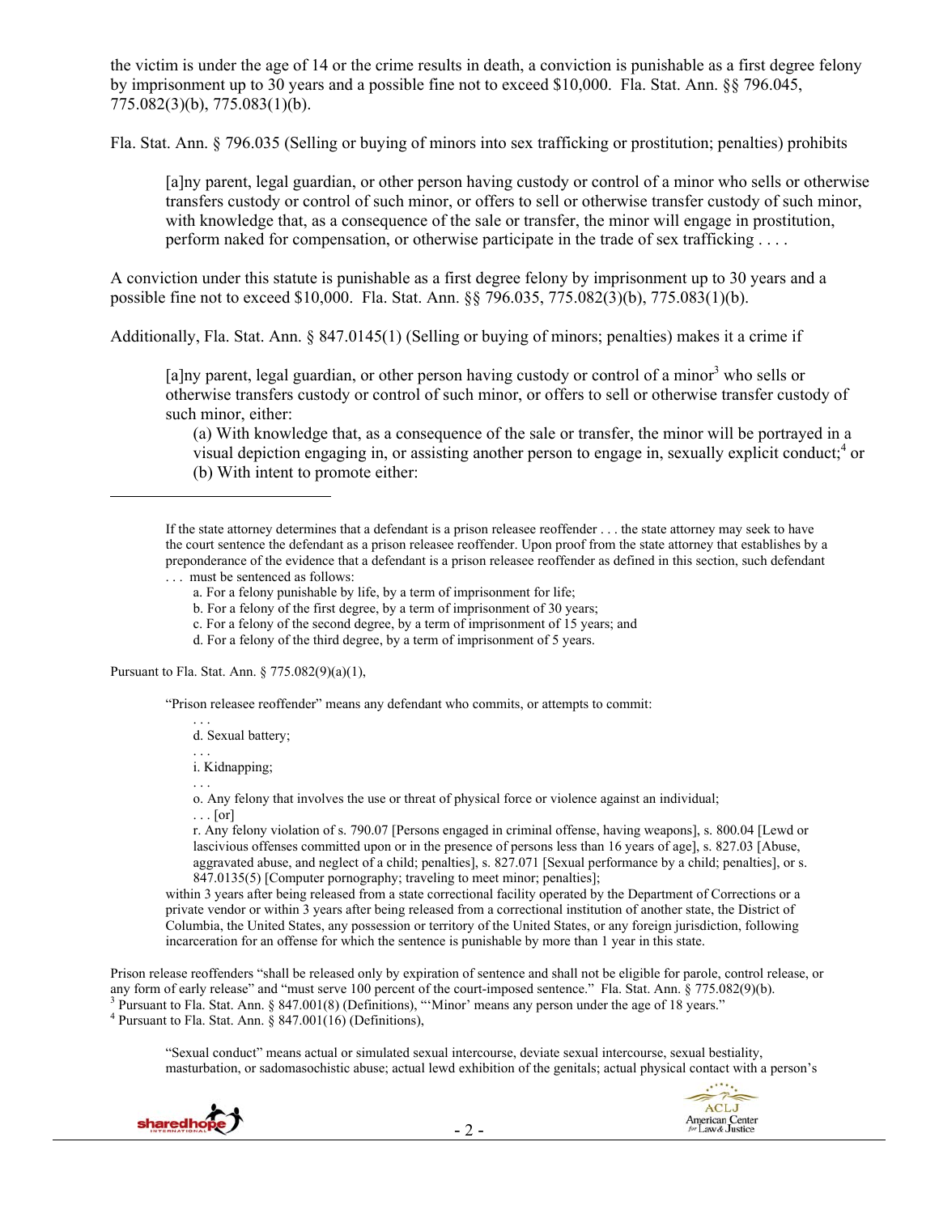the victim is under the age of 14 or the crime results in death, a conviction is punishable as a first degree felony by imprisonment up to 30 years and a possible fine not to exceed $10,000. Fla. Stat. Ann. §§ 796.045, 775.082(3)(b), 775.083(1)(b).

Fla. Stat. Ann. § 796.035 (Selling or buying of minors into sex trafficking or prostitution; penalties) prohibits

> [a]ny parent, legal guardian, or other person having custody or control of a minor who sells or otherwise transfers custody or control of such minor, or offers to sell or otherwise transfer custody of such minor, with knowledge that, as a consequence of the sale or transfer, the minor will engage in prostitution, perform naked for compensation, or otherwise participate in the trade of sex trafficking . . . .

A conviction under this statute is punishable as a first degree felony by imprisonment up to 30 years and a possible fine not to exceed $10,000. Fla. Stat. Ann. §§ 796.035, 775.082(3)(b), 775.083(1)(b).

Additionally, Fla. Stat. Ann. § 847.0145(1) (Selling or buying of minors; penalties) makes it a crime if

> [a]ny parent, legal guardian, or other person having custody or control of a minor[3] who sells or otherwise transfers custody or control of such minor, or offers to sell or otherwise transfer custody of such minor, either:
>
> (a) With knowledge that, as a consequence of the sale or transfer, the minor will be portrayed in a visual depiction engaging in, or assisting another person to engage in, sexually explicit conduct;[4] or
>
> (b) With intent to promote either:

---

> If the state attorney determines that a defendant is a prison releasee reoffender . . . the state attorney may seek to have the court sentence the defendant as a prison releasee reoffender. Upon proof from the state attorney that establishes by a preponderance of the evidence that a defendant is a prison releasee reoffender as defined in this section, such defendant . . . must be sentenced as follows:
>
> a. For a felony punishable by life, by a term of imprisonment for life;
>
> b. For a felony of the first degree, by a term of imprisonment of 30 years;
>
> c. For a felony of the second degree, by a term of imprisonment of 15 years; and
>
> d. For a felony of the third degree, by a term of imprisonment of 5 years.

Pursuant to Fla. Stat. Ann. § 775.082(9)(a)(1),

> "Prison releasee reoffender" means any defendant who commits, or attempts to commit:
>
> . . .
>
> d. Sexual battery;
>
> . . .
>
> i. Kidnapping;
>
> . . .
>
> o. Any felony that involves the use or threat of physical force or violence against an individual;
>
> . . . [or]
>
> r. Any felony violation of s. 790.07 [Persons engaged in criminal offense, having weapons], s. 800.04 [Lewd or lascivious offenses committed upon or in the presence of persons less than 16 years of age], s. 827.03 [Abuse, aggravated abuse, and neglect of a child; penalties], s. 827.071 [Sexual performance by a child; penalties], or s. 847.0135(5) [Computer pornography; traveling to meet minor; penalties];
>
> within 3 years after being released from a state correctional facility operated by the Department of Corrections or a private vendor or within 3 years after being released from a correctional institution of another state, the District of Columbia, the United States, any possession or territory of the United States, or any foreign jurisdiction, following incarceration for an offense for which the sentence is punishable by more than 1 year in this state.

Prison release reoffenders "shall be released only by expiration of sentence and shall not be eligible for parole, control release, or any form of early release" and "must serve 100 percent of the court-imposed sentence." Fla. Stat. Ann. § 775.082(9)(b).

[3] Pursuant to Fla. Stat. Ann. § 847.001(8) (Definitions), "'Minor' means any person under the age of 18 years."

[4] Pursuant to Fla. Stat. Ann. § 847.001(16) (Definitions),

> "Sexual conduct" means actual or simulated sexual intercourse, deviate sexual intercourse, sexual bestiality, masturbation, or sadomasochistic abuse; actual lewd exhibition of the genitals; actual physical contact with a person's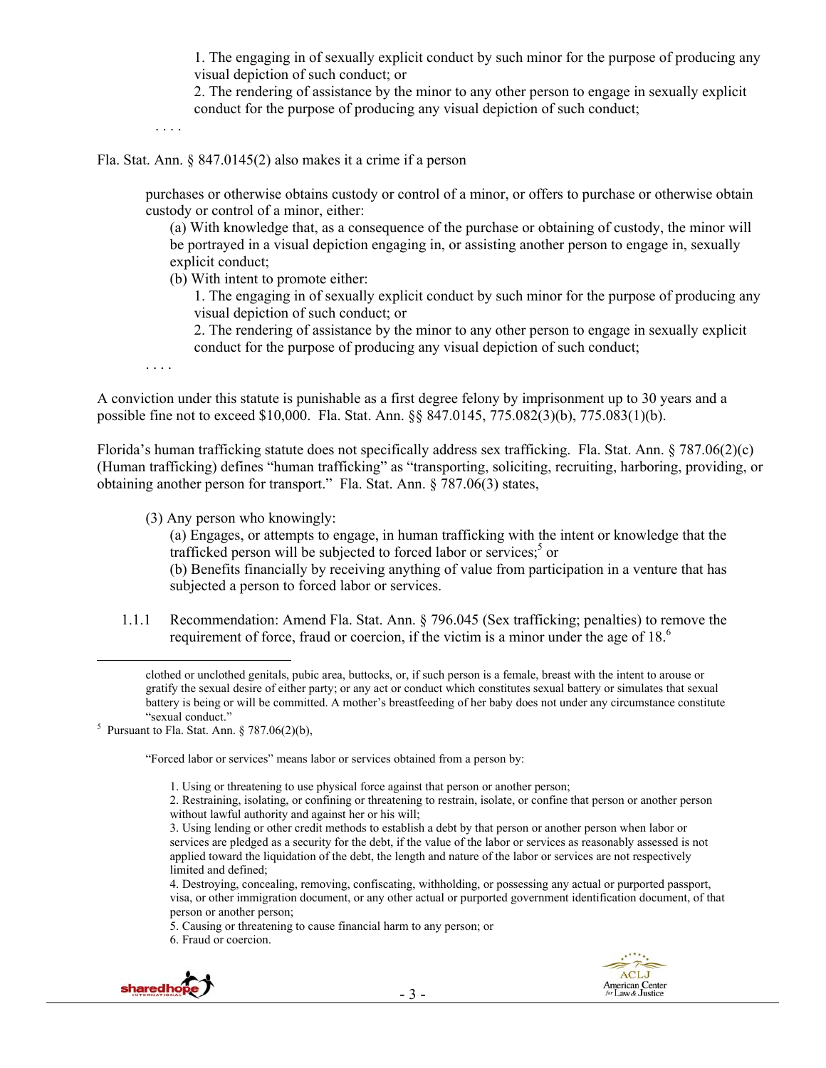> 1. The engaging in of sexually explicit conduct by such minor for the purpose of producing any visual depiction of such conduct; or
> 2. The rendering of assistance by the minor to any other person to engage in sexually explicit conduct for the purpose of producing any visual depiction of such conduct;
>
> . . . .

Fla. Stat. Ann. § 847.0145(2) also makes it a crime if a person

> purchases or otherwise obtains custody or control of a minor, or offers to purchase or otherwise obtain custody or control of a minor, either:
>
> (a) With knowledge that, as a consequence of the purchase or obtaining of custody, the minor will be portrayed in a visual depiction engaging in, or assisting another person to engage in, sexually explicit conduct;
>
> (b) With intent to promote either:
>
> 1. The engaging in of sexually explicit conduct by such minor for the purpose of producing any visual depiction of such conduct; or
> 2. The rendering of assistance by the minor to any other person to engage in sexually explicit conduct for the purpose of producing any visual depiction of such conduct;
>
> . . . .

A conviction under this statute is punishable as a first degree felony by imprisonment up to 30 years and a possible fine not to exceed $10,000. Fla. Stat. Ann. §§ 847.0145, 775.082(3)(b), 775.083(1)(b).

Florida's human trafficking statute does not specifically address sex trafficking. Fla. Stat. Ann. § 787.06(2)(c) (Human trafficking) defines "human trafficking" as "transporting, soliciting, recruiting, harboring, providing, or obtaining another person for transport." Fla. Stat. Ann. § 787.06(3) states,

> (3) Any person who knowingly:
>
> (a) Engages, or attempts to engage, in human trafficking with the intent or knowledge that the trafficked person will be subjected to forced labor or services;[5] or
>
> (b) Benefits financially by receiving anything of value from participation in a venture that has subjected a person to forced labor or services.

1.1.1 Recommendation: Amend Fla. Stat. Ann. § 796.045 (Sex trafficking; penalties) to remove the requirement of force, fraud or coercion, if the victim is a minor under the age of 18.[6]

---

clothed or unclothed genitals, pubic area, buttocks, or, if such person is a female, breast with the intent to arouse or gratify the sexual desire of either party; or any act or conduct which constitutes sexual battery or simulates that sexual battery is being or will be committed. A mother's breastfeeding of her baby does not under any circumstance constitute "sexual conduct."

[5] Pursuant to Fla. Stat. Ann. § 787.06(2)(b),

> "Forced labor or services" means labor or services obtained from a person by:
>
> 1. Using or threatening to use physical force against that person or another person;
> 2. Restraining, isolating, or confining or threatening to restrain, isolate, or confine that person or another person without lawful authority and against her or his will;
> 3. Using lending or other credit methods to establish a debt by that person or another person when labor or services are pledged as a security for the debt, if the value of the labor or services as reasonably assessed is not applied toward the liquidation of the debt, the length and nature of the labor or services are not respectively limited and defined;
> 4. Destroying, concealing, removing, confiscating, withholding, or possessing any actual or purported passport, visa, or other immigration document, or any other actual or purported government identification document, of that person or another person;
> 5. Causing or threatening to cause financial harm to any person; or
> 6. Fraud or coercion.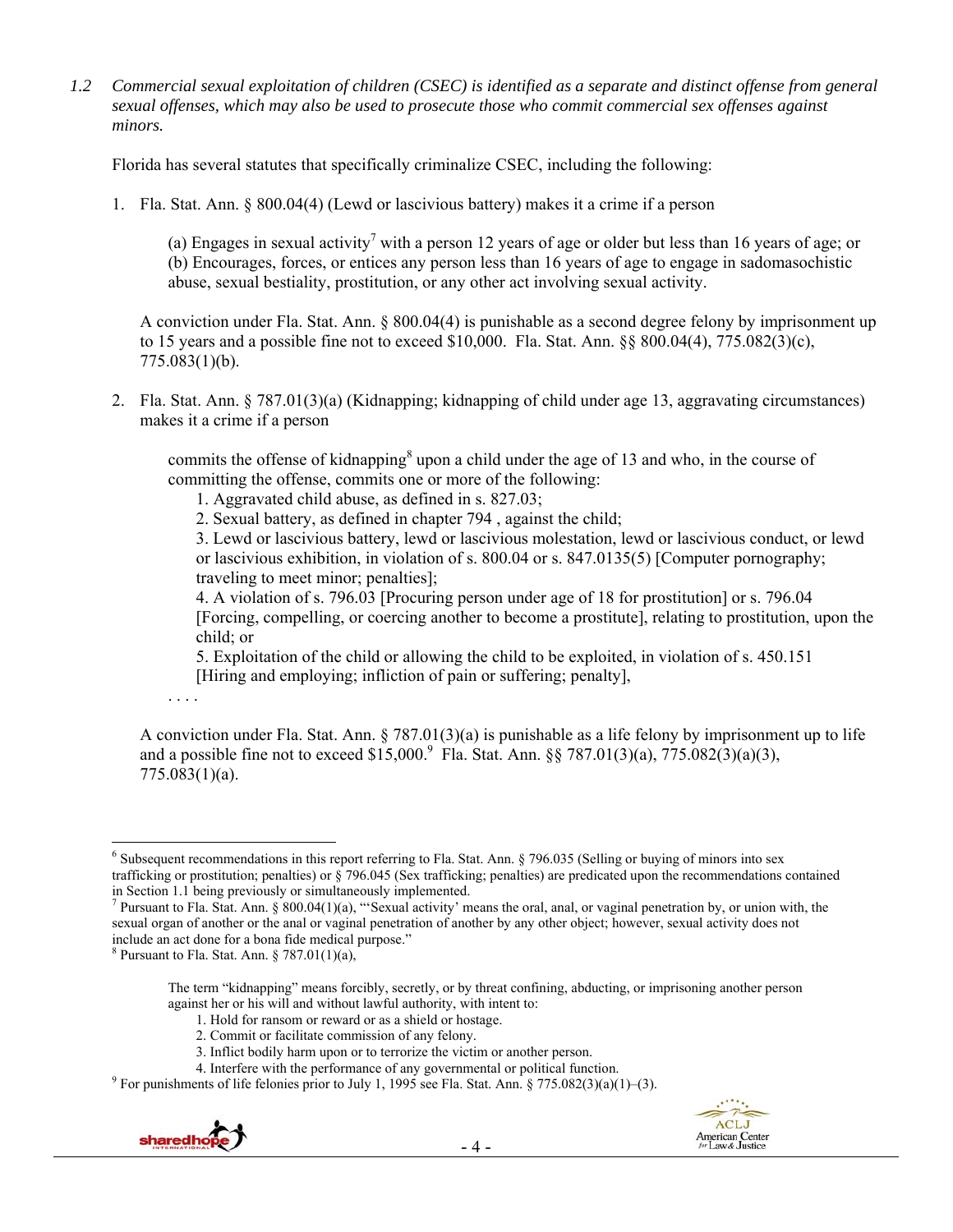*1.2 Commercial sexual exploitation of children (CSEC) is identified as a separate and distinct offense from general sexual offenses, which may also be used to prosecute those who commit commercial sex offenses against minors.*

Florida has several statutes that specifically criminalize CSEC, including the following:

1. Fla. Stat. Ann. § 800.04(4) (Lewd or lascivious battery) makes it a crime if a person

   > (a) Engages in sexual activity[7] with a person 12 years of age or older but less than 16 years of age; or
   > (b) Encourages, forces, or entices any person less than 16 years of age to engage in sadomasochistic abuse, sexual bestiality, prostitution, or any other act involving sexual activity.

   A conviction under Fla. Stat. Ann. § 800.04(4) is punishable as a second degree felony by imprisonment up to 15 years and a possible fine not to exceed $10,000. Fla. Stat. Ann. §§ 800.04(4), 775.082(3)(c), 775.083(1)(b).

2. Fla. Stat. Ann. § 787.01(3)(a) (Kidnapping; kidnapping of child under age 13, aggravating circumstances) makes it a crime if a person

   > commits the offense of kidnapping[8] upon a child under the age of 13 and who, in the course of committing the offense, commits one or more of the following:
   >
   > 1. Aggravated child abuse, as defined in s. 827.03;
   > 2. Sexual battery, as defined in chapter 794 , against the child;
   > 3. Lewd or lascivious battery, lewd or lascivious molestation, lewd or lascivious conduct, or lewd or lascivious exhibition, in violation of s. 800.04 or s. 847.0135(5) [Computer pornography; traveling to meet minor; penalties];
   > 4. A violation of s. 796.03 [Procuring person under age of 18 for prostitution] or s. 796.04 [Forcing, compelling, or coercing another to become a prostitute], relating to prostitution, upon the child; or
   > 5. Exploitation of the child or allowing the child to be exploited, in violation of s. 450.151 [Hiring and employing; infliction of pain or suffering; penalty],
   >
   > . . . .

   A conviction under Fla. Stat. Ann. § 787.01(3)(a) is punishable as a life felony by imprisonment up to life and a possible fine not to exceed $15,000.[9] Fla. Stat. Ann. §§ 787.01(3)(a), 775.082(3)(a)(3), 775.083(1)(a).

---

[6] Subsequent recommendations in this report referring to Fla. Stat. Ann. § 796.035 (Selling or buying of minors into sex trafficking or prostitution; penalties) or § 796.045 (Sex trafficking; penalties) are predicated upon the recommendations contained in Section 1.1 being previously or simultaneously implemented.

[7] Pursuant to Fla. Stat. Ann. § 800.04(1)(a), "'Sexual activity' means the oral, anal, or vaginal penetration by, or union with, the sexual organ of another or the anal or vaginal penetration of another by any other object; however, sexual activity does not include an act done for a bona fide medical purpose."

[8] Pursuant to Fla. Stat. Ann. § 787.01(1)(a),

> The term "kidnapping" means forcibly, secretly, or by threat confining, abducting, or imprisoning another person against her or his will and without lawful authority, with intent to:
>
> 1. Hold for ransom or reward or as a shield or hostage.
> 2. Commit or facilitate commission of any felony.
> 3. Inflict bodily harm upon or to terrorize the victim or another person.
> 4. Interfere with the performance of any governmental or political function.

[9] For punishments of life felonies prior to July 1, 1995 see Fla. Stat. Ann. § 775.082(3)(a)(1)–(3).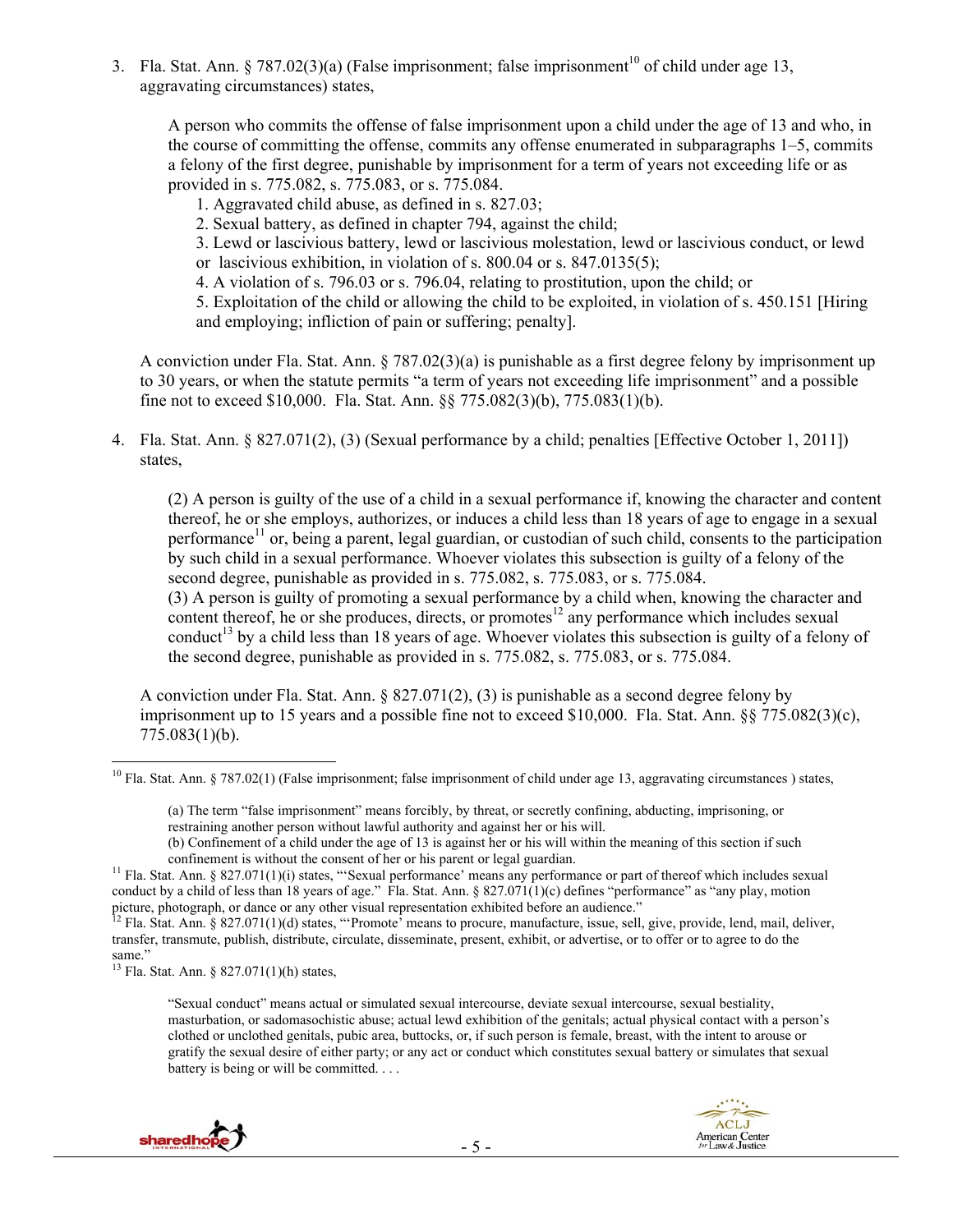3. Fla. Stat. Ann. § 787.02(3)(a) (False imprisonment; false imprisonment[10] of child under age 13, aggravating circumstances) states,

   A person who commits the offense of false imprisonment upon a child under the age of 13 and who, in the course of committing the offense, commits any offense enumerated in subparagraphs 1–5, commits a felony of the first degree, punishable by imprisonment for a term of years not exceeding life or as provided in s. 775.082, s. 775.083, or s. 775.084.

   1. Aggravated child abuse, as defined in s. 827.03;
   2. Sexual battery, as defined in chapter 794, against the child;
   3. Lewd or lascivious battery, lewd or lascivious molestation, lewd or lascivious conduct, or lewd or lascivious exhibition, in violation of s. 800.04 or s. 847.0135(5);
   4. A violation of s. 796.03 or s. 796.04, relating to prostitution, upon the child; or
   5. Exploitation of the child or allowing the child to be exploited, in violation of s. 450.151 [Hiring and employing; infliction of pain or suffering; penalty].

   A conviction under Fla. Stat. Ann. § 787.02(3)(a) is punishable as a first degree felony by imprisonment up to 30 years, or when the statute permits "a term of years not exceeding life imprisonment" and a possible fine not to exceed $10,000. Fla. Stat. Ann. §§ 775.082(3)(b), 775.083(1)(b).

4. Fla. Stat. Ann. § 827.071(2), (3) (Sexual performance by a child; penalties [Effective October 1, 2011]) states,

   (2) A person is guilty of the use of a child in a sexual performance if, knowing the character and content thereof, he or she employs, authorizes, or induces a child less than 18 years of age to engage in a sexual performance[11] or, being a parent, legal guardian, or custodian of such child, consents to the participation by such child in a sexual performance. Whoever violates this subsection is guilty of a felony of the second degree, punishable as provided in s. 775.082, s. 775.083, or s. 775.084.
   (3) A person is guilty of promoting a sexual performance by a child when, knowing the character and content thereof, he or she produces, directs, or promotes[12] any performance which includes sexual conduct[13] by a child less than 18 years of age. Whoever violates this subsection is guilty of a felony of the second degree, punishable as provided in s. 775.082, s. 775.083, or s. 775.084.

   A conviction under Fla. Stat. Ann. § 827.071(2), (3) is punishable as a second degree felony by imprisonment up to 15 years and a possible fine not to exceed $10,000. Fla. Stat. Ann. §§ 775.082(3)(c), 775.083(1)(b).

---

[10] Fla. Stat. Ann. § 787.02(1) (False imprisonment; false imprisonment of child under age 13, aggravating circumstances ) states,

> (a) The term "false imprisonment" means forcibly, by threat, or secretly confining, abducting, imprisoning, or restraining another person without lawful authority and against her or his will.
> (b) Confinement of a child under the age of 13 is against her or his will within the meaning of this section if such confinement is without the consent of her or his parent or legal guardian.

[11] Fla. Stat. Ann. § 827.071(1)(i) states, "'Sexual performance' means any performance or part of thereof which includes sexual conduct by a child of less than 18 years of age." Fla. Stat. Ann. § 827.071(1)(c) defines "performance" as "any play, motion picture, photograph, or dance or any other visual representation exhibited before an audience."

[12] Fla. Stat. Ann. § 827.071(1)(d) states, "'Promote' means to procure, manufacture, issue, sell, give, provide, lend, mail, deliver, transfer, transmute, publish, distribute, circulate, disseminate, present, exhibit, or advertise, or to offer or to agree to do the same."

[13] Fla. Stat. Ann. § 827.071(1)(h) states,

> "Sexual conduct" means actual or simulated sexual intercourse, deviate sexual intercourse, sexual bestiality, masturbation, or sadomasochistic abuse; actual lewd exhibition of the genitals; actual physical contact with a person's clothed or unclothed genitals, pubic area, buttocks, or, if such person is female, breast, with the intent to arouse or gratify the sexual desire of either party; or any act or conduct which constitutes sexual battery or simulates that sexual battery is being or will be committed. . . .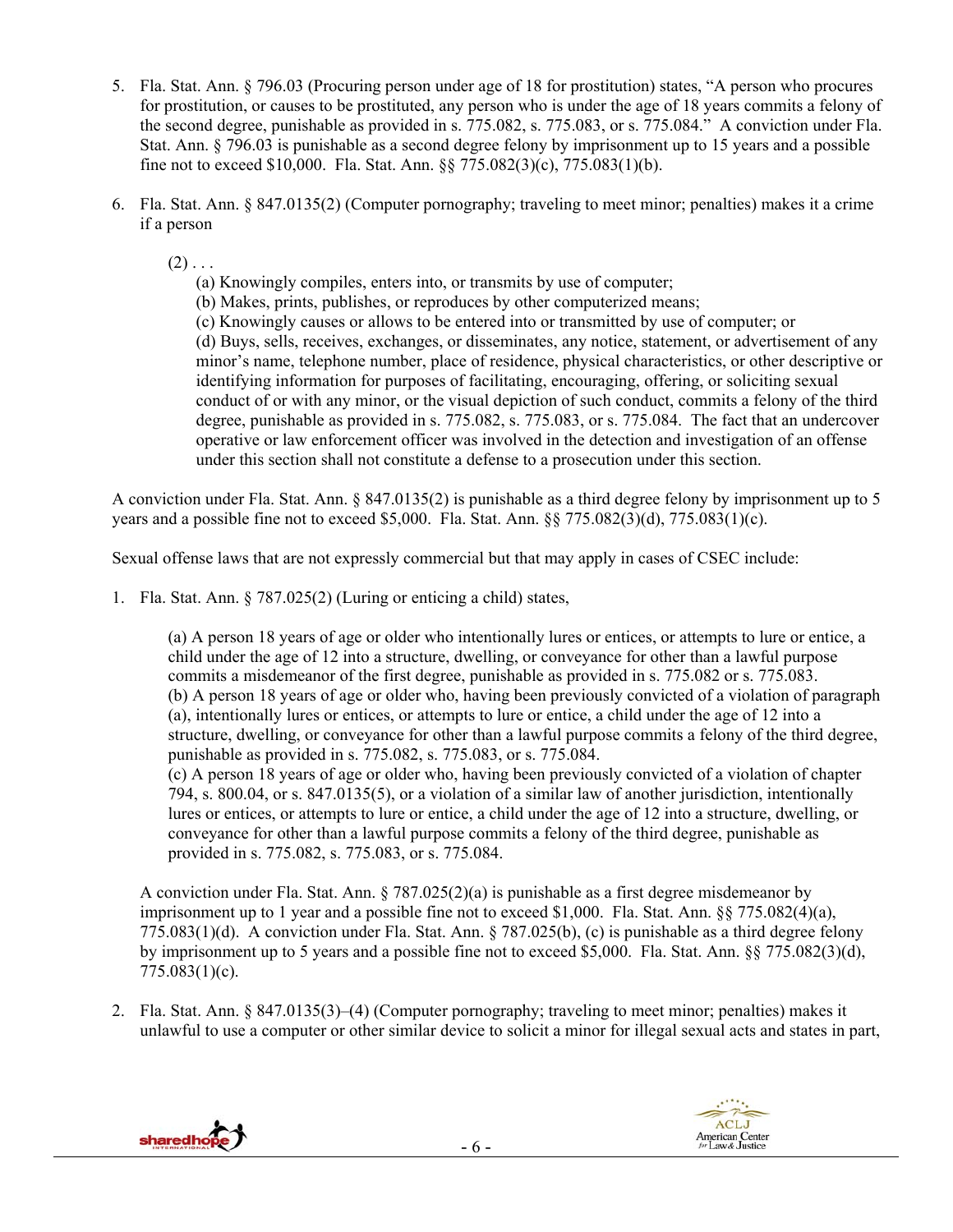5. Fla. Stat. Ann. § 796.03 (Procuring person under age of 18 for prostitution) states, "A person who procures for prostitution, or causes to be prostituted, any person who is under the age of 18 years commits a felony of the second degree, punishable as provided in s. 775.082, s. 775.083, or s. 775.084." A conviction under Fla. Stat. Ann. § 796.03 is punishable as a second degree felony by imprisonment up to 15 years and a possible fine not to exceed $10,000. Fla. Stat. Ann. §§ 775.082(3)(c), 775.083(1)(b).

6. Fla. Stat. Ann. § 847.0135(2) (Computer pornography; traveling to meet minor; penalties) makes it a crime if a person

   (2) . . .
   
   (a) Knowingly compiles, enters into, or transmits by use of computer;
   (b) Makes, prints, publishes, or reproduces by other computerized means;
   (c) Knowingly causes or allows to be entered into or transmitted by use of computer; or
   (d) Buys, sells, receives, exchanges, or disseminates, any notice, statement, or advertisement of any minor's name, telephone number, place of residence, physical characteristics, or other descriptive or identifying information for purposes of facilitating, encouraging, offering, or soliciting sexual conduct of or with any minor, or the visual depiction of such conduct, commits a felony of the third degree, punishable as provided in s. 775.082, s. 775.083, or s. 775.084. The fact that an undercover operative or law enforcement officer was involved in the detection and investigation of an offense under this section shall not constitute a defense to a prosecution under this section.

A conviction under Fla. Stat. Ann. § 847.0135(2) is punishable as a third degree felony by imprisonment up to 5 years and a possible fine not to exceed $5,000. Fla. Stat. Ann. §§ 775.082(3)(d), 775.083(1)(c).

Sexual offense laws that are not expressly commercial but that may apply in cases of CSEC include:

1. Fla. Stat. Ann. § 787.025(2) (Luring or enticing a child) states,

   (a) A person 18 years of age or older who intentionally lures or entices, or attempts to lure or entice, a child under the age of 12 into a structure, dwelling, or conveyance for other than a lawful purpose commits a misdemeanor of the first degree, punishable as provided in s. 775.082 or s. 775.083.
   (b) A person 18 years of age or older who, having been previously convicted of a violation of paragraph (a), intentionally lures or entices, or attempts to lure or entice, a child under the age of 12 into a structure, dwelling, or conveyance for other than a lawful purpose commits a felony of the third degree, punishable as provided in s. 775.082, s. 775.083, or s. 775.084.
   (c) A person 18 years of age or older who, having been previously convicted of a violation of chapter 794, s. 800.04, or s. 847.0135(5), or a violation of a similar law of another jurisdiction, intentionally lures or entices, or attempts to lure or entice, a child under the age of 12 into a structure, dwelling, or conveyance for other than a lawful purpose commits a felony of the third degree, punishable as provided in s. 775.082, s. 775.083, or s. 775.084.

   A conviction under Fla. Stat. Ann. § 787.025(2)(a) is punishable as a first degree misdemeanor by imprisonment up to 1 year and a possible fine not to exceed $1,000. Fla. Stat. Ann. §§ 775.082(4)(a), 775.083(1)(d). A conviction under Fla. Stat. Ann. § 787.025(b), (c) is punishable as a third degree felony by imprisonment up to 5 years and a possible fine not to exceed $5,000. Fla. Stat. Ann. §§ 775.082(3)(d), 775.083(1)(c).

2. Fla. Stat. Ann. § 847.0135(3)–(4) (Computer pornography; traveling to meet minor; penalties) makes it unlawful to use a computer or other similar device to solicit a minor for illegal sexual acts and states in part,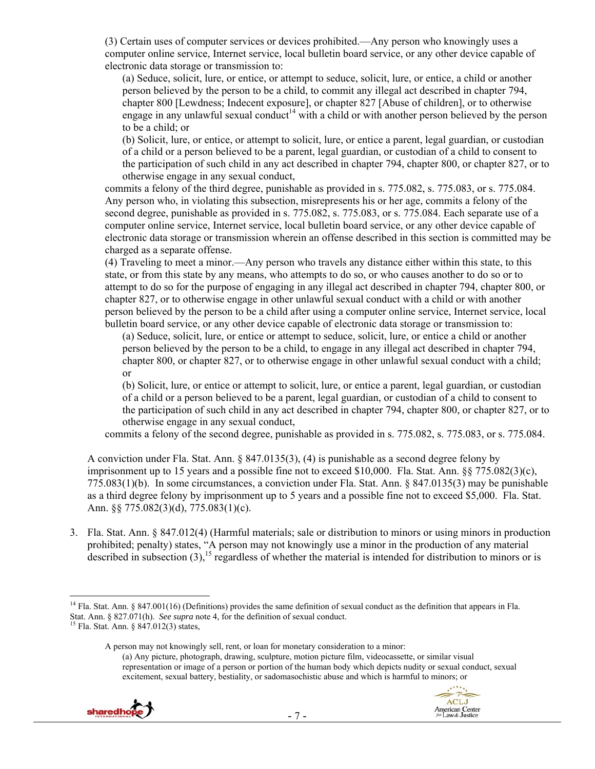(3) Certain uses of computer services or devices prohibited.—Any person who knowingly uses a computer online service, Internet service, local bulletin board service, or any other device capable of electronic data storage or transmission to:

(a) Seduce, solicit, lure, or entice, or attempt to seduce, solicit, lure, or entice, a child or another person believed by the person to be a child, to commit any illegal act described in chapter 794, chapter 800 [Lewdness; Indecent exposure], or chapter 827 [Abuse of children], or to otherwise engage in any unlawful sexual conduct[14] with a child or with another person believed by the person to be a child; or

(b) Solicit, lure, or entice, or attempt to solicit, lure, or entice a parent, legal guardian, or custodian of a child or a person believed to be a parent, legal guardian, or custodian of a child to consent to the participation of such child in any act described in chapter 794, chapter 800, or chapter 827, or to otherwise engage in any sexual conduct,

commits a felony of the third degree, punishable as provided in s. 775.082, s. 775.083, or s. 775.084. Any person who, in violating this subsection, misrepresents his or her age, commits a felony of the second degree, punishable as provided in s. 775.082, s. 775.083, or s. 775.084. Each separate use of a computer online service, Internet service, local bulletin board service, or any other device capable of electronic data storage or transmission wherein an offense described in this section is committed may be charged as a separate offense.

(4) Traveling to meet a minor.—Any person who travels any distance either within this state, to this state, or from this state by any means, who attempts to do so, or who causes another to do so or to attempt to do so for the purpose of engaging in any illegal act described in chapter 794, chapter 800, or chapter 827, or to otherwise engage in other unlawful sexual conduct with a child or with another person believed by the person to be a child after using a computer online service, Internet service, local bulletin board service, or any other device capable of electronic data storage or transmission to:

(a) Seduce, solicit, lure, or entice or attempt to seduce, solicit, lure, or entice a child or another person believed by the person to be a child, to engage in any illegal act described in chapter 794, chapter 800, or chapter 827, or to otherwise engage in other unlawful sexual conduct with a child; or

(b) Solicit, lure, or entice or attempt to solicit, lure, or entice a parent, legal guardian, or custodian of a child or a person believed to be a parent, legal guardian, or custodian of a child to consent to the participation of such child in any act described in chapter 794, chapter 800, or chapter 827, or to otherwise engage in any sexual conduct,

commits a felony of the second degree, punishable as provided in s. 775.082, s. 775.083, or s. 775.084.

A conviction under Fla. Stat. Ann. § 847.0135(3), (4) is punishable as a second degree felony by imprisonment up to 15 years and a possible fine not to exceed $10,000. Fla. Stat. Ann. §§ 775.082(3)(c), 775.083(1)(b). In some circumstances, a conviction under Fla. Stat. Ann. § 847.0135(3) may be punishable as a third degree felony by imprisonment up to 5 years and a possible fine not to exceed $5,000. Fla. Stat. Ann. §§ 775.082(3)(d), 775.083(1)(c).

3. Fla. Stat. Ann. § 847.012(4) (Harmful materials; sale or distribution to minors or using minors in production prohibited; penalty) states, "A person may not knowingly use a minor in the production of any material described in subsection (3),[15] regardless of whether the material is intended for distribution to minors or is

---

[14] Fla. Stat. Ann. § 847.001(16) (Definitions) provides the same definition of sexual conduct as the definition that appears in Fla. Stat. Ann. § 827.071(h). *See supra* note 4, for the definition of sexual conduct.

[15] Fla. Stat. Ann. § 847.012(3) states,

> A person may not knowingly sell, rent, or loan for monetary consideration to a minor:
> (a) Any picture, photograph, drawing, sculpture, motion picture film, videocassette, or similar visual representation or image of a person or portion of the human body which depicts nudity or sexual conduct, sexual excitement, sexual battery, bestiality, or sadomasochistic abuse and which is harmful to minors; or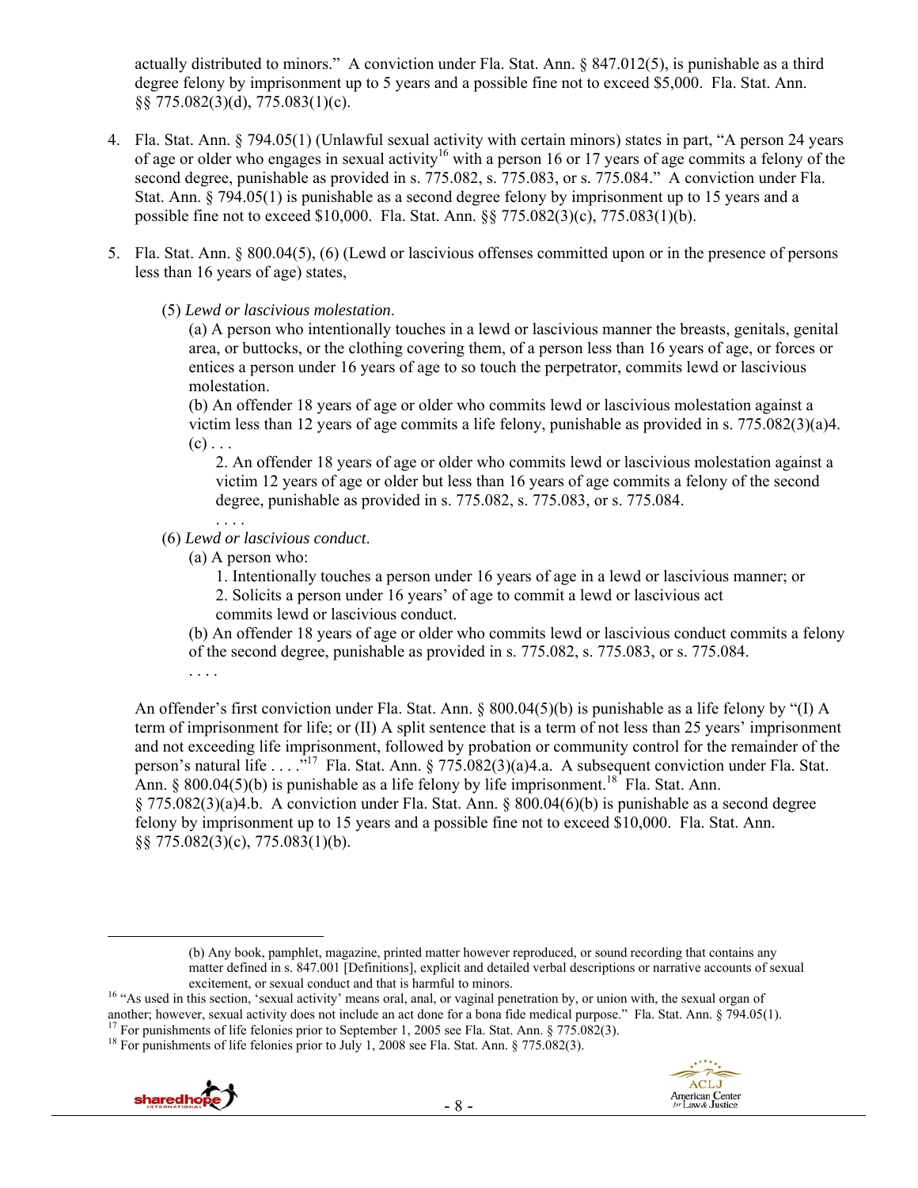actually distributed to minors." A conviction under Fla. Stat. Ann. § 847.012(5), is punishable as a third degree felony by imprisonment up to 5 years and a possible fine not to exceed $5,000. Fla. Stat. Ann. §§ 775.082(3)(d), 775.083(1)(c).

4. Fla. Stat. Ann. § 794.05(1) (Unlawful sexual activity with certain minors) states in part, "A person 24 years of age or older who engages in sexual activity[16] with a person 16 or 17 years of age commits a felony of the second degree, punishable as provided in s. 775.082, s. 775.083, or s. 775.084." A conviction under Fla. Stat. Ann. § 794.05(1) is punishable as a second degree felony by imprisonment up to 15 years and a possible fine not to exceed $10,000. Fla. Stat. Ann. §§ 775.082(3)(c), 775.083(1)(b).

5. Fla. Stat. Ann. § 800.04(5), (6) (Lewd or lascivious offenses committed upon or in the presence of persons less than 16 years of age) states,

    (5) *Lewd or lascivious molestation*.

    (a) A person who intentionally touches in a lewd or lascivious manner the breasts, genitals, genital area, or buttocks, or the clothing covering them, of a person less than 16 years of age, or forces or entices a person under 16 years of age to so touch the perpetrator, commits lewd or lascivious molestation.

    (b) An offender 18 years of age or older who commits lewd or lascivious molestation against a victim less than 12 years of age commits a life felony, punishable as provided in s. 775.082(3)(a)4.

    (c) . . .

    2. An offender 18 years of age or older who commits lewd or lascivious molestation against a victim 12 years of age or older but less than 16 years of age commits a felony of the second degree, punishable as provided in s. 775.082, s. 775.083, or s. 775.084.

    . . . .

    (6) *Lewd or lascivious conduct*.

    (a) A person who:

    1. Intentionally touches a person under 16 years of age in a lewd or lascivious manner; or

    2. Solicits a person under 16 years' of age to commit a lewd or lascivious act

    commits lewd or lascivious conduct.

    (b) An offender 18 years of age or older who commits lewd or lascivious conduct commits a felony of the second degree, punishable as provided in s. 775.082, s. 775.083, or s. 775.084.

    . . . .

An offender's first conviction under Fla. Stat. Ann. § 800.04(5)(b) is punishable as a life felony by "(I) A term of imprisonment for life; or (II) A split sentence that is a term of not less than 25 years' imprisonment and not exceeding life imprisonment, followed by probation or community control for the remainder of the person's natural life . . . ."[17] Fla. Stat. Ann. § 775.082(3)(a)4.a. A subsequent conviction under Fla. Stat. Ann. § 800.04(5)(b) is punishable as a life felony by life imprisonment.[18] Fla. Stat. Ann. § 775.082(3)(a)4.b. A conviction under Fla. Stat. Ann. § 800.04(6)(b) is punishable as a second degree felony by imprisonment up to 15 years and a possible fine not to exceed $10,000. Fla. Stat. Ann. §§ 775.082(3)(c), 775.083(1)(b).

---

(b) Any book, pamphlet, magazine, printed matter however reproduced, or sound recording that contains any matter defined in s. 847.001 [Definitions], explicit and detailed verbal descriptions or narrative accounts of sexual excitement, or sexual conduct and that is harmful to minors.

[16] "As used in this section, 'sexual activity' means oral, anal, or vaginal penetration by, or union with, the sexual organ of another; however, sexual activity does not include an act done for a bona fide medical purpose." Fla. Stat. Ann. § 794.05(1).

[17] For punishments of life felonies prior to September 1, 2005 see Fla. Stat. Ann. § 775.082(3).

[18] For punishments of life felonies prior to July 1, 2008 see Fla. Stat. Ann. § 775.082(3).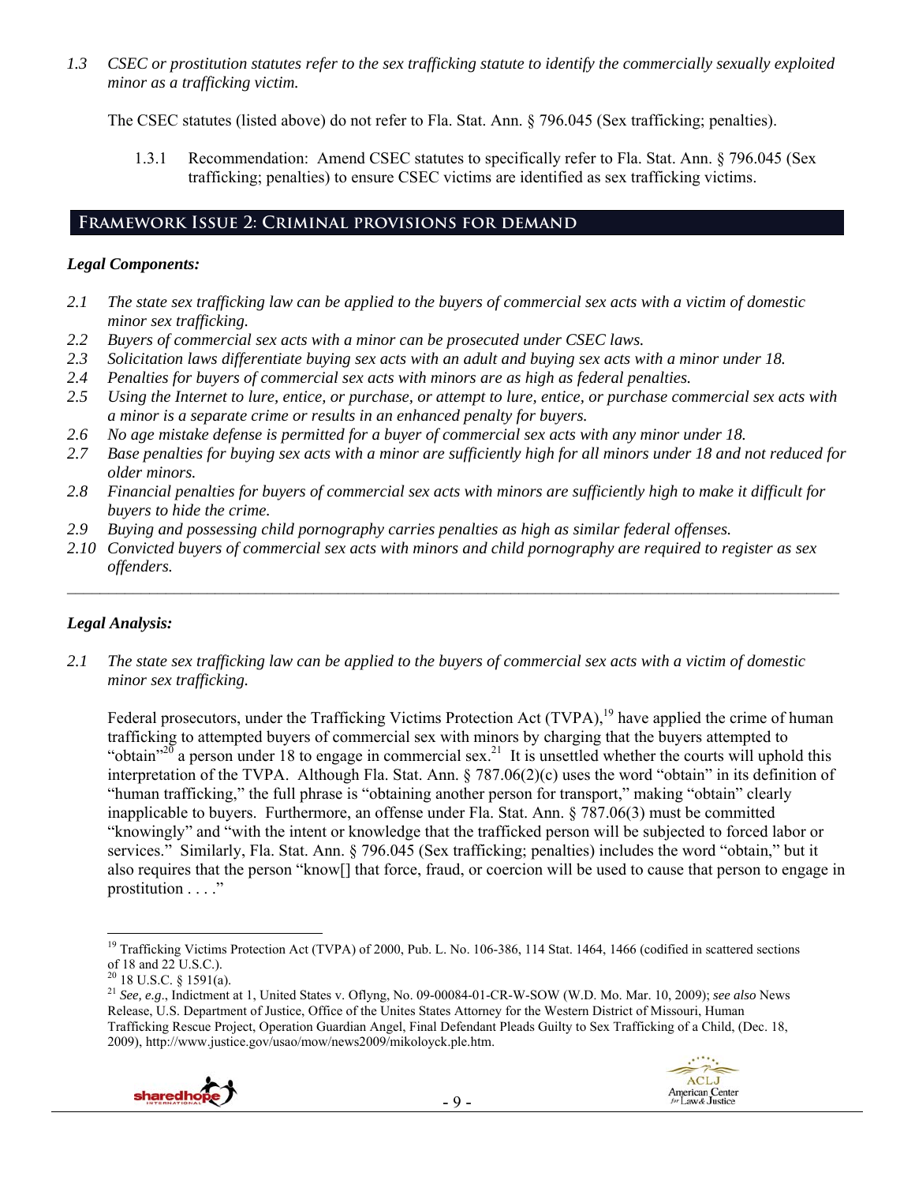*1.3 CSEC or prostitution statutes refer to the sex trafficking statute to identify the commercially sexually exploited minor as a trafficking victim.*

The CSEC statutes (listed above) do not refer to Fla. Stat. Ann. § 796.045 (Sex trafficking; penalties).

1.3.1 Recommendation: Amend CSEC statutes to specifically refer to Fla. Stat. Ann. § 796.045 (Sex trafficking; penalties) to ensure CSEC victims are identified as sex trafficking victims.

## Framework Issue 2: Criminal provisions for demand

### *Legal Components:*

*2.1 The state sex trafficking law can be applied to the buyers of commercial sex acts with a victim of domestic minor sex trafficking.*
*2.2 Buyers of commercial sex acts with a minor can be prosecuted under CSEC laws.*
*2.3 Solicitation laws differentiate buying sex acts with an adult and buying sex acts with a minor under 18.*
*2.4 Penalties for buyers of commercial sex acts with minors are as high as federal penalties.*
*2.5 Using the Internet to lure, entice, or purchase, or attempt to lure, entice, or purchase commercial sex acts with a minor is a separate crime or results in an enhanced penalty for buyers.*
*2.6 No age mistake defense is permitted for a buyer of commercial sex acts with any minor under 18.*
*2.7 Base penalties for buying sex acts with a minor are sufficiently high for all minors under 18 and not reduced for older minors.*
*2.8 Financial penalties for buyers of commercial sex acts with minors are sufficiently high to make it difficult for buyers to hide the crime.*
*2.9 Buying and possessing child pornography carries penalties as high as similar federal offenses.*
*2.10 Convicted buyers of commercial sex acts with minors and child pornography are required to register as sex offenders.*

---

### *Legal Analysis:*

*2.1 The state sex trafficking law can be applied to the buyers of commercial sex acts with a victim of domestic minor sex trafficking.*

Federal prosecutors, under the Trafficking Victims Protection Act (TVPA),[19] have applied the crime of human trafficking to attempted buyers of commercial sex with minors by charging that the buyers attempted to "obtain"[20] a person under 18 to engage in commercial sex.[21] It is unsettled whether the courts will uphold this interpretation of the TVPA. Although Fla. Stat. Ann. § 787.06(2)(c) uses the word "obtain" in its definition of "human trafficking," the full phrase is "obtaining another person for transport," making "obtain" clearly inapplicable to buyers. Furthermore, an offense under Fla. Stat. Ann. § 787.06(3) must be committed "knowingly" and "with the intent or knowledge that the trafficked person will be subjected to forced labor or services." Similarly, Fla. Stat. Ann. § 796.045 (Sex trafficking; penalties) includes the word "obtain," but it also requires that the person "know[] that force, fraud, or coercion will be used to cause that person to engage in prostitution . . . ."

---

[19] Trafficking Victims Protection Act (TVPA) of 2000, Pub. L. No. 106-386, 114 Stat. 1464, 1466 (codified in scattered sections of 18 and 22 U.S.C.).

[20] 18 U.S.C. § 1591(a).

[21] *See, e.g*., Indictment at 1, United States v. Oflyng, No. 09-00084-01-CR-W-SOW (W.D. Mo. Mar. 10, 2009); *see also* News Release, U.S. Department of Justice, Office of the Unites States Attorney for the Western District of Missouri, Human Trafficking Rescue Project, Operation Guardian Angel, Final Defendant Pleads Guilty to Sex Trafficking of a Child, (Dec. 18, 2009), http://www.justice.gov/usao/mow/news2009/mikoloyck.ple.htm.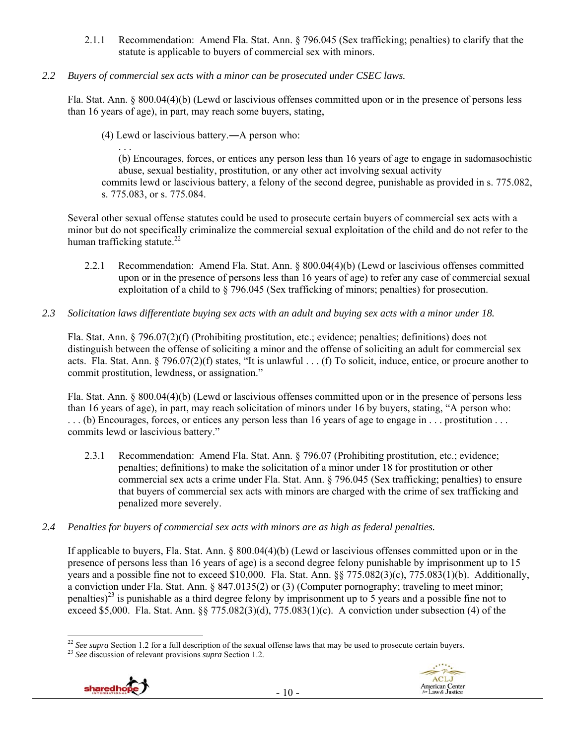2.1.1 Recommendation: Amend Fla. Stat. Ann. § 796.045 (Sex trafficking; penalties) to clarify that the statute is applicable to buyers of commercial sex with minors.

*2.2 Buyers of commercial sex acts with a minor can be prosecuted under CSEC laws.*

Fla. Stat. Ann. § 800.04(4)(b) (Lewd or lascivious offenses committed upon or in the presence of persons less than 16 years of age), in part, may reach some buyers, stating,

> (4) Lewd or lascivious battery.―A person who:
>
> . . .
>
> (b) Encourages, forces, or entices any person less than 16 years of age to engage in sadomasochistic abuse, sexual bestiality, prostitution, or any other act involving sexual activity
>
> commits lewd or lascivious battery, a felony of the second degree, punishable as provided in s. 775.082, s. 775.083, or s. 775.084.

Several other sexual offense statutes could be used to prosecute certain buyers of commercial sex acts with a minor but do not specifically criminalize the commercial sexual exploitation of the child and do not refer to the human trafficking statute.[22]

2.2.1 Recommendation: Amend Fla. Stat. Ann. § 800.04(4)(b) (Lewd or lascivious offenses committed upon or in the presence of persons less than 16 years of age) to refer any case of commercial sexual exploitation of a child to § 796.045 (Sex trafficking of minors; penalties) for prosecution.

*2.3 Solicitation laws differentiate buying sex acts with an adult and buying sex acts with a minor under 18.*

Fla. Stat. Ann. § 796.07(2)(f) (Prohibiting prostitution, etc.; evidence; penalties; definitions) does not distinguish between the offense of soliciting a minor and the offense of soliciting an adult for commercial sex acts. Fla. Stat. Ann. § 796.07(2)(f) states, "It is unlawful . . . (f) To solicit, induce, entice, or procure another to commit prostitution, lewdness, or assignation."

Fla. Stat. Ann. § 800.04(4)(b) (Lewd or lascivious offenses committed upon or in the presence of persons less than 16 years of age), in part, may reach solicitation of minors under 16 by buyers, stating, "A person who: . . . (b) Encourages, forces, or entices any person less than 16 years of age to engage in . . . prostitution . . . commits lewd or lascivious battery."

2.3.1 Recommendation: Amend Fla. Stat. Ann. § 796.07 (Prohibiting prostitution, etc.; evidence; penalties; definitions) to make the solicitation of a minor under 18 for prostitution or other commercial sex acts a crime under Fla. Stat. Ann. § 796.045 (Sex trafficking; penalties) to ensure that buyers of commercial sex acts with minors are charged with the crime of sex trafficking and penalized more severely.

*2.4 Penalties for buyers of commercial sex acts with minors are as high as federal penalties.*

If applicable to buyers, Fla. Stat. Ann. § 800.04(4)(b) (Lewd or lascivious offenses committed upon or in the presence of persons less than 16 years of age) is a second degree felony punishable by imprisonment up to 15 years and a possible fine not to exceed $10,000. Fla. Stat. Ann. §§ 775.082(3)(c), 775.083(1)(b). Additionally, a conviction under Fla. Stat. Ann. § 847.0135(2) or (3) (Computer pornography; traveling to meet minor; penalties)[23] is punishable as a third degree felony by imprisonment up to 5 years and a possible fine not to exceed $5,000. Fla. Stat. Ann. §§ 775.082(3)(d), 775.083(1)(c). A conviction under subsection (4) of the

---

[22] *See supra* Section 1.2 for a full description of the sexual offense laws that may be used to prosecute certain buyers.

[23] *See* discussion of relevant provisions *supra* Section 1.2.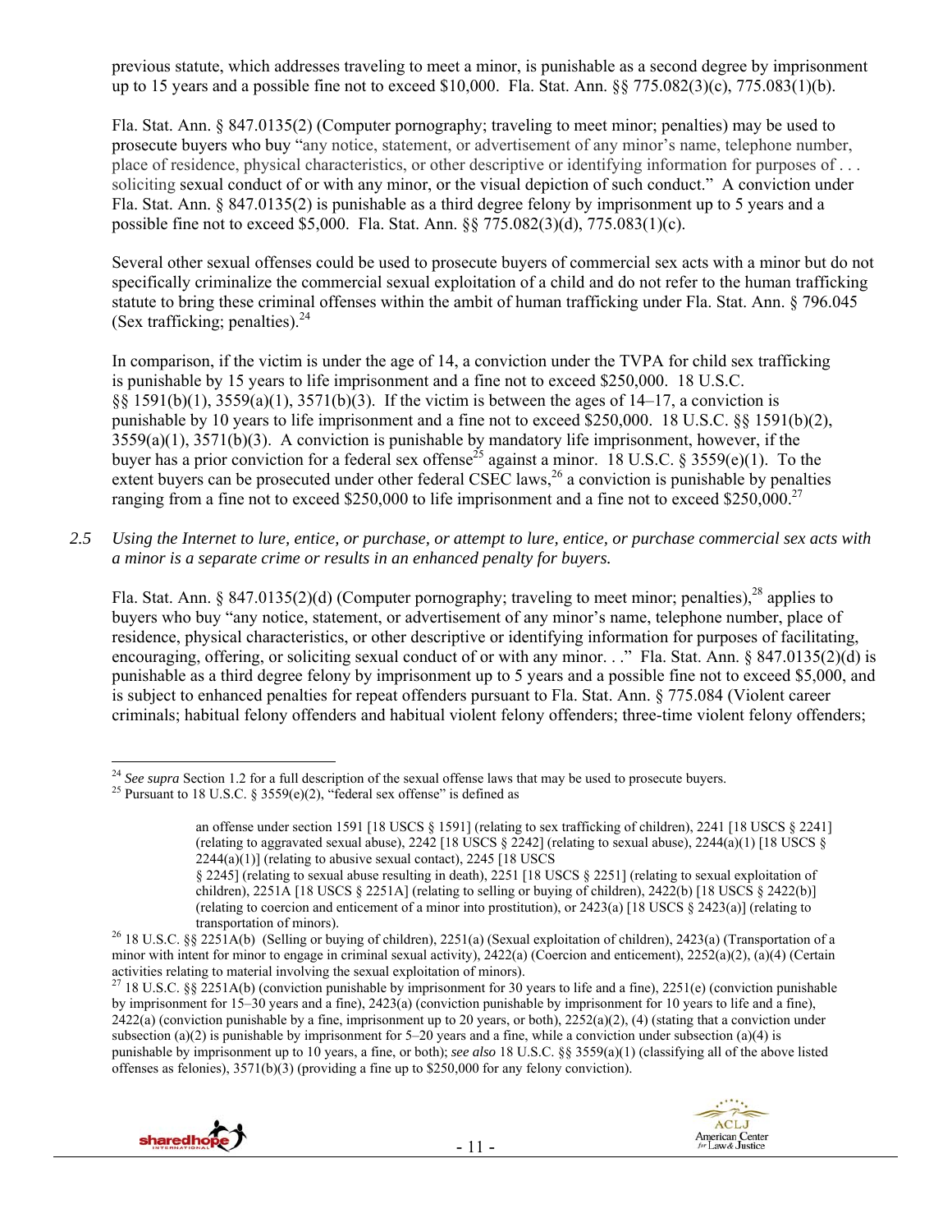previous statute, which addresses traveling to meet a minor, is punishable as a second degree by imprisonment up to 15 years and a possible fine not to exceed $10,000. Fla. Stat. Ann. §§ 775.082(3)(c), 775.083(1)(b).

Fla. Stat. Ann. § 847.0135(2) (Computer pornography; traveling to meet minor; penalties) may be used to prosecute buyers who buy "any notice, statement, or advertisement of any minor's name, telephone number, place of residence, physical characteristics, or other descriptive or identifying information for purposes of . . . soliciting sexual conduct of or with any minor, or the visual depiction of such conduct." A conviction under Fla. Stat. Ann. § 847.0135(2) is punishable as a third degree felony by imprisonment up to 5 years and a possible fine not to exceed $5,000. Fla. Stat. Ann. §§ 775.082(3)(d), 775.083(1)(c).

Several other sexual offenses could be used to prosecute buyers of commercial sex acts with a minor but do not specifically criminalize the commercial sexual exploitation of a child and do not refer to the human trafficking statute to bring these criminal offenses within the ambit of human trafficking under Fla. Stat. Ann. § 796.045 (Sex trafficking; penalties).[24]

In comparison, if the victim is under the age of 14, a conviction under the TVPA for child sex trafficking is punishable by 15 years to life imprisonment and a fine not to exceed $250,000. 18 U.S.C. §§ 1591(b)(1), 3559(a)(1), 3571(b)(3). If the victim is between the ages of 14–17, a conviction is punishable by 10 years to life imprisonment and a fine not to exceed $250,000. 18 U.S.C. §§ 1591(b)(2), 3559(a)(1), 3571(b)(3). A conviction is punishable by mandatory life imprisonment, however, if the buyer has a prior conviction for a federal sex offense[25] against a minor. 18 U.S.C. § 3559(e)(1). To the extent buyers can be prosecuted under other federal CSEC laws,[26] a conviction is punishable by penalties ranging from a fine not to exceed $250,000 to life imprisonment and a fine not to exceed $250,000.[27]

*2.5 Using the Internet to lure, entice, or purchase, or attempt to lure, entice, or purchase commercial sex acts with a minor is a separate crime or results in an enhanced penalty for buyers.*

Fla. Stat. Ann. § 847.0135(2)(d) (Computer pornography; traveling to meet minor; penalties),[28] applies to buyers who buy "any notice, statement, or advertisement of any minor's name, telephone number, place of residence, physical characteristics, or other descriptive or identifying information for purposes of facilitating, encouraging, offering, or soliciting sexual conduct of or with any minor. . ." Fla. Stat. Ann. § 847.0135(2)(d) is punishable as a third degree felony by imprisonment up to 5 years and a possible fine not to exceed $5,000, and is subject to enhanced penalties for repeat offenders pursuant to Fla. Stat. Ann. § 775.084 (Violent career criminals; habitual felony offenders and habitual violent felony offenders; three-time violent felony offenders;

---

[24] *See supra* Section 1.2 for a full description of the sexual offense laws that may be used to prosecute buyers.

[25] Pursuant to 18 U.S.C. § 3559(e)(2), "federal sex offense" is defined as

> an offense under section 1591 [18 USCS § 1591] (relating to sex trafficking of children), 2241 [18 USCS § 2241] (relating to aggravated sexual abuse), 2242 [18 USCS § 2242] (relating to sexual abuse), 2244(a)(1) [18 USCS § 2244(a)(1)] (relating to abusive sexual contact), 2245 [18 USCS § 2245] (relating to sexual abuse resulting in death), 2251 [18 USCS § 2251] (relating to sexual exploitation of children), 2251A [18 USCS § 2251A] (relating to selling or buying of children), 2422(b) [18 USCS § 2422(b)] (relating to coercion and enticement of a minor into prostitution), or 2423(a) [18 USCS § 2423(a)] (relating to transportation of minors).

[26] 18 U.S.C. §§ 2251A(b) (Selling or buying of children), 2251(a) (Sexual exploitation of children), 2423(a) (Transportation of a minor with intent for minor to engage in criminal sexual activity), 2422(a) (Coercion and enticement), 2252(a)(2), (a)(4) (Certain activities relating to material involving the sexual exploitation of minors).

[27] 18 U.S.C. §§ 2251A(b) (conviction punishable by imprisonment for 30 years to life and a fine), 2251(e) (conviction punishable by imprisonment for 15–30 years and a fine), 2423(a) (conviction punishable by imprisonment for 10 years to life and a fine), 2422(a) (conviction punishable by a fine, imprisonment up to 20 years, or both), 2252(a)(2), (4) (stating that a conviction under subsection (a)(2) is punishable by imprisonment for 5–20 years and a fine, while a conviction under subsection (a)(4) is punishable by imprisonment up to 10 years, a fine, or both); *see also* 18 U.S.C. §§ 3559(a)(1) (classifying all of the above listed offenses as felonies), 3571(b)(3) (providing a fine up to $250,000 for any felony conviction).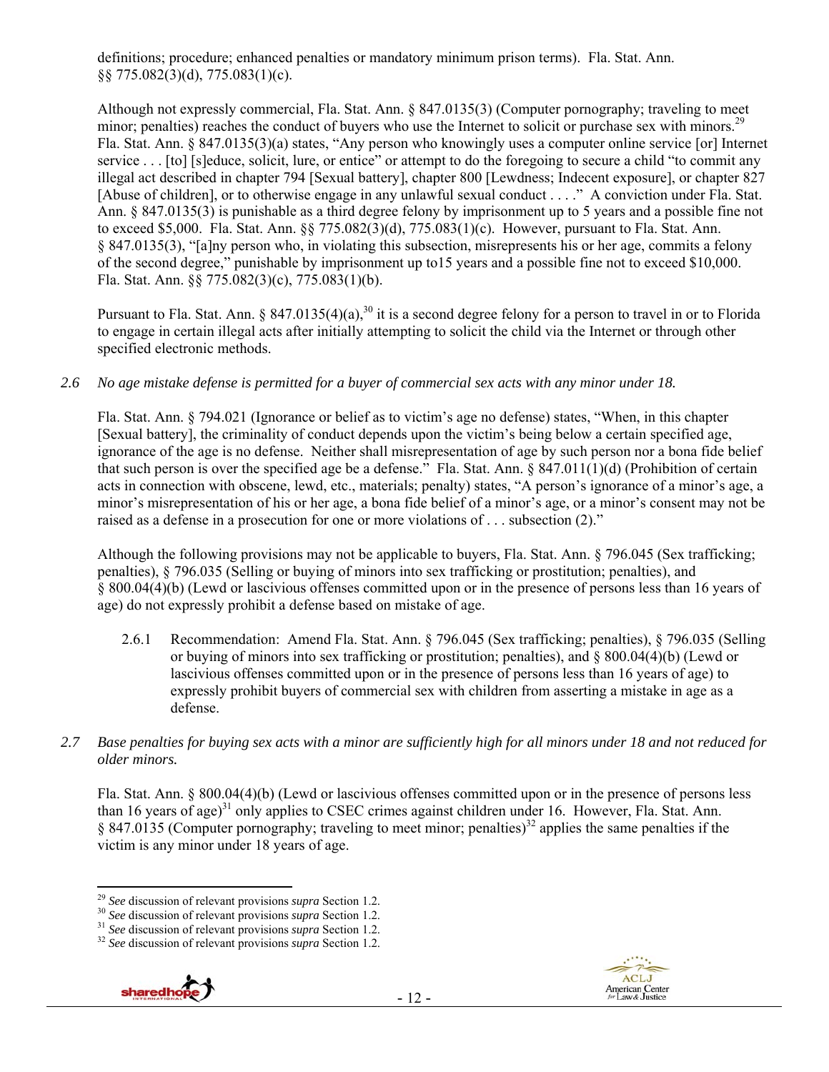definitions; procedure; enhanced penalties or mandatory minimum prison terms). Fla. Stat. Ann. §§ 775.082(3)(d), 775.083(1)(c).

Although not expressly commercial, Fla. Stat. Ann. § 847.0135(3) (Computer pornography; traveling to meet minor; penalties) reaches the conduct of buyers who use the Internet to solicit or purchase sex with minors.[29] Fla. Stat. Ann. § 847.0135(3)(a) states, "Any person who knowingly uses a computer online service [or] Internet service . . . [to] [s]educe, solicit, lure, or entice" or attempt to do the foregoing to secure a child "to commit any illegal act described in chapter 794 [Sexual battery], chapter 800 [Lewdness; Indecent exposure], or chapter 827 [Abuse of children], or to otherwise engage in any unlawful sexual conduct . . . ." A conviction under Fla. Stat. Ann. § 847.0135(3) is punishable as a third degree felony by imprisonment up to 5 years and a possible fine not to exceed $5,000. Fla. Stat. Ann. §§ 775.082(3)(d), 775.083(1)(c). However, pursuant to Fla. Stat. Ann. § 847.0135(3), "[a]ny person who, in violating this subsection, misrepresents his or her age, commits a felony of the second degree," punishable by imprisonment up to15 years and a possible fine not to exceed $10,000. Fla. Stat. Ann. §§ 775.082(3)(c), 775.083(1)(b).

Pursuant to Fla. Stat. Ann. § 847.0135(4)(a),[30] it is a second degree felony for a person to travel in or to Florida to engage in certain illegal acts after initially attempting to solicit the child via the Internet or through other specified electronic methods.

*2.6 No age mistake defense is permitted for a buyer of commercial sex acts with any minor under 18.*

Fla. Stat. Ann. § 794.021 (Ignorance or belief as to victim's age no defense) states, "When, in this chapter [Sexual battery], the criminality of conduct depends upon the victim's being below a certain specified age, ignorance of the age is no defense. Neither shall misrepresentation of age by such person nor a bona fide belief that such person is over the specified age be a defense." Fla. Stat. Ann. § 847.011(1)(d) (Prohibition of certain acts in connection with obscene, lewd, etc., materials; penalty) states, "A person's ignorance of a minor's age, a minor's misrepresentation of his or her age, a bona fide belief of a minor's age, or a minor's consent may not be raised as a defense in a prosecution for one or more violations of . . . subsection (2)."

Although the following provisions may not be applicable to buyers, Fla. Stat. Ann. § 796.045 (Sex trafficking; penalties), § 796.035 (Selling or buying of minors into sex trafficking or prostitution; penalties), and § 800.04(4)(b) (Lewd or lascivious offenses committed upon or in the presence of persons less than 16 years of age) do not expressly prohibit a defense based on mistake of age.

2.6.1 Recommendation: Amend Fla. Stat. Ann. § 796.045 (Sex trafficking; penalties), § 796.035 (Selling or buying of minors into sex trafficking or prostitution; penalties), and § 800.04(4)(b) (Lewd or lascivious offenses committed upon or in the presence of persons less than 16 years of age) to expressly prohibit buyers of commercial sex with children from asserting a mistake in age as a defense.

*2.7 Base penalties for buying sex acts with a minor are sufficiently high for all minors under 18 and not reduced for older minors.*

Fla. Stat. Ann. § 800.04(4)(b) (Lewd or lascivious offenses committed upon or in the presence of persons less than 16 years of age)[31] only applies to CSEC crimes against children under 16. However, Fla. Stat. Ann. § 847.0135 (Computer pornography; traveling to meet minor; penalties)[32] applies the same penalties if the victim is any minor under 18 years of age.

---

[29] *See* discussion of relevant provisions *supra* Section 1.2.
[30] *See* discussion of relevant provisions *supra* Section 1.2.
[31] *See* discussion of relevant provisions *supra* Section 1.2.
[32] *See* discussion of relevant provisions *supra* Section 1.2.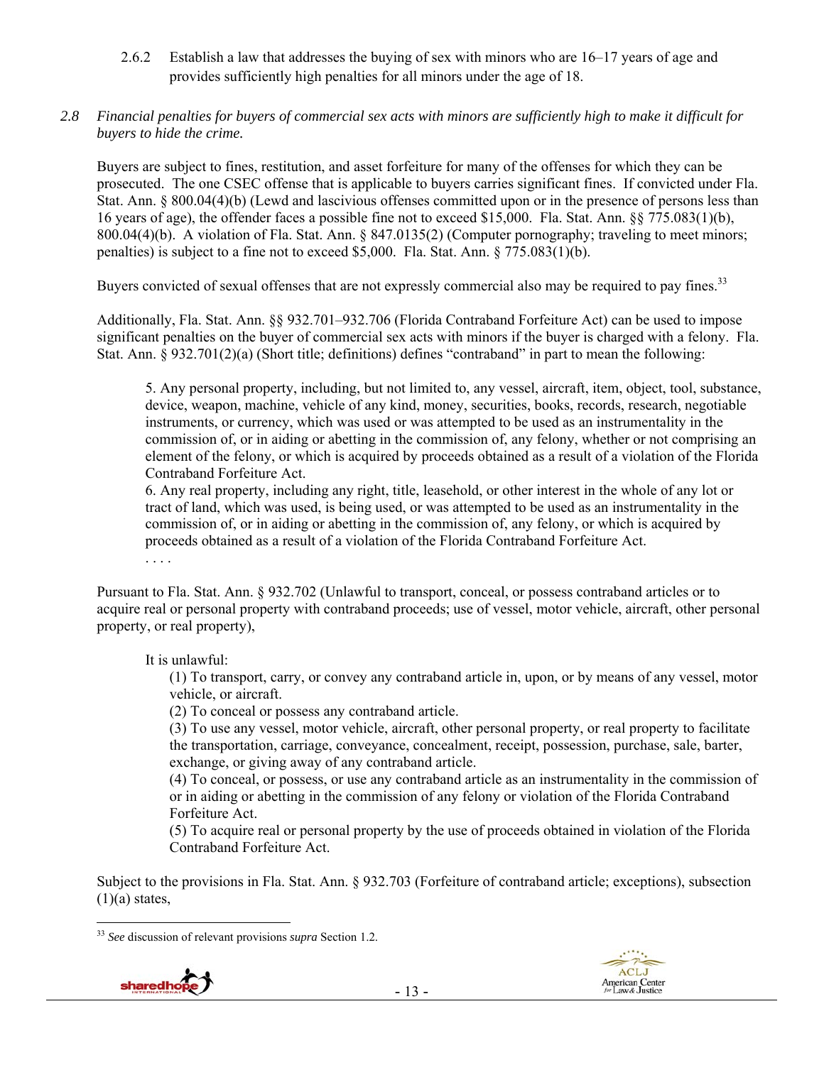2.6.2 Establish a law that addresses the buying of sex with minors who are 16–17 years of age and provides sufficiently high penalties for all minors under the age of 18.

*2.8 Financial penalties for buyers of commercial sex acts with minors are sufficiently high to make it difficult for buyers to hide the crime.*

Buyers are subject to fines, restitution, and asset forfeiture for many of the offenses for which they can be prosecuted. The one CSEC offense that is applicable to buyers carries significant fines. If convicted under Fla. Stat. Ann. § 800.04(4)(b) (Lewd and lascivious offenses committed upon or in the presence of persons less than 16 years of age), the offender faces a possible fine not to exceed $15,000. Fla. Stat. Ann. §§ 775.083(1)(b), 800.04(4)(b). A violation of Fla. Stat. Ann. § 847.0135(2) (Computer pornography; traveling to meet minors; penalties) is subject to a fine not to exceed $5,000. Fla. Stat. Ann. § 775.083(1)(b).

Buyers convicted of sexual offenses that are not expressly commercial also may be required to pay fines.[33]

Additionally, Fla. Stat. Ann. §§ 932.701–932.706 (Florida Contraband Forfeiture Act) can be used to impose significant penalties on the buyer of commercial sex acts with minors if the buyer is charged with a felony. Fla. Stat. Ann. § 932.701(2)(a) (Short title; definitions) defines "contraband" in part to mean the following:

> 5. Any personal property, including, but not limited to, any vessel, aircraft, item, object, tool, substance, device, weapon, machine, vehicle of any kind, money, securities, books, records, research, negotiable instruments, or currency, which was used or was attempted to be used as an instrumentality in the commission of, or in aiding or abetting in the commission of, any felony, whether or not comprising an element of the felony, or which is acquired by proceeds obtained as a result of a violation of the Florida Contraband Forfeiture Act.
> 6. Any real property, including any right, title, leasehold, or other interest in the whole of any lot or tract of land, which was used, is being used, or was attempted to be used as an instrumentality in the commission of, or in aiding or abetting in the commission of, any felony, or which is acquired by proceeds obtained as a result of a violation of the Florida Contraband Forfeiture Act.
> . . . .

Pursuant to Fla. Stat. Ann. § 932.702 (Unlawful to transport, conceal, or possess contraband articles or to acquire real or personal property with contraband proceeds; use of vessel, motor vehicle, aircraft, other personal property, or real property),

> It is unlawful:
> (1) To transport, carry, or convey any contraband article in, upon, or by means of any vessel, motor vehicle, or aircraft.
> (2) To conceal or possess any contraband article.
> (3) To use any vessel, motor vehicle, aircraft, other personal property, or real property to facilitate the transportation, carriage, conveyance, concealment, receipt, possession, purchase, sale, barter, exchange, or giving away of any contraband article.
> (4) To conceal, or possess, or use any contraband article as an instrumentality in the commission of or in aiding or abetting in the commission of any felony or violation of the Florida Contraband Forfeiture Act.
> (5) To acquire real or personal property by the use of proceeds obtained in violation of the Florida Contraband Forfeiture Act.

Subject to the provisions in Fla. Stat. Ann. § 932.703 (Forfeiture of contraband article; exceptions), subsection (1)(a) states,

---

[33] *See* discussion of relevant provisions *supra* Section 1.2.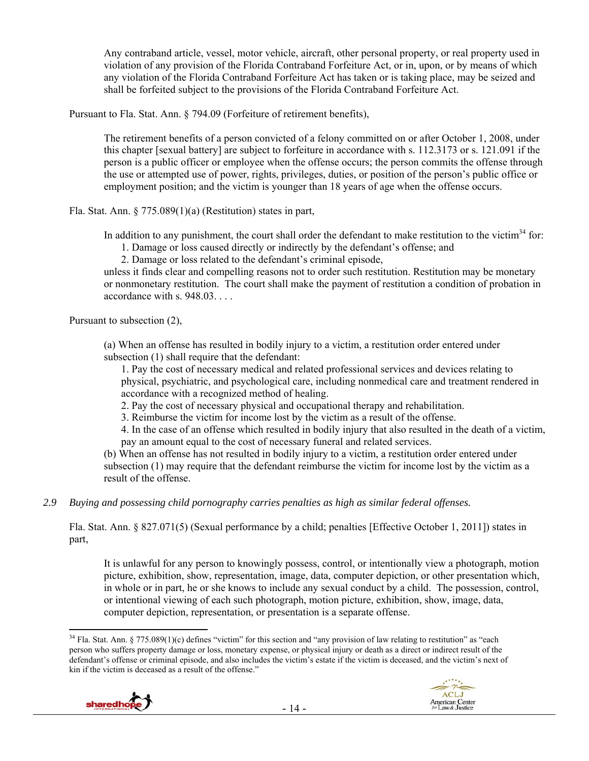> Any contraband article, vessel, motor vehicle, aircraft, other personal property, or real property used in violation of any provision of the Florida Contraband Forfeiture Act, or in, upon, or by means of which any violation of the Florida Contraband Forfeiture Act has taken or is taking place, may be seized and shall be forfeited subject to the provisions of the Florida Contraband Forfeiture Act.

Pursuant to Fla. Stat. Ann. § 794.09 (Forfeiture of retirement benefits),

> The retirement benefits of a person convicted of a felony committed on or after October 1, 2008, under this chapter [sexual battery] are subject to forfeiture in accordance with s. 112.3173 or s. 121.091 if the person is a public officer or employee when the offense occurs; the person commits the offense through the use or attempted use of power, rights, privileges, duties, or position of the person's public office or employment position; and the victim is younger than 18 years of age when the offense occurs.

Fla. Stat. Ann. § 775.089(1)(a) (Restitution) states in part,

> In addition to any punishment, the court shall order the defendant to make restitution to the victim[34] for:
>
> 1. Damage or loss caused directly or indirectly by the defendant's offense; and
> 2. Damage or loss related to the defendant's criminal episode,
>
> unless it finds clear and compelling reasons not to order such restitution. Restitution may be monetary or nonmonetary restitution. The court shall make the payment of restitution a condition of probation in accordance with s. 948.03. . . .

Pursuant to subsection (2),

> (a) When an offense has resulted in bodily injury to a victim, a restitution order entered under subsection (1) shall require that the defendant:
>
> 1. Pay the cost of necessary medical and related professional services and devices relating to physical, psychiatric, and psychological care, including nonmedical care and treatment rendered in accordance with a recognized method of healing.
> 2. Pay the cost of necessary physical and occupational therapy and rehabilitation.
> 3. Reimburse the victim for income lost by the victim as a result of the offense.
> 4. In the case of an offense which resulted in bodily injury that also resulted in the death of a victim, pay an amount equal to the cost of necessary funeral and related services.
>
> (b) When an offense has not resulted in bodily injury to a victim, a restitution order entered under subsection (1) may require that the defendant reimburse the victim for income lost by the victim as a result of the offense.

*2.9 Buying and possessing child pornography carries penalties as high as similar federal offenses.*

Fla. Stat. Ann. § 827.071(5) (Sexual performance by a child; penalties [Effective October 1, 2011]) states in part,

> It is unlawful for any person to knowingly possess, control, or intentionally view a photograph, motion picture, exhibition, show, representation, image, data, computer depiction, or other presentation which, in whole or in part, he or she knows to include any sexual conduct by a child. The possession, control, or intentional viewing of each such photograph, motion picture, exhibition, show, image, data, computer depiction, representation, or presentation is a separate offense.

---

[34] Fla. Stat. Ann. § 775.089(1)(c) defines "victim" for this section and "any provision of law relating to restitution" as "each person who suffers property damage or loss, monetary expense, or physical injury or death as a direct or indirect result of the defendant's offense or criminal episode, and also includes the victim's estate if the victim is deceased, and the victim's next of kin if the victim is deceased as a result of the offense."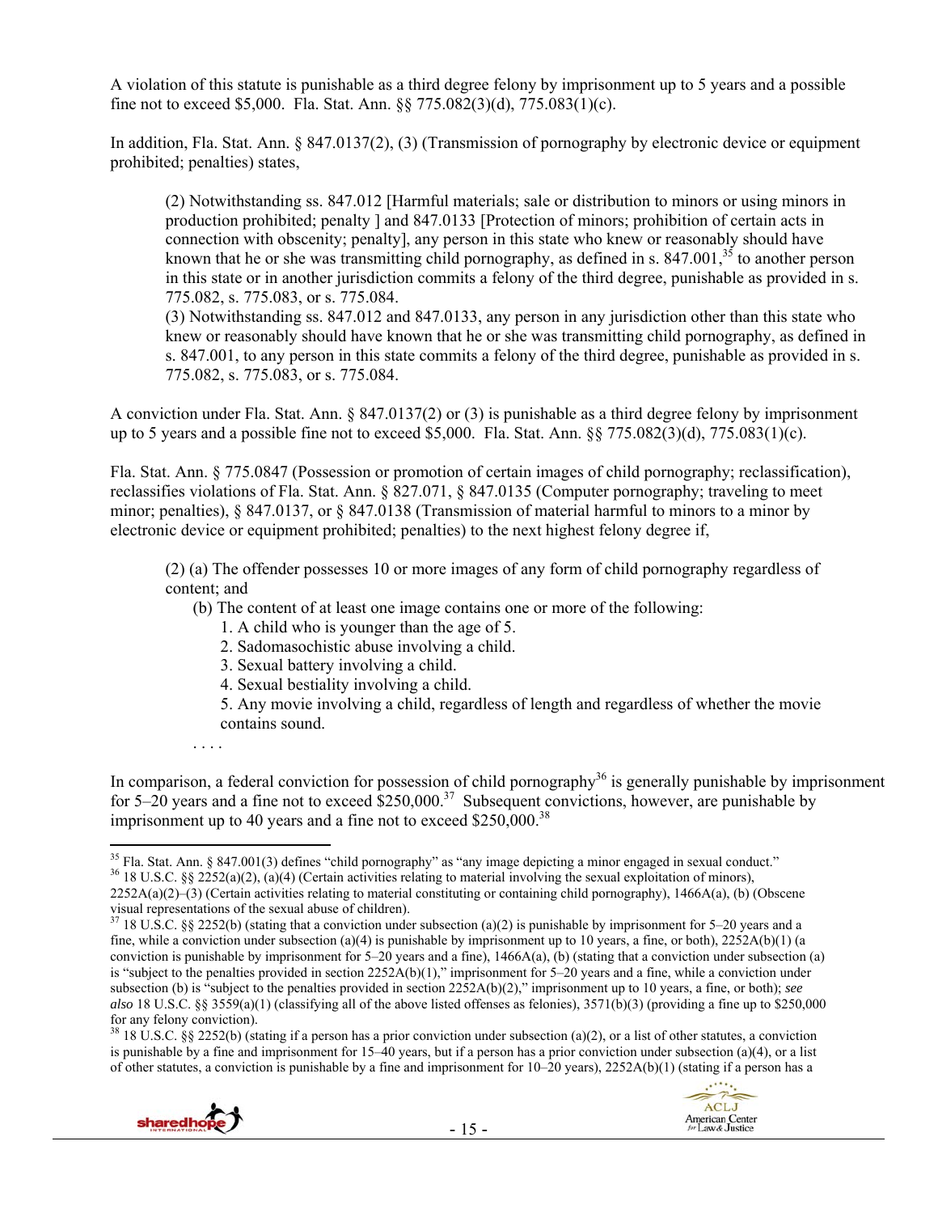A violation of this statute is punishable as a third degree felony by imprisonment up to 5 years and a possible fine not to exceed $5,000. Fla. Stat. Ann. §§ 775.082(3)(d), 775.083(1)(c).

In addition, Fla. Stat. Ann. § 847.0137(2), (3) (Transmission of pornography by electronic device or equipment prohibited; penalties) states,

> (2) Notwithstanding ss. 847.012 [Harmful materials; sale or distribution to minors or using minors in production prohibited; penalty ] and 847.0133 [Protection of minors; prohibition of certain acts in connection with obscenity; penalty], any person in this state who knew or reasonably should have known that he or she was transmitting child pornography, as defined in s. 847.001,[35] to another person in this state or in another jurisdiction commits a felony of the third degree, punishable as provided in s. 775.082, s. 775.083, or s. 775.084.
>
> (3) Notwithstanding ss. 847.012 and 847.0133, any person in any jurisdiction other than this state who knew or reasonably should have known that he or she was transmitting child pornography, as defined in s. 847.001, to any person in this state commits a felony of the third degree, punishable as provided in s. 775.082, s. 775.083, or s. 775.084.

A conviction under Fla. Stat. Ann. § 847.0137(2) or (3) is punishable as a third degree felony by imprisonment up to 5 years and a possible fine not to exceed $5,000. Fla. Stat. Ann. §§ 775.082(3)(d), 775.083(1)(c).

Fla. Stat. Ann. § 775.0847 (Possession or promotion of certain images of child pornography; reclassification), reclassifies violations of Fla. Stat. Ann. § 827.071, § 847.0135 (Computer pornography; traveling to meet minor; penalties), § 847.0137, or § 847.0138 (Transmission of material harmful to minors to a minor by electronic device or equipment prohibited; penalties) to the next highest felony degree if,

> (2) (a) The offender possesses 10 or more images of any form of child pornography regardless of content; and
>
> (b) The content of at least one image contains one or more of the following:
>
> 1. A child who is younger than the age of 5.
> 2. Sadomasochistic abuse involving a child.
> 3. Sexual battery involving a child.
> 4. Sexual bestiality involving a child.
> 5. Any movie involving a child, regardless of length and regardless of whether the movie contains sound.
>
> . . . .

In comparison, a federal conviction for possession of child pornography[36] is generally punishable by imprisonment for 5–20 years and a fine not to exceed $250,000.[37] Subsequent convictions, however, are punishable by imprisonment up to 40 years and a fine not to exceed $250,000.[38]

---

[35] Fla. Stat. Ann. § 847.001(3) defines "child pornography" as "any image depicting a minor engaged in sexual conduct."

[36] 18 U.S.C. §§ 2252(a)(2), (a)(4) (Certain activities relating to material involving the sexual exploitation of minors), 2252A(a)(2)–(3) (Certain activities relating to material constituting or containing child pornography), 1466A(a), (b) (Obscene visual representations of the sexual abuse of children).

[37] 18 U.S.C. §§ 2252(b) (stating that a conviction under subsection (a)(2) is punishable by imprisonment for 5–20 years and a fine, while a conviction under subsection (a)(4) is punishable by imprisonment up to 10 years, a fine, or both), 2252A(b)(1) (a conviction is punishable by imprisonment for 5–20 years and a fine), 1466A(a), (b) (stating that a conviction under subsection (a) is "subject to the penalties provided in section 2252A(b)(1)," imprisonment for 5–20 years and a fine, while a conviction under subsection (b) is "subject to the penalties provided in section 2252A(b)(2)," imprisonment up to 10 years, a fine, or both); *see also* 18 U.S.C. §§ 3559(a)(1) (classifying all of the above listed offenses as felonies), 3571(b)(3) (providing a fine up to $250,000 for any felony conviction).

[38] 18 U.S.C. §§ 2252(b) (stating if a person has a prior conviction under subsection (a)(2), or a list of other statutes, a conviction is punishable by a fine and imprisonment for 15–40 years, but if a person has a prior conviction under subsection (a)(4), or a list of other statutes, a conviction is punishable by a fine and imprisonment for 10–20 years), 2252A(b)(1) (stating if a person has a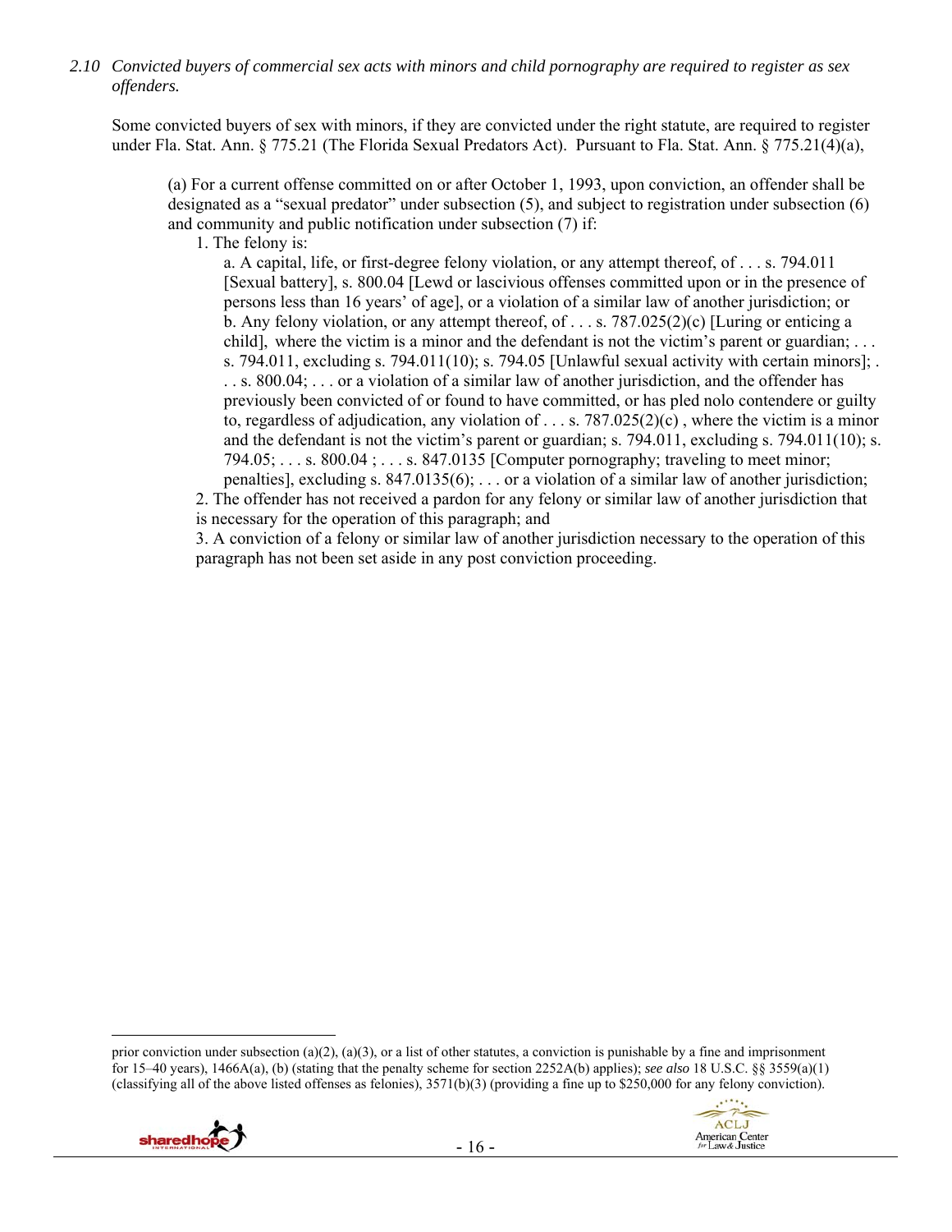*2.10 Convicted buyers of commercial sex acts with minors and child pornography are required to register as sex offenders.*

Some convicted buyers of sex with minors, if they are convicted under the right statute, are required to register under Fla. Stat. Ann. § 775.21 (The Florida Sexual Predators Act). Pursuant to Fla. Stat. Ann. § 775.21(4)(a),

> (a) For a current offense committed on or after October 1, 1993, upon conviction, an offender shall be designated as a "sexual predator" under subsection (5), and subject to registration under subsection (6) and community and public notification under subsection (7) if:
>
> 1. The felony is:
>
> a. A capital, life, or first-degree felony violation, or any attempt thereof, of . . . s. 794.011 [Sexual battery], s. 800.04 [Lewd or lascivious offenses committed upon or in the presence of persons less than 16 years' of age], or a violation of a similar law of another jurisdiction; or
>
> b. Any felony violation, or any attempt thereof, of . . . s. 787.025(2)(c) [Luring or enticing a child], where the victim is a minor and the defendant is not the victim's parent or guardian; . . . s. 794.011, excluding s. 794.011(10); s. 794.05 [Unlawful sexual activity with certain minors]; . . . s. 800.04; . . . or a violation of a similar law of another jurisdiction, and the offender has previously been convicted of or found to have committed, or has pled nolo contendere or guilty to, regardless of adjudication, any violation of . . . s. 787.025(2)(c) , where the victim is a minor and the defendant is not the victim's parent or guardian; s. 794.011, excluding s. 794.011(10); s. 794.05; . . . s. 800.04 ; . . . s. 847.0135 [Computer pornography; traveling to meet minor; penalties], excluding s. 847.0135(6); . . . or a violation of a similar law of another jurisdiction;
>
> 2. The offender has not received a pardon for any felony or similar law of another jurisdiction that is necessary for the operation of this paragraph; and
>
> 3. A conviction of a felony or similar law of another jurisdiction necessary to the operation of this paragraph has not been set aside in any post conviction proceeding.

---

prior conviction under subsection (a)(2), (a)(3), or a list of other statutes, a conviction is punishable by a fine and imprisonment for 15–40 years), 1466A(a), (b) (stating that the penalty scheme for section 2252A(b) applies); *see also* 18 U.S.C. §§ 3559(a)(1) (classifying all of the above listed offenses as felonies), 3571(b)(3) (providing a fine up to $250,000 for any felony conviction).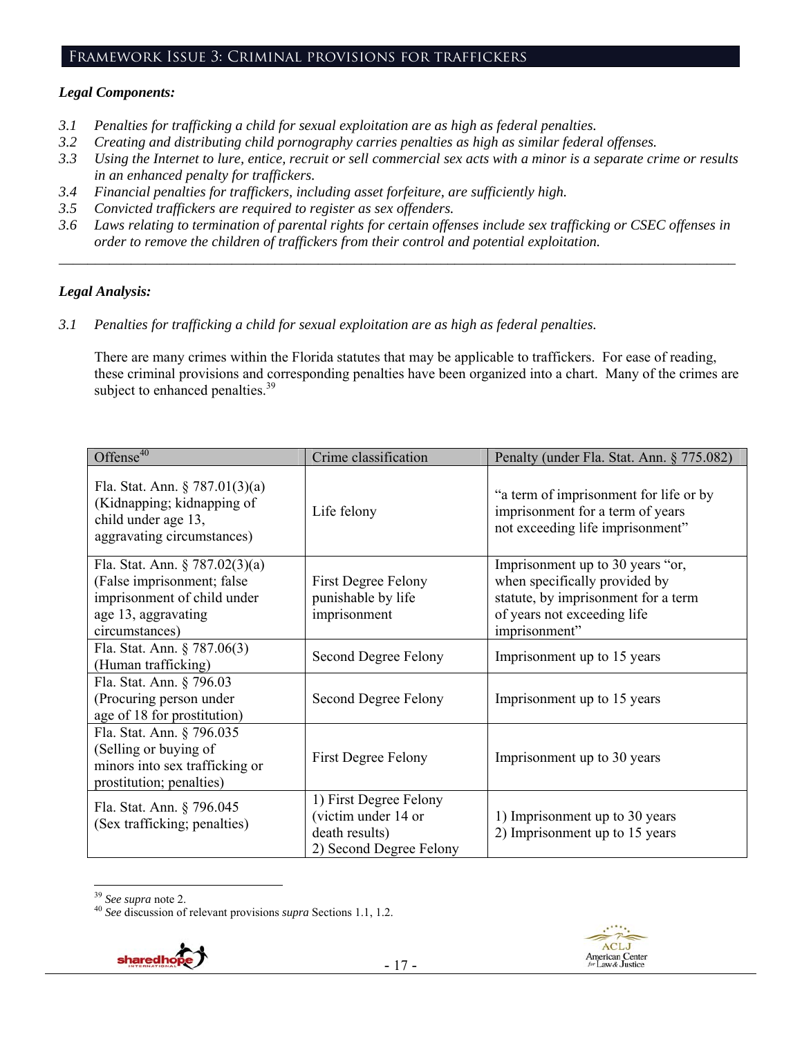## Framework Issue 3: Criminal provisions for traffickers

***Legal Components:***

*3.1 Penalties for trafficking a child for sexual exploitation are as high as federal penalties.*
*3.2 Creating and distributing child pornography carries penalties as high as similar federal offenses.*
*3.3 Using the Internet to lure, entice, recruit or sell commercial sex acts with a minor is a separate crime or results in an enhanced penalty for traffickers.*
*3.4 Financial penalties for traffickers, including asset forfeiture, are sufficiently high.*
*3.5 Convicted traffickers are required to register as sex offenders.*
*3.6 Laws relating to termination of parental rights for certain offenses include sex trafficking or CSEC offenses in order to remove the children of traffickers from their control and potential exploitation.*

---

***Legal Analysis:***

*3.1 Penalties for trafficking a child for sexual exploitation are as high as federal penalties.*

There are many crimes within the Florida statutes that may be applicable to traffickers. For ease of reading, these criminal provisions and corresponding penalties have been organized into a chart. Many of the crimes are subject to enhanced penalties.[39]

| Offense[40] | Crime classification | Penalty (under Fla. Stat. Ann. § 775.082) |
|---|---|---|
| Fla. Stat. Ann. § 787.01(3)(a) (Kidnapping; kidnapping of child under age 13, aggravating circumstances) | Life felony | "a term of imprisonment for life or by imprisonment for a term of years not exceeding life imprisonment" |
| Fla. Stat. Ann. § 787.02(3)(a) (False imprisonment; false imprisonment of child under age 13, aggravating circumstances) | First Degree Felony punishable by life imprisonment | Imprisonment up to 30 years "or, when specifically provided by statute, by imprisonment for a term of years not exceeding life imprisonment" |
| Fla. Stat. Ann. § 787.06(3) (Human trafficking) | Second Degree Felony | Imprisonment up to 15 years |
| Fla. Stat. Ann. § 796.03 (Procuring person under age of 18 for prostitution) | Second Degree Felony | Imprisonment up to 15 years |
| Fla. Stat. Ann. § 796.035 (Selling or buying of minors into sex trafficking or prostitution; penalties) | First Degree Felony | Imprisonment up to 30 years |
| Fla. Stat. Ann. § 796.045 (Sex trafficking; penalties) | 1) First Degree Felony (victim under 14 or death results) 2) Second Degree Felony | 1) Imprisonment up to 30 years 2) Imprisonment up to 15 years |

[39] *See supra* note 2.
[40] *See* discussion of relevant provisions *supra* Sections 1.1, 1.2.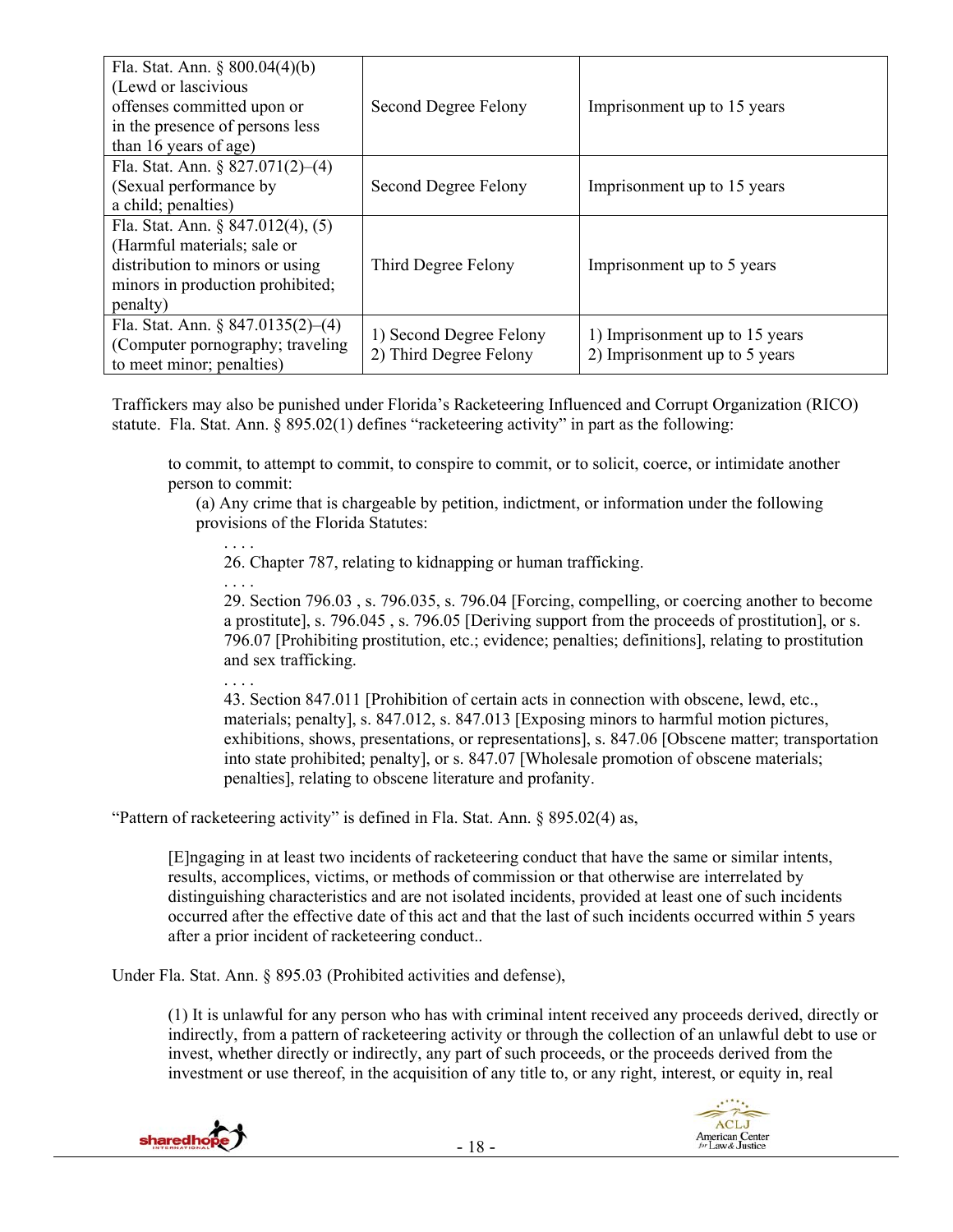| | | |
|---|---|---|
| Fla. Stat. Ann. § 800.04(4)(b) (Lewd or lascivious offenses committed upon or in the presence of persons less than 16 years of age) | Second Degree Felony | Imprisonment up to 15 years |
| Fla. Stat. Ann. § 827.071(2)–(4) (Sexual performance by a child; penalties) | Second Degree Felony | Imprisonment up to 15 years |
| Fla. Stat. Ann. § 847.012(4), (5) (Harmful materials; sale or distribution to minors or using minors in production prohibited; penalty) | Third Degree Felony | Imprisonment up to 5 years |
| Fla. Stat. Ann. § 847.0135(2)–(4) (Computer pornography; traveling to meet minor; penalties) | 1) Second Degree Felony<br>2) Third Degree Felony | 1) Imprisonment up to 15 years<br>2) Imprisonment up to 5 years |

Traffickers may also be punished under Florida's Racketeering Influenced and Corrupt Organization (RICO) statute. Fla. Stat. Ann. § 895.02(1) defines "racketeering activity" in part as the following:

> to commit, to attempt to commit, to conspire to commit, or to solicit, coerce, or intimidate another person to commit:
>
> (a) Any crime that is chargeable by petition, indictment, or information under the following provisions of the Florida Statutes:
>
> . . . .
>
> 26. Chapter 787, relating to kidnapping or human trafficking.
>
> . . . .
>
> 29. Section 796.03 , s. 796.035, s. 796.04 [Forcing, compelling, or coercing another to become a prostitute], s. 796.045 , s. 796.05 [Deriving support from the proceeds of prostitution], or s. 796.07 [Prohibiting prostitution, etc.; evidence; penalties; definitions], relating to prostitution and sex trafficking.
>
> . . . .
>
> 43. Section 847.011 [Prohibition of certain acts in connection with obscene, lewd, etc., materials; penalty], s. 847.012, s. 847.013 [Exposing minors to harmful motion pictures, exhibitions, shows, presentations, or representations], s. 847.06 [Obscene matter; transportation into state prohibited; penalty], or s. 847.07 [Wholesale promotion of obscene materials; penalties], relating to obscene literature and profanity.

"Pattern of racketeering activity" is defined in Fla. Stat. Ann. § 895.02(4) as,

> [E]ngaging in at least two incidents of racketeering conduct that have the same or similar intents, results, accomplices, victims, or methods of commission or that otherwise are interrelated by distinguishing characteristics and are not isolated incidents, provided at least one of such incidents occurred after the effective date of this act and that the last of such incidents occurred within 5 years after a prior incident of racketeering conduct..

Under Fla. Stat. Ann. § 895.03 (Prohibited activities and defense),

> (1) It is unlawful for any person who has with criminal intent received any proceeds derived, directly or indirectly, from a pattern of racketeering activity or through the collection of an unlawful debt to use or invest, whether directly or indirectly, any part of such proceeds, or the proceeds derived from the investment or use thereof, in the acquisition of any title to, or any right, interest, or equity in, real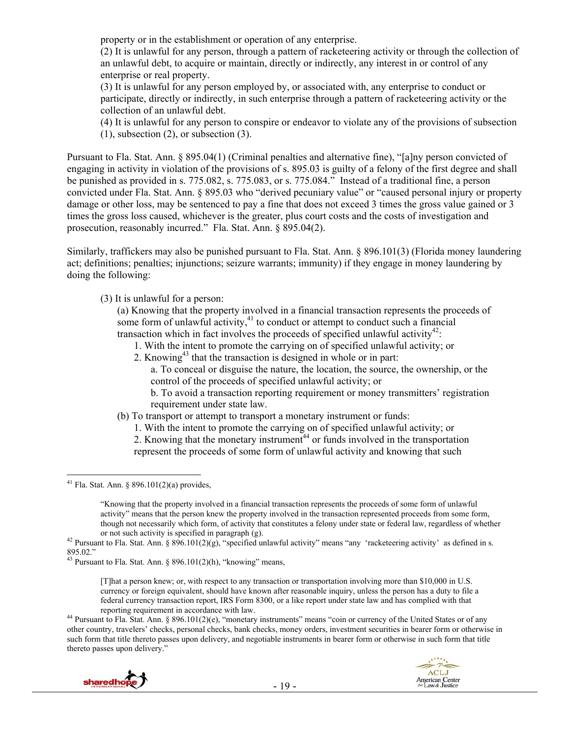property or in the establishment or operation of any enterprise.

(2) It is unlawful for any person, through a pattern of racketeering activity or through the collection of an unlawful debt, to acquire or maintain, directly or indirectly, any interest in or control of any enterprise or real property.

(3) It is unlawful for any person employed by, or associated with, any enterprise to conduct or participate, directly or indirectly, in such enterprise through a pattern of racketeering activity or the collection of an unlawful debt.

(4) It is unlawful for any person to conspire or endeavor to violate any of the provisions of subsection (1), subsection (2), or subsection (3).

Pursuant to Fla. Stat. Ann. § 895.04(1) (Criminal penalties and alternative fine), "[a]ny person convicted of engaging in activity in violation of the provisions of s. 895.03 is guilty of a felony of the first degree and shall be punished as provided in s. 775.082, s. 775.083, or s. 775.084." Instead of a traditional fine, a person convicted under Fla. Stat. Ann. § 895.03 who "derived pecuniary value" or "caused personal injury or property damage or other loss, may be sentenced to pay a fine that does not exceed 3 times the gross value gained or 3 times the gross loss caused, whichever is the greater, plus court costs and the costs of investigation and prosecution, reasonably incurred." Fla. Stat. Ann. § 895.04(2).

Similarly, traffickers may also be punished pursuant to Fla. Stat. Ann. § 896.101(3) (Florida money laundering act; definitions; penalties; injunctions; seizure warrants; immunity) if they engage in money laundering by doing the following:

> (3) It is unlawful for a person:
>
> (a) Knowing that the property involved in a financial transaction represents the proceeds of some form of unlawful activity,[41] to conduct or attempt to conduct such a financial transaction which in fact involves the proceeds of specified unlawful activity[42]:
>
> 1. With the intent to promote the carrying on of specified unlawful activity; or
> 2. Knowing[43] that the transaction is designed in whole or in part:
>
>    a. To conceal or disguise the nature, the location, the source, the ownership, or the control of the proceeds of specified unlawful activity; or
>
>    b. To avoid a transaction reporting requirement or money transmitters' registration requirement under state law.
>
> (b) To transport or attempt to transport a monetary instrument or funds:
>
> 1. With the intent to promote the carrying on of specified unlawful activity; or
> 2. Knowing that the monetary instrument[44] or funds involved in the transportation represent the proceeds of some form of unlawful activity and knowing that such

---

[41] Fla. Stat. Ann. § 896.101(2)(a) provides,

> "Knowing that the property involved in a financial transaction represents the proceeds of some form of unlawful activity" means that the person knew the property involved in the transaction represented proceeds from some form, though not necessarily which form, of activity that constitutes a felony under state or federal law, regardless of whether or not such activity is specified in paragraph (g).

[42] Pursuant to Fla. Stat. Ann. § 896.101(2)(g), "specified unlawful activity" means "any 'racketeering activity' as defined in s. 895.02."

[43] Pursuant to Fla. Stat. Ann. § 896.101(2)(h), "knowing" means,

> [T]hat a person knew; or, with respect to any transaction or transportation involving more than $10,000 in U.S. currency or foreign equivalent, should have known after reasonable inquiry, unless the person has a duty to file a federal currency transaction report, IRS Form 8300, or a like report under state law and has complied with that reporting requirement in accordance with law.

[44] Pursuant to Fla. Stat. Ann. § 896.101(2)(e), "monetary instruments" means "coin or currency of the United States or of any other country, travelers' checks, personal checks, bank checks, money orders, investment securities in bearer form or otherwise in such form that title thereto passes upon delivery, and negotiable instruments in bearer form or otherwise in such form that title thereto passes upon delivery."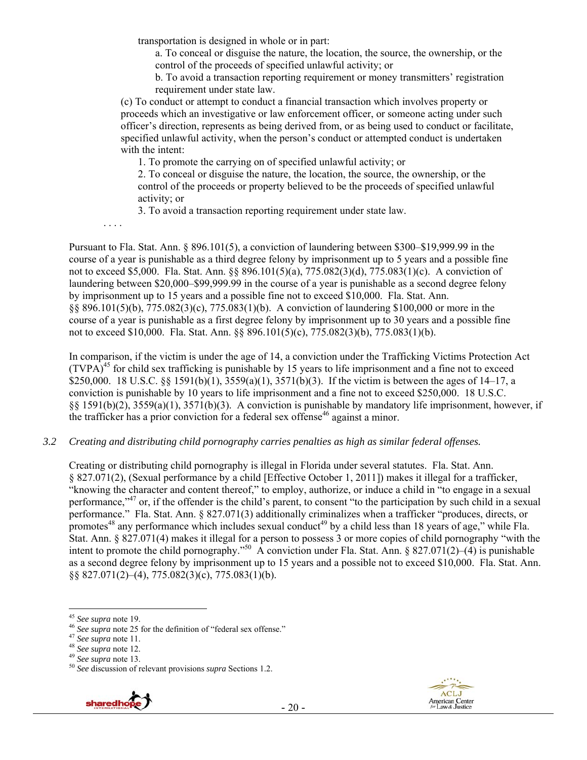transportation is designed in whole or in part:

a. To conceal or disguise the nature, the location, the source, the ownership, or the control of the proceeds of specified unlawful activity; or

b. To avoid a transaction reporting requirement or money transmitters' registration requirement under state law.

(c) To conduct or attempt to conduct a financial transaction which involves property or proceeds which an investigative or law enforcement officer, or someone acting under such officer's direction, represents as being derived from, or as being used to conduct or facilitate, specified unlawful activity, when the person's conduct or attempted conduct is undertaken with the intent:

1. To promote the carrying on of specified unlawful activity; or

2. To conceal or disguise the nature, the location, the source, the ownership, or the control of the proceeds or property believed to be the proceeds of specified unlawful activity; or

3. To avoid a transaction reporting requirement under state law.

. . . .

Pursuant to Fla. Stat. Ann. § 896.101(5), a conviction of laundering between $300–$19,999.99 in the course of a year is punishable as a third degree felony by imprisonment up to 5 years and a possible fine not to exceed $5,000. Fla. Stat. Ann. §§ 896.101(5)(a), 775.082(3)(d), 775.083(1)(c). A conviction of laundering between $20,000–$99,999.99 in the course of a year is punishable as a second degree felony by imprisonment up to 15 years and a possible fine not to exceed $10,000. Fla. Stat. Ann. §§ 896.101(5)(b), 775.082(3)(c), 775.083(1)(b). A conviction of laundering $100,000 or more in the course of a year is punishable as a first degree felony by imprisonment up to 30 years and a possible fine not to exceed $10,000. Fla. Stat. Ann. §§ 896.101(5)(c), 775.082(3)(b), 775.083(1)(b).

In comparison, if the victim is under the age of 14, a conviction under the Trafficking Victims Protection Act (TVPA)[45] for child sex trafficking is punishable by 15 years to life imprisonment and a fine not to exceed $250,000. 18 U.S.C. §§ 1591(b)(1), 3559(a)(1), 3571(b)(3). If the victim is between the ages of 14–17, a conviction is punishable by 10 years to life imprisonment and a fine not to exceed $250,000. 18 U.S.C. §§ 1591(b)(2), 3559(a)(1), 3571(b)(3). A conviction is punishable by mandatory life imprisonment, however, if the trafficker has a prior conviction for a federal sex offense[46] against a minor.

### *3.2 Creating and distributing child pornography carries penalties as high as similar federal offenses.*

Creating or distributing child pornography is illegal in Florida under several statutes. Fla. Stat. Ann. § 827.071(2), (Sexual performance by a child [Effective October 1, 2011]) makes it illegal for a trafficker, "knowing the character and content thereof," to employ, authorize, or induce a child in "to engage in a sexual performance,"[47] or, if the offender is the child's parent, to consent "to the participation by such child in a sexual performance." Fla. Stat. Ann. § 827.071(3) additionally criminalizes when a trafficker "produces, directs, or promotes[48] any performance which includes sexual conduct[49] by a child less than 18 years of age," while Fla. Stat. Ann. § 827.071(4) makes it illegal for a person to possess 3 or more copies of child pornography "with the intent to promote the child pornography."[50] A conviction under Fla. Stat. Ann. § 827.071(2)–(4) is punishable as a second degree felony by imprisonment up to 15 years and a possible not to exceed $10,000. Fla. Stat. Ann. §§ 827.071(2)–(4), 775.082(3)(c), 775.083(1)(b).

---

[45] *See supra* note 19.

[46] *See supra* note 25 for the definition of "federal sex offense."

[47] *See supra* note 11.

[48] *See supra* note 12.

[49] *See supra* note 13.

[50] *See* discussion of relevant provisions *supra* Sections 1.2.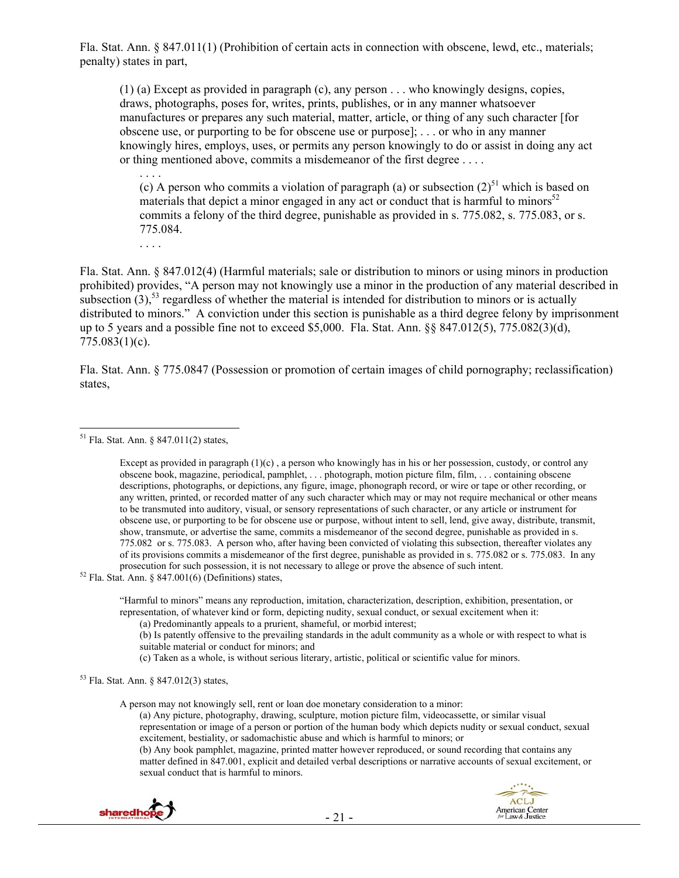Fla. Stat. Ann. § 847.011(1) (Prohibition of certain acts in connection with obscene, lewd, etc., materials; penalty) states in part,

> (1) (a) Except as provided in paragraph (c), any person . . . who knowingly designs, copies, draws, photographs, poses for, writes, prints, publishes, or in any manner whatsoever manufactures or prepares any such material, matter, article, or thing of any such character [for obscene use, or purporting to be for obscene use or purpose]; . . . or who in any manner knowingly hires, employs, uses, or permits any person knowingly to do or assist in doing any act or thing mentioned above, commits a misdemeanor of the first degree . . . .
>
> . . . .
>
> (c) A person who commits a violation of paragraph (a) or subsection (2)[51] which is based on materials that depict a minor engaged in any act or conduct that is harmful to minors[52] commits a felony of the third degree, punishable as provided in s. 775.082, s. 775.083, or s. 775.084.
>
> . . . .

Fla. Stat. Ann. § 847.012(4) (Harmful materials; sale or distribution to minors or using minors in production prohibited) provides, "A person may not knowingly use a minor in the production of any material described in subsection (3),[53] regardless of whether the material is intended for distribution to minors or is actually distributed to minors." A conviction under this section is punishable as a third degree felony by imprisonment up to 5 years and a possible fine not to exceed $5,000. Fla. Stat. Ann. §§ 847.012(5), 775.082(3)(d), 775.083(1)(c).

Fla. Stat. Ann. § 775.0847 (Possession or promotion of certain images of child pornography; reclassification) states,

---

[51] Fla. Stat. Ann. § 847.011(2) states,

> Except as provided in paragraph (1)(c) , a person who knowingly has in his or her possession, custody, or control any obscene book, magazine, periodical, pamphlet, . . . photograph, motion picture film, film, . . . containing obscene descriptions, photographs, or depictions, any figure, image, phonograph record, or wire or tape or other recording, or any written, printed, or recorded matter of any such character which may or may not require mechanical or other means to be transmuted into auditory, visual, or sensory representations of such character, or any article or instrument for obscene use, or purporting to be for obscene use or purpose, without intent to sell, lend, give away, distribute, transmit, show, transmute, or advertise the same, commits a misdemeanor of the second degree, punishable as provided in s. 775.082 or s. 775.083. A person who, after having been convicted of violating this subsection, thereafter violates any of its provisions commits a misdemeanor of the first degree, punishable as provided in s. 775.082 or s. 775.083. In any prosecution for such possession, it is not necessary to allege or prove the absence of such intent.

[52] Fla. Stat. Ann. § 847.001(6) (Definitions) states,

> "Harmful to minors" means any reproduction, imitation, characterization, description, exhibition, presentation, or representation, of whatever kind or form, depicting nudity, sexual conduct, or sexual excitement when it:
>
> (a) Predominantly appeals to a prurient, shameful, or morbid interest;
>
> (b) Is patently offensive to the prevailing standards in the adult community as a whole or with respect to what is suitable material or conduct for minors; and
>
> (c) Taken as a whole, is without serious literary, artistic, political or scientific value for minors.

[53] Fla. Stat. Ann. § 847.012(3) states,

> A person may not knowingly sell, rent or loan doe monetary consideration to a minor:
>
> (a) Any picture, photography, drawing, sculpture, motion picture film, videocassette, or similar visual representation or image of a person or portion of the human body which depicts nudity or sexual conduct, sexual excitement, bestiality, or sadomachistic abuse and which is harmful to minors; or
>
> (b) Any book pamphlet, magazine, printed matter however reproduced, or sound recording that contains any matter defined in 847.001, explicit and detailed verbal descriptions or narrative accounts of sexual excitement, or sexual conduct that is harmful to minors.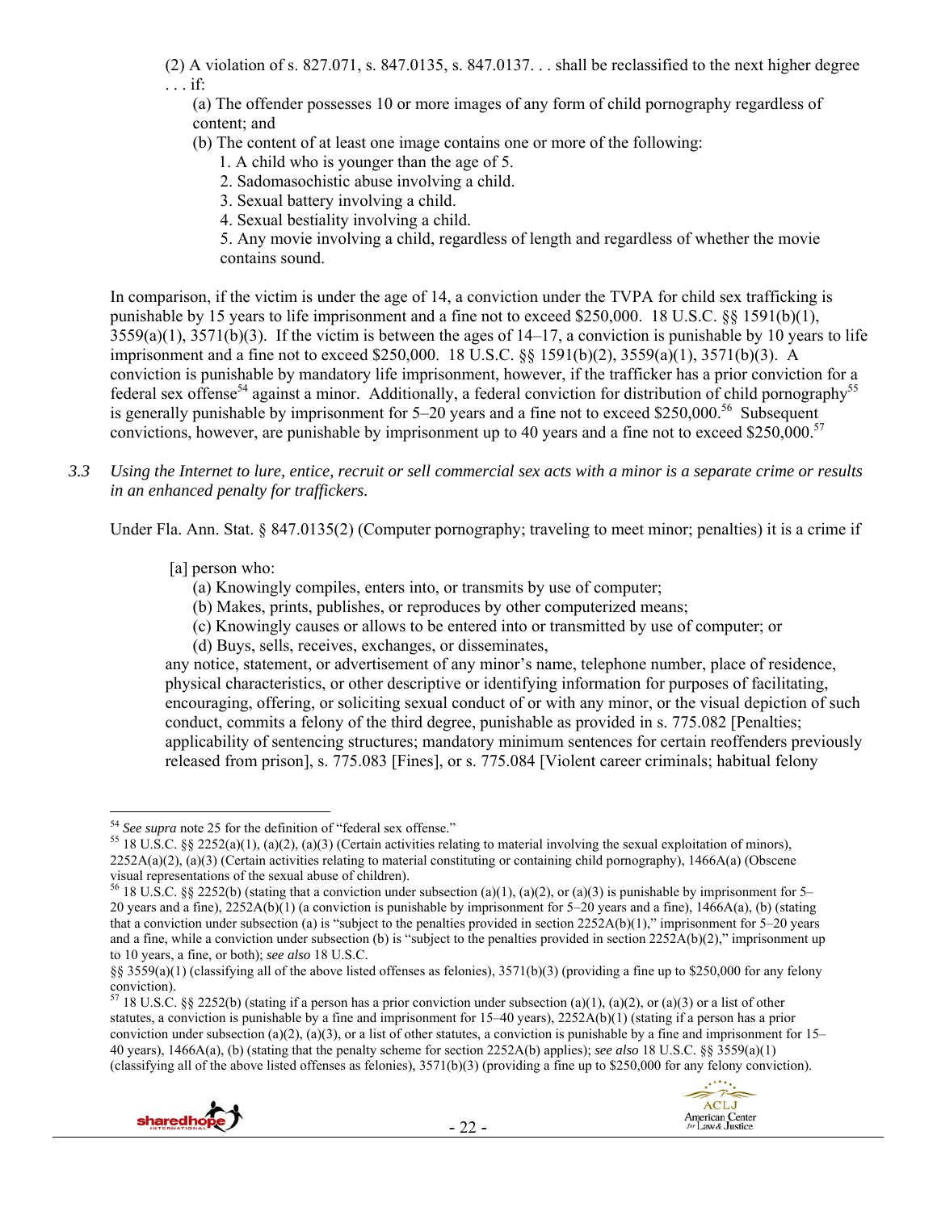(2) A violation of s. 827.071, s. 847.0135, s. 847.0137. . . shall be reclassified to the next higher degree . . . if:

(a) The offender possesses 10 or more images of any form of child pornography regardless of content; and

(b) The content of at least one image contains one or more of the following:

1. A child who is younger than the age of 5.
2. Sadomasochistic abuse involving a child.
3. Sexual battery involving a child.
4. Sexual bestiality involving a child.
5. Any movie involving a child, regardless of length and regardless of whether the movie contains sound.

In comparison, if the victim is under the age of 14, a conviction under the TVPA for child sex trafficking is punishable by 15 years to life imprisonment and a fine not to exceed $250,000. 18 U.S.C. §§ 1591(b)(1), 3559(a)(1), 3571(b)(3). If the victim is between the ages of 14–17, a conviction is punishable by 10 years to life imprisonment and a fine not to exceed $250,000. 18 U.S.C. §§ 1591(b)(2), 3559(a)(1), 3571(b)(3). A conviction is punishable by mandatory life imprisonment, however, if the trafficker has a prior conviction for a federal sex offense[54] against a minor. Additionally, a federal conviction for distribution of child pornography[55] is generally punishable by imprisonment for 5–20 years and a fine not to exceed $250,000.[56] Subsequent convictions, however, are punishable by imprisonment up to 40 years and a fine not to exceed $250,000.[57]

*3.3 Using the Internet to lure, entice, recruit or sell commercial sex acts with a minor is a separate crime or results in an enhanced penalty for traffickers.*

Under Fla. Ann. Stat. § 847.0135(2) (Computer pornography; traveling to meet minor; penalties) it is a crime if

[a] person who:

(a) Knowingly compiles, enters into, or transmits by use of computer;
(b) Makes, prints, publishes, or reproduces by other computerized means;
(c) Knowingly causes or allows to be entered into or transmitted by use of computer; or
(d) Buys, sells, receives, exchanges, or disseminates,

any notice, statement, or advertisement of any minor's name, telephone number, place of residence, physical characteristics, or other descriptive or identifying information for purposes of facilitating, encouraging, offering, or soliciting sexual conduct of or with any minor, or the visual depiction of such conduct, commits a felony of the third degree, punishable as provided in s. 775.082 [Penalties; applicability of sentencing structures; mandatory minimum sentences for certain reoffenders previously released from prison], s. 775.083 [Fines], or s. 775.084 [Violent career criminals; habitual felony

---

[54] *See supra* note 25 for the definition of "federal sex offense."

[55] 18 U.S.C. §§ 2252(a)(1), (a)(2), (a)(3) (Certain activities relating to material involving the sexual exploitation of minors), 2252A(a)(2), (a)(3) (Certain activities relating to material constituting or containing child pornography), 1466A(a) (Obscene visual representations of the sexual abuse of children).

[56] 18 U.S.C. §§ 2252(b) (stating that a conviction under subsection (a)(1), (a)(2), or (a)(3) is punishable by imprisonment for 5–20 years and a fine), 2252A(b)(1) (a conviction is punishable by imprisonment for 5–20 years and a fine), 1466A(a), (b) (stating that a conviction under subsection (a) is "subject to the penalties provided in section 2252A(b)(1)," imprisonment for 5–20 years and a fine, while a conviction under subsection (b) is "subject to the penalties provided in section 2252A(b)(2)," imprisonment up to 10 years, a fine, or both); *see also* 18 U.S.C. §§ 3559(a)(1) (classifying all of the above listed offenses as felonies), 3571(b)(3) (providing a fine up to $250,000 for any felony conviction).

[57] 18 U.S.C. §§ 2252(b) (stating if a person has a prior conviction under subsection (a)(1), (a)(2), or (a)(3) or a list of other statutes, a conviction is punishable by a fine and imprisonment for 15–40 years), 2252A(b)(1) (stating if a person has a prior conviction under subsection (a)(2), (a)(3), or a list of other statutes, a conviction is punishable by a fine and imprisonment for 15–40 years), 1466A(a), (b) (stating that the penalty scheme for section 2252A(b) applies); *see also* 18 U.S.C. §§ 3559(a)(1) (classifying all of the above listed offenses as felonies), 3571(b)(3) (providing a fine up to $250,000 for any felony conviction).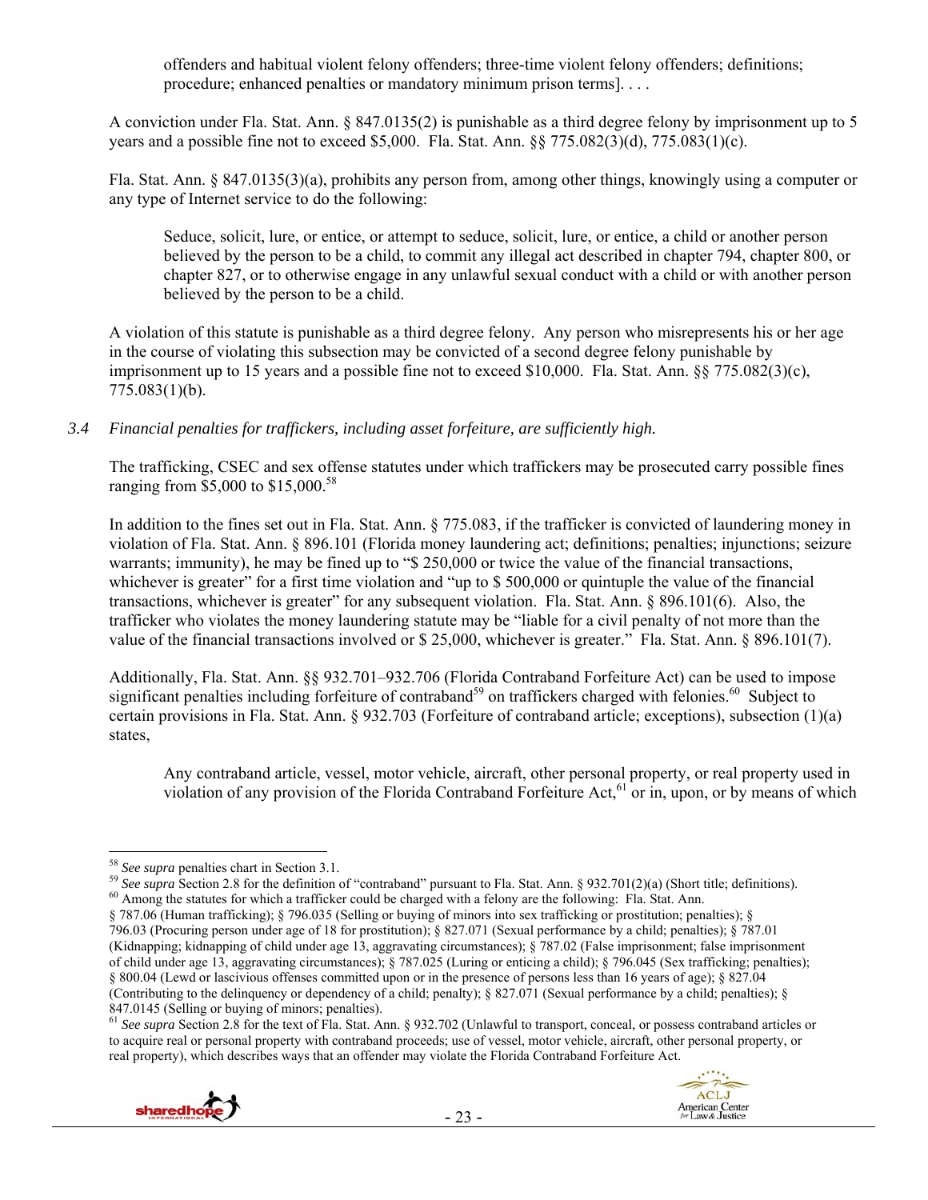offenders and habitual violent felony offenders; three-time violent felony offenders; definitions; procedure; enhanced penalties or mandatory minimum prison terms]. . . .

A conviction under Fla. Stat. Ann. § 847.0135(2) is punishable as a third degree felony by imprisonment up to 5 years and a possible fine not to exceed $5,000. Fla. Stat. Ann. §§ 775.082(3)(d), 775.083(1)(c).

Fla. Stat. Ann. § 847.0135(3)(a), prohibits any person from, among other things, knowingly using a computer or any type of Internet service to do the following:

> Seduce, solicit, lure, or entice, or attempt to seduce, solicit, lure, or entice, a child or another person believed by the person to be a child, to commit any illegal act described in chapter 794, chapter 800, or chapter 827, or to otherwise engage in any unlawful sexual conduct with a child or with another person believed by the person to be a child.

A violation of this statute is punishable as a third degree felony. Any person who misrepresents his or her age in the course of violating this subsection may be convicted of a second degree felony punishable by imprisonment up to 15 years and a possible fine not to exceed $10,000. Fla. Stat. Ann. §§ 775.082(3)(c), 775.083(1)(b).

*3.4 Financial penalties for traffickers, including asset forfeiture, are sufficiently high.*

The trafficking, CSEC and sex offense statutes under which traffickers may be prosecuted carry possible fines ranging from $5,000 to $15,000.[58]

In addition to the fines set out in Fla. Stat. Ann. § 775.083, if the trafficker is convicted of laundering money in violation of Fla. Stat. Ann. § 896.101 (Florida money laundering act; definitions; penalties; injunctions; seizure warrants; immunity), he may be fined up to "$ 250,000 or twice the value of the financial transactions, whichever is greater" for a first time violation and "up to $ 500,000 or quintuple the value of the financial transactions, whichever is greater" for any subsequent violation. Fla. Stat. Ann. § 896.101(6). Also, the trafficker who violates the money laundering statute may be "liable for a civil penalty of not more than the value of the financial transactions involved or $ 25,000, whichever is greater." Fla. Stat. Ann. § 896.101(7).

Additionally, Fla. Stat. Ann. §§ 932.701–932.706 (Florida Contraband Forfeiture Act) can be used to impose significant penalties including forfeiture of contraband[59] on traffickers charged with felonies.[60] Subject to certain provisions in Fla. Stat. Ann. § 932.703 (Forfeiture of contraband article; exceptions), subsection (1)(a) states,

> Any contraband article, vessel, motor vehicle, aircraft, other personal property, or real property used in violation of any provision of the Florida Contraband Forfeiture Act,[61] or in, upon, or by means of which

---

[58] *See supra* penalties chart in Section 3.1.

[59] *See supra* Section 2.8 for the definition of "contraband" pursuant to Fla. Stat. Ann. § 932.701(2)(a) (Short title; definitions).

[60] Among the statutes for which a trafficker could be charged with a felony are the following: Fla. Stat. Ann. § 787.06 (Human trafficking); § 796.035 (Selling or buying of minors into sex trafficking or prostitution; penalties); § 796.03 (Procuring person under age of 18 for prostitution); § 827.071 (Sexual performance by a child; penalties); § 787.01 (Kidnapping; kidnapping of child under age 13, aggravating circumstances); § 787.02 (False imprisonment; false imprisonment of child under age 13, aggravating circumstances); § 787.025 (Luring or enticing a child); § 796.045 (Sex trafficking; penalties); § 800.04 (Lewd or lascivious offenses committed upon or in the presence of persons less than 16 years of age); § 827.04 (Contributing to the delinquency or dependency of a child; penalty); § 827.071 (Sexual performance by a child; penalties); § 847.0145 (Selling or buying of minors; penalties).

[61] *See supra* Section 2.8 for the text of Fla. Stat. Ann. § 932.702 (Unlawful to transport, conceal, or possess contraband articles or to acquire real or personal property with contraband proceeds; use of vessel, motor vehicle, aircraft, other personal property, or real property), which describes ways that an offender may violate the Florida Contraband Forfeiture Act.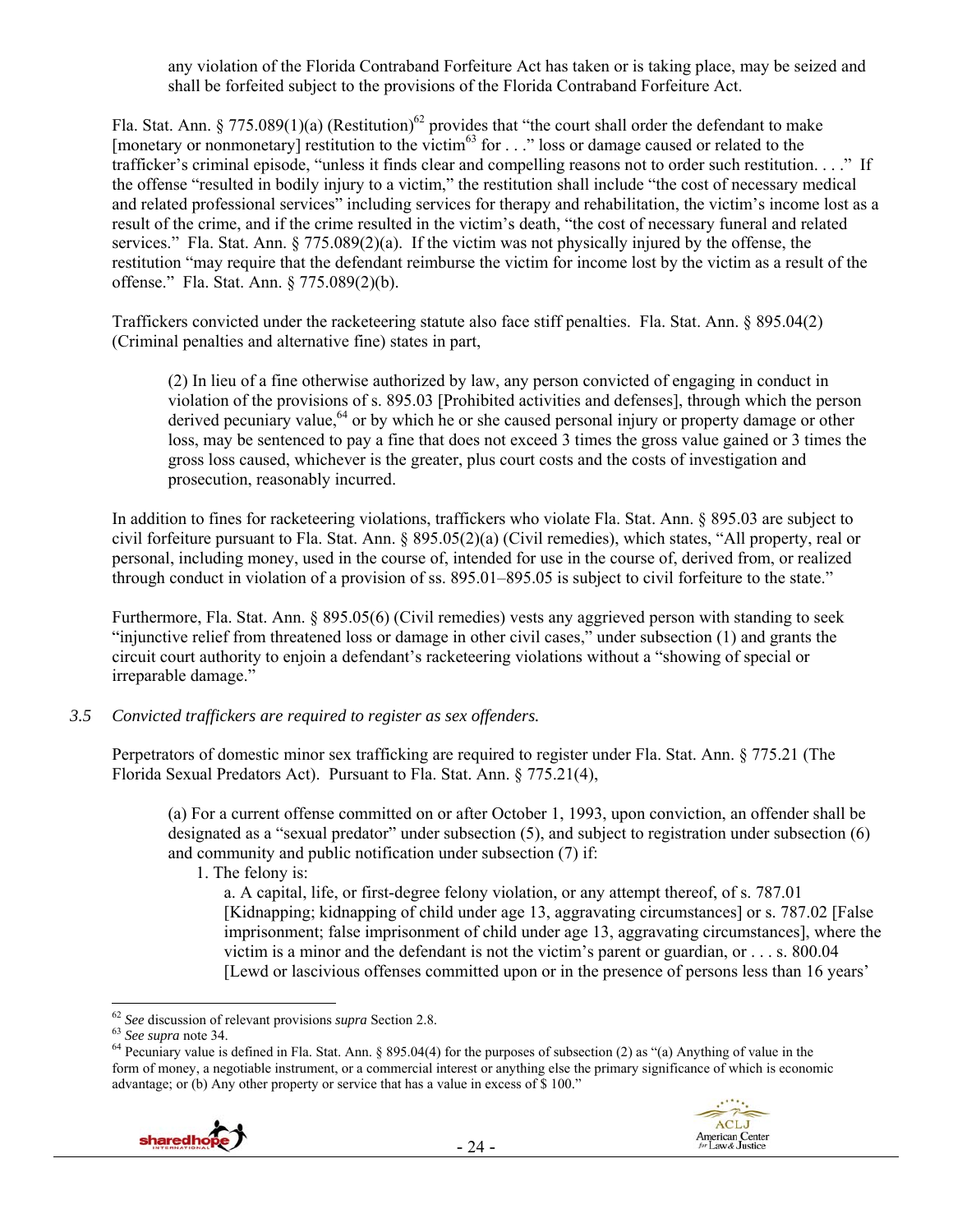any violation of the Florida Contraband Forfeiture Act has taken or is taking place, may be seized and shall be forfeited subject to the provisions of the Florida Contraband Forfeiture Act.

Fla. Stat. Ann. § 775.089(1)(a) (Restitution)[62] provides that "the court shall order the defendant to make [monetary or nonmonetary] restitution to the victim[63] for . . ." loss or damage caused or related to the trafficker's criminal episode, "unless it finds clear and compelling reasons not to order such restitution. . . ." If the offense "resulted in bodily injury to a victim," the restitution shall include "the cost of necessary medical and related professional services" including services for therapy and rehabilitation, the victim's income lost as a result of the crime, and if the crime resulted in the victim's death, "the cost of necessary funeral and related services." Fla. Stat. Ann. § 775.089(2)(a). If the victim was not physically injured by the offense, the restitution "may require that the defendant reimburse the victim for income lost by the victim as a result of the offense." Fla. Stat. Ann. § 775.089(2)(b).

Traffickers convicted under the racketeering statute also face stiff penalties. Fla. Stat. Ann. § 895.04(2) (Criminal penalties and alternative fine) states in part,

> (2) In lieu of a fine otherwise authorized by law, any person convicted of engaging in conduct in violation of the provisions of s. 895.03 [Prohibited activities and defenses], through which the person derived pecuniary value,[64] or by which he or she caused personal injury or property damage or other loss, may be sentenced to pay a fine that does not exceed 3 times the gross value gained or 3 times the gross loss caused, whichever is the greater, plus court costs and the costs of investigation and prosecution, reasonably incurred.

In addition to fines for racketeering violations, traffickers who violate Fla. Stat. Ann. § 895.03 are subject to civil forfeiture pursuant to Fla. Stat. Ann. § 895.05(2)(a) (Civil remedies), which states, "All property, real or personal, including money, used in the course of, intended for use in the course of, derived from, or realized through conduct in violation of a provision of ss. 895.01–895.05 is subject to civil forfeiture to the state."

Furthermore, Fla. Stat. Ann. § 895.05(6) (Civil remedies) vests any aggrieved person with standing to seek "injunctive relief from threatened loss or damage in other civil cases," under subsection (1) and grants the circuit court authority to enjoin a defendant's racketeering violations without a "showing of special or irreparable damage."

### *3.5 Convicted traffickers are required to register as sex offenders.*

Perpetrators of domestic minor sex trafficking are required to register under Fla. Stat. Ann. § 775.21 (The Florida Sexual Predators Act). Pursuant to Fla. Stat. Ann. § 775.21(4),

> (a) For a current offense committed on or after October 1, 1993, upon conviction, an offender shall be designated as a "sexual predator" under subsection (5), and subject to registration under subsection (6) and community and public notification under subsection (7) if:
>
> 1. The felony is:
>
> a. A capital, life, or first-degree felony violation, or any attempt thereof, of s. 787.01 [Kidnapping; kidnapping of child under age 13, aggravating circumstances] or s. 787.02 [False imprisonment; false imprisonment of child under age 13, aggravating circumstances], where the victim is a minor and the defendant is not the victim's parent or guardian, or . . . s. 800.04 [Lewd or lascivious offenses committed upon or in the presence of persons less than 16 years'

---

[62] *See* discussion of relevant provisions *supra* Section 2.8.

[63] *See supra* note 34.

[64] Pecuniary value is defined in Fla. Stat. Ann. § 895.04(4) for the purposes of subsection (2) as "(a) Anything of value in the form of money, a negotiable instrument, or a commercial interest or anything else the primary significance of which is economic advantage; or (b) Any other property or service that has a value in excess of $ 100."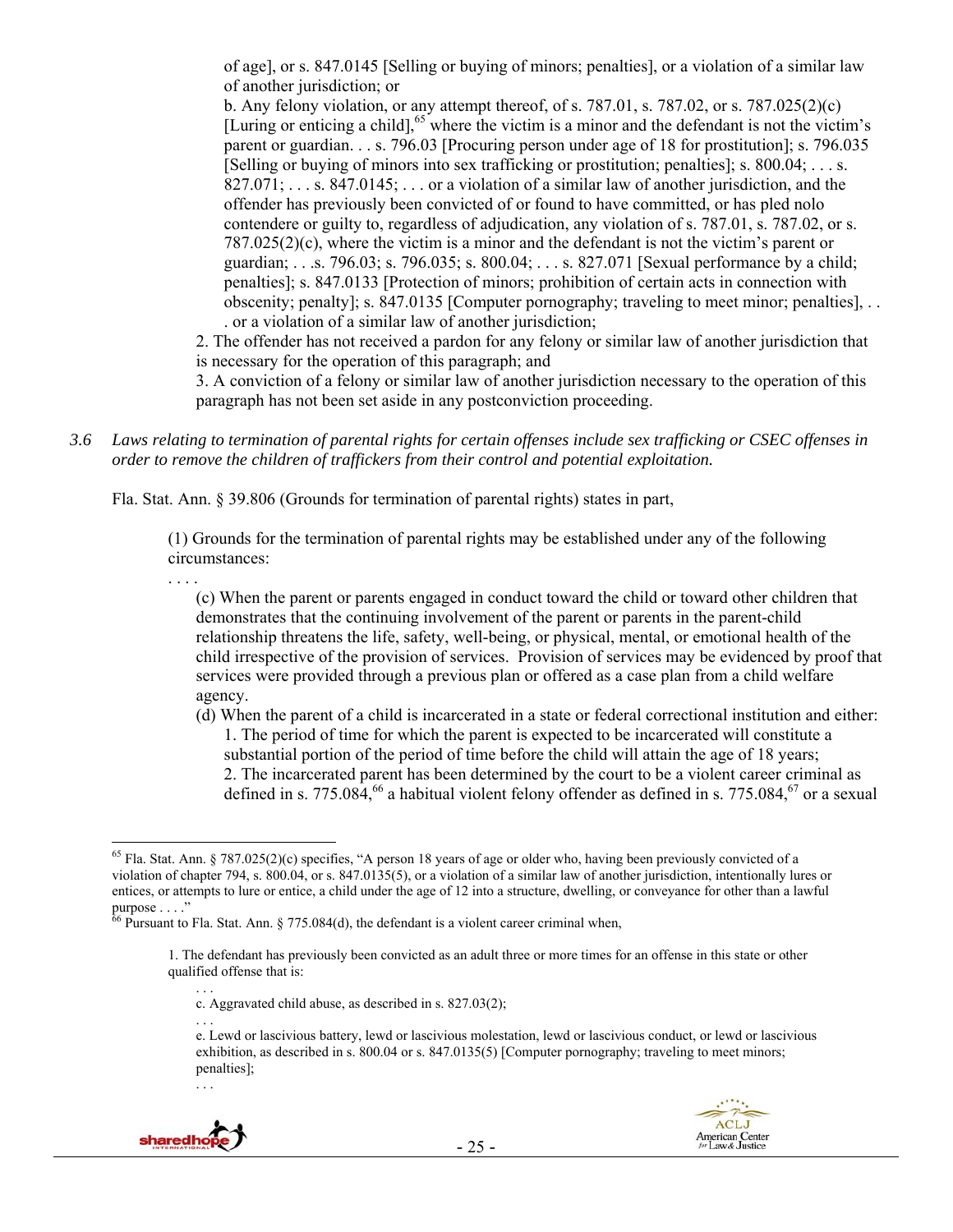of age], or s. 847.0145 [Selling or buying of minors; penalties], or a violation of a similar law of another jurisdiction; or

b. Any felony violation, or any attempt thereof, of s. 787.01, s. 787.02, or s. 787.025(2)(c) [Luring or enticing a child],[65] where the victim is a minor and the defendant is not the victim's parent or guardian. . . s. 796.03 [Procuring person under age of 18 for prostitution]; s. 796.035 [Selling or buying of minors into sex trafficking or prostitution; penalties]; s. 800.04; . . . s. 827.071; . . . s. 847.0145; . . . or a violation of a similar law of another jurisdiction, and the offender has previously been convicted of or found to have committed, or has pled nolo contendere or guilty to, regardless of adjudication, any violation of s. 787.01, s. 787.02, or s. 787.025(2)(c), where the victim is a minor and the defendant is not the victim's parent or guardian; . . .s. 796.03; s. 796.035; s. 800.04; . . . s. 827.071 [Sexual performance by a child; penalties]; s. 847.0133 [Protection of minors; prohibition of certain acts in connection with obscenity; penalty]; s. 847.0135 [Computer pornography; traveling to meet minor; penalties], . . . or a violation of a similar law of another jurisdiction;

2. The offender has not received a pardon for any felony or similar law of another jurisdiction that is necessary for the operation of this paragraph; and

3. A conviction of a felony or similar law of another jurisdiction necessary to the operation of this paragraph has not been set aside in any postconviction proceeding.

*3.6 Laws relating to termination of parental rights for certain offenses include sex trafficking or CSEC offenses in order to remove the children of traffickers from their control and potential exploitation.*

Fla. Stat. Ann. § 39.806 (Grounds for termination of parental rights) states in part,

> (1) Grounds for the termination of parental rights may be established under any of the following circumstances:
>
> . . . .
>
> (c) When the parent or parents engaged in conduct toward the child or toward other children that demonstrates that the continuing involvement of the parent or parents in the parent-child relationship threatens the life, safety, well-being, or physical, mental, or emotional health of the child irrespective of the provision of services. Provision of services may be evidenced by proof that services were provided through a previous plan or offered as a case plan from a child welfare agency.
>
> (d) When the parent of a child is incarcerated in a state or federal correctional institution and either:
>
> 1. The period of time for which the parent is expected to be incarcerated will constitute a substantial portion of the period of time before the child will attain the age of 18 years;
>
> 2. The incarcerated parent has been determined by the court to be a violent career criminal as defined in s. 775.084,[66] a habitual violent felony offender as defined in s. 775.084,[67] or a sexual

---

[65] Fla. Stat. Ann. § 787.025(2)(c) specifies, "A person 18 years of age or older who, having been previously convicted of a violation of chapter 794, s. 800.04, or s. 847.0135(5), or a violation of a similar law of another jurisdiction, intentionally lures or entices, or attempts to lure or entice, a child under the age of 12 into a structure, dwelling, or conveyance for other than a lawful purpose . . . ."

[66] Pursuant to Fla. Stat. Ann. § 775.084(d), the defendant is a violent career criminal when,

> 1. The defendant has previously been convicted as an adult three or more times for an offense in this state or other qualified offense that is:
>
> . . .
>
> c. Aggravated child abuse, as described in s. 827.03(2);
>
> . . .
>
> e. Lewd or lascivious battery, lewd or lascivious molestation, lewd or lascivious conduct, or lewd or lascivious exhibition, as described in s. 800.04 or s. 847.0135(5) [Computer pornography; traveling to meet minors; penalties];
>
> . . .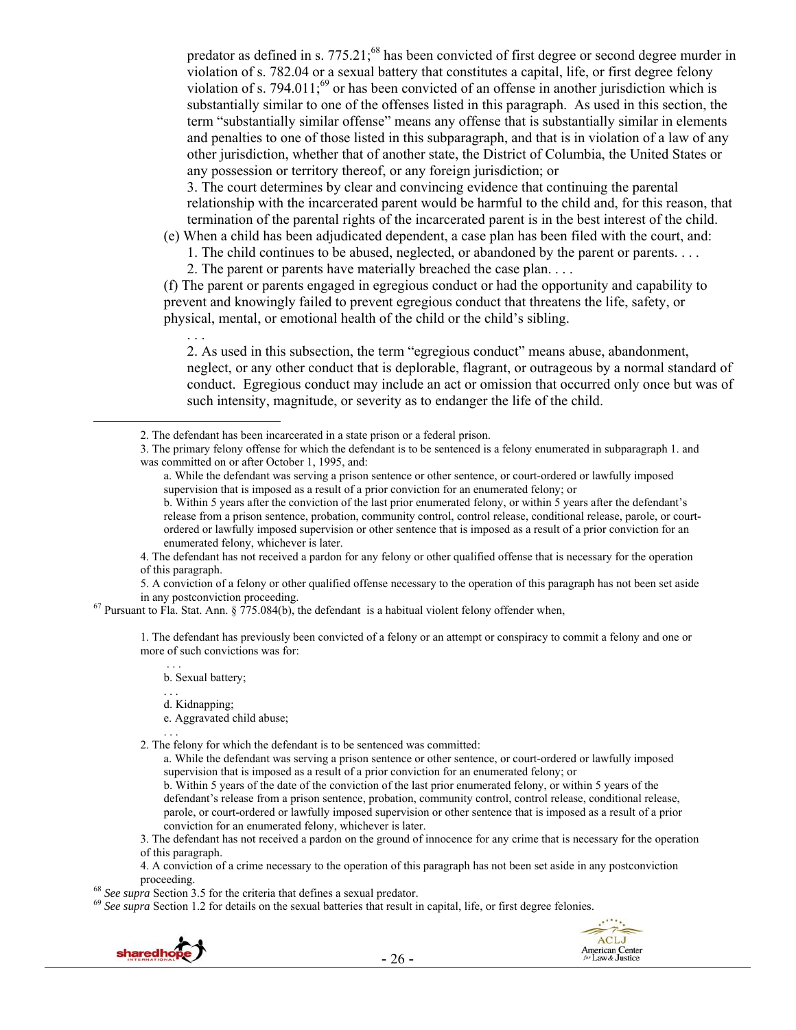predator as defined in s. 775.21;[68] has been convicted of first degree or second degree murder in violation of s. 782.04 or a sexual battery that constitutes a capital, life, or first degree felony violation of s. 794.011;[69] or has been convicted of an offense in another jurisdiction which is substantially similar to one of the offenses listed in this paragraph. As used in this section, the term "substantially similar offense" means any offense that is substantially similar in elements and penalties to one of those listed in this subparagraph, and that is in violation of a law of any other jurisdiction, whether that of another state, the District of Columbia, the United States or any possession or territory thereof, or any foreign jurisdiction; or

3. The court determines by clear and convincing evidence that continuing the parental relationship with the incarcerated parent would be harmful to the child and, for this reason, that termination of the parental rights of the incarcerated parent is in the best interest of the child.

(e) When a child has been adjudicated dependent, a case plan has been filed with the court, and:

1. The child continues to be abused, neglected, or abandoned by the parent or parents. . . .

2. The parent or parents have materially breached the case plan. . . .

(f) The parent or parents engaged in egregious conduct or had the opportunity and capability to prevent and knowingly failed to prevent egregious conduct that threatens the life, safety, or physical, mental, or emotional health of the child or the child's sibling.

. . .

2. As used in this subsection, the term "egregious conduct" means abuse, abandonment, neglect, or any other conduct that is deplorable, flagrant, or outrageous by a normal standard of conduct. Egregious conduct may include an act or omission that occurred only once but was of such intensity, magnitude, or severity as to endanger the life of the child.

---

2. The defendant has been incarcerated in a state prison or a federal prison.

3. The primary felony offense for which the defendant is to be sentenced is a felony enumerated in subparagraph 1. and was committed on or after October 1, 1995, and:

a. While the defendant was serving a prison sentence or other sentence, or court-ordered or lawfully imposed supervision that is imposed as a result of a prior conviction for an enumerated felony; or

b. Within 5 years after the conviction of the last prior enumerated felony, or within 5 years after the defendant's release from a prison sentence, probation, community control, control release, conditional release, parole, or court-ordered or lawfully imposed supervision or other sentence that is imposed as a result of a prior conviction for an enumerated felony, whichever is later.

4. The defendant has not received a pardon for any felony or other qualified offense that is necessary for the operation of this paragraph.

5. A conviction of a felony or other qualified offense necessary to the operation of this paragraph has not been set aside in any postconviction proceeding.

[67] Pursuant to Fla. Stat. Ann. § 775.084(b), the defendant is a habitual violent felony offender when,

1. The defendant has previously been convicted of a felony or an attempt or conspiracy to commit a felony and one or more of such convictions was for:

. . .

b. Sexual battery;

. . .

d. Kidnapping;

e. Aggravated child abuse;

. . .

2. The felony for which the defendant is to be sentenced was committed:

a. While the defendant was serving a prison sentence or other sentence, or court-ordered or lawfully imposed supervision that is imposed as a result of a prior conviction for an enumerated felony; or

b. Within 5 years of the date of the conviction of the last prior enumerated felony, or within 5 years of the defendant's release from a prison sentence, probation, community control, control release, conditional release, parole, or court-ordered or lawfully imposed supervision or other sentence that is imposed as a result of a prior conviction for an enumerated felony, whichever is later.

3. The defendant has not received a pardon on the ground of innocence for any crime that is necessary for the operation of this paragraph.

4. A conviction of a crime necessary to the operation of this paragraph has not been set aside in any postconviction proceeding.

[68] *See supra* Section 3.5 for the criteria that defines a sexual predator.

[69] *See supra* Section 1.2 for details on the sexual batteries that result in capital, life, or first degree felonies.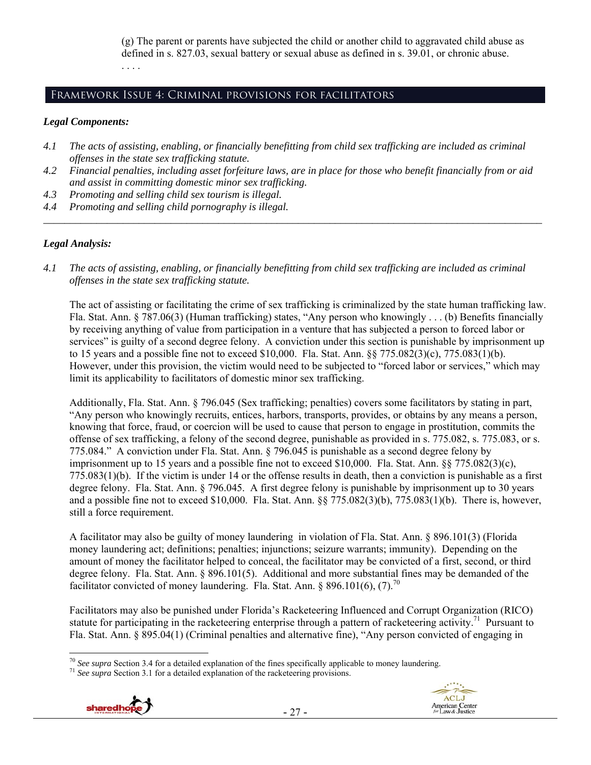(g) The parent or parents have subjected the child or another child to aggravated child abuse as defined in s. 827.03, sexual battery or sexual abuse as defined in s. 39.01, or chronic abuse.

. . . .

## Framework Issue 4: Criminal provisions for facilitators

### *Legal Components:*

- *4.1 The acts of assisting, enabling, or financially benefitting from child sex trafficking are included as criminal offenses in the state sex trafficking statute.*
- *4.2 Financial penalties, including asset forfeiture laws, are in place for those who benefit financially from or aid and assist in committing domestic minor sex trafficking.*
- *4.3 Promoting and selling child sex tourism is illegal.*
- *4.4 Promoting and selling child pornography is illegal.*

---

### *Legal Analysis:*

*4.1 The acts of assisting, enabling, or financially benefitting from child sex trafficking are included as criminal offenses in the state sex trafficking statute.*

The act of assisting or facilitating the crime of sex trafficking is criminalized by the state human trafficking law. Fla. Stat. Ann. § 787.06(3) (Human trafficking) states, "Any person who knowingly . . . (b) Benefits financially by receiving anything of value from participation in a venture that has subjected a person to forced labor or services" is guilty of a second degree felony. A conviction under this section is punishable by imprisonment up to 15 years and a possible fine not to exceed $10,000. Fla. Stat. Ann. §§ 775.082(3)(c), 775.083(1)(b). However, under this provision, the victim would need to be subjected to "forced labor or services," which may limit its applicability to facilitators of domestic minor sex trafficking.

Additionally, Fla. Stat. Ann. § 796.045 (Sex trafficking; penalties) covers some facilitators by stating in part, "Any person who knowingly recruits, entices, harbors, transports, provides, or obtains by any means a person, knowing that force, fraud, or coercion will be used to cause that person to engage in prostitution, commits the offense of sex trafficking, a felony of the second degree, punishable as provided in s. 775.082, s. 775.083, or s. 775.084." A conviction under Fla. Stat. Ann. § 796.045 is punishable as a second degree felony by imprisonment up to 15 years and a possible fine not to exceed $10,000. Fla. Stat. Ann. §§ 775.082(3)(c), 775.083(1)(b). If the victim is under 14 or the offense results in death, then a conviction is punishable as a first degree felony. Fla. Stat. Ann. § 796.045. A first degree felony is punishable by imprisonment up to 30 years and a possible fine not to exceed $10,000. Fla. Stat. Ann. §§ 775.082(3)(b), 775.083(1)(b). There is, however, still a force requirement.

A facilitator may also be guilty of money laundering in violation of Fla. Stat. Ann. § 896.101(3) (Florida money laundering act; definitions; penalties; injunctions; seizure warrants; immunity). Depending on the amount of money the facilitator helped to conceal, the facilitator may be convicted of a first, second, or third degree felony. Fla. Stat. Ann. § 896.101(5). Additional and more substantial fines may be demanded of the facilitator convicted of money laundering. Fla. Stat. Ann. § 896.101(6), (7).[70]

Facilitators may also be punished under Florida's Racketeering Influenced and Corrupt Organization (RICO) statute for participating in the racketeering enterprise through a pattern of racketeering activity.[71] Pursuant to Fla. Stat. Ann. § 895.04(1) (Criminal penalties and alternative fine), "Any person convicted of engaging in

---

[70] *See supra* Section 3.4 for a detailed explanation of the fines specifically applicable to money laundering.

[71] *See supra* Section 3.1 for a detailed explanation of the racketeering provisions.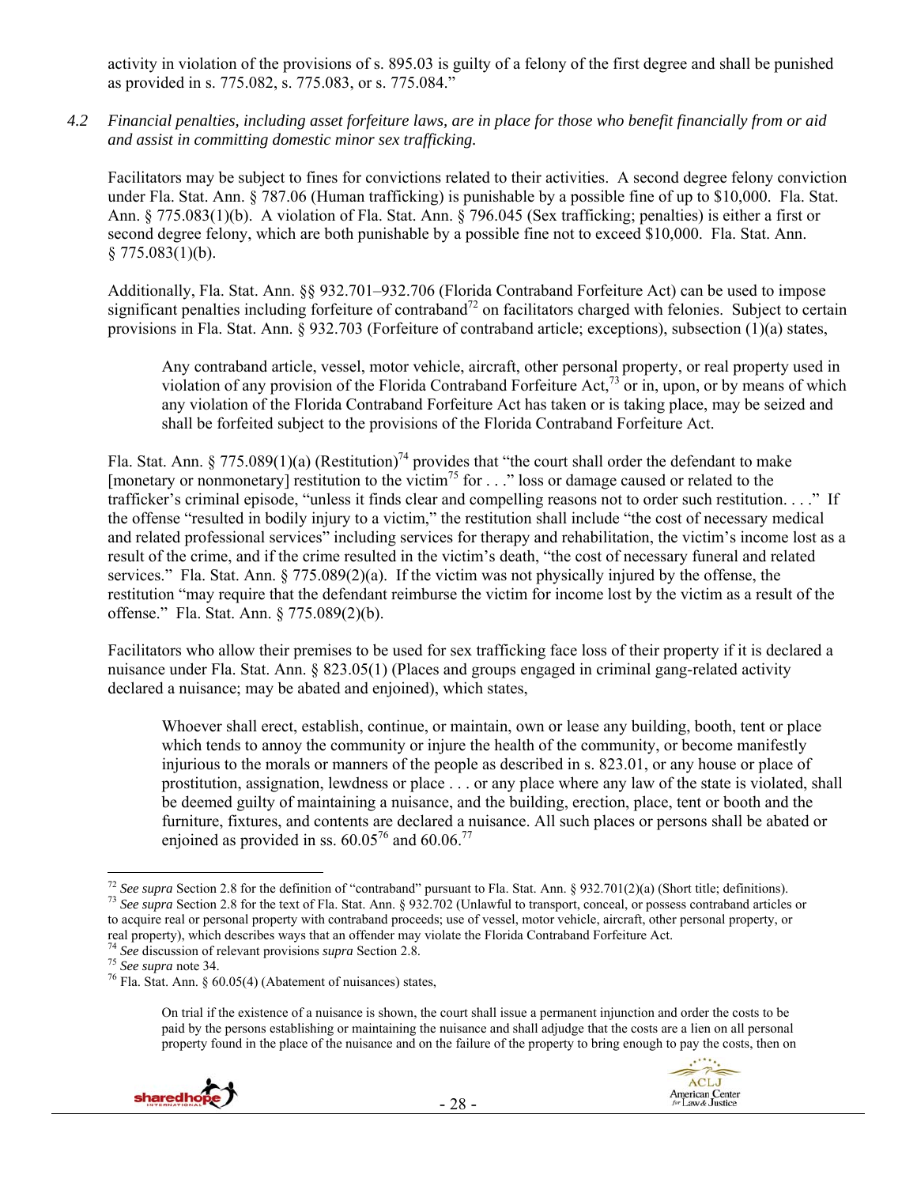activity in violation of the provisions of s. 895.03 is guilty of a felony of the first degree and shall be punished as provided in s. 775.082, s. 775.083, or s. 775.084."

*4.2 Financial penalties, including asset forfeiture laws, are in place for those who benefit financially from or aid and assist in committing domestic minor sex trafficking.*

Facilitators may be subject to fines for convictions related to their activities. A second degree felony conviction under Fla. Stat. Ann. § 787.06 (Human trafficking) is punishable by a possible fine of up to $10,000. Fla. Stat. Ann. § 775.083(1)(b). A violation of Fla. Stat. Ann. § 796.045 (Sex trafficking; penalties) is either a first or second degree felony, which are both punishable by a possible fine not to exceed $10,000. Fla. Stat. Ann. § 775.083(1)(b).

Additionally, Fla. Stat. Ann. §§ 932.701–932.706 (Florida Contraband Forfeiture Act) can be used to impose significant penalties including forfeiture of contraband[72] on facilitators charged with felonies. Subject to certain provisions in Fla. Stat. Ann. § 932.703 (Forfeiture of contraband article; exceptions), subsection (1)(a) states,

> Any contraband article, vessel, motor vehicle, aircraft, other personal property, or real property used in violation of any provision of the Florida Contraband Forfeiture Act,[73] or in, upon, or by means of which any violation of the Florida Contraband Forfeiture Act has taken or is taking place, may be seized and shall be forfeited subject to the provisions of the Florida Contraband Forfeiture Act.

Fla. Stat. Ann. § 775.089(1)(a) (Restitution)[74] provides that "the court shall order the defendant to make [monetary or nonmonetary] restitution to the victim[75] for . . ." loss or damage caused or related to the trafficker's criminal episode, "unless it finds clear and compelling reasons not to order such restitution. . . ." If the offense "resulted in bodily injury to a victim," the restitution shall include "the cost of necessary medical and related professional services" including services for therapy and rehabilitation, the victim's income lost as a result of the crime, and if the crime resulted in the victim's death, "the cost of necessary funeral and related services." Fla. Stat. Ann. § 775.089(2)(a). If the victim was not physically injured by the offense, the restitution "may require that the defendant reimburse the victim for income lost by the victim as a result of the offense." Fla. Stat. Ann. § 775.089(2)(b).

Facilitators who allow their premises to be used for sex trafficking face loss of their property if it is declared a nuisance under Fla. Stat. Ann. § 823.05(1) (Places and groups engaged in criminal gang-related activity declared a nuisance; may be abated and enjoined), which states,

> Whoever shall erect, establish, continue, or maintain, own or lease any building, booth, tent or place which tends to annoy the community or injure the health of the community, or become manifestly injurious to the morals or manners of the people as described in s. 823.01, or any house or place of prostitution, assignation, lewdness or place . . . or any place where any law of the state is violated, shall be deemed guilty of maintaining a nuisance, and the building, erection, place, tent or booth and the furniture, fixtures, and contents are declared a nuisance. All such places or persons shall be abated or enjoined as provided in ss. 60.05[76] and 60.06.[77]

---

[72] *See supra* Section 2.8 for the definition of "contraband" pursuant to Fla. Stat. Ann. § 932.701(2)(a) (Short title; definitions).

[73] *See supra* Section 2.8 for the text of Fla. Stat. Ann. § 932.702 (Unlawful to transport, conceal, or possess contraband articles or to acquire real or personal property with contraband proceeds; use of vessel, motor vehicle, aircraft, other personal property, or real property), which describes ways that an offender may violate the Florida Contraband Forfeiture Act.

[74] *See* discussion of relevant provisions *supra* Section 2.8.

[75] *See supra* note 34.

[76] Fla. Stat. Ann. § 60.05(4) (Abatement of nuisances) states,

> On trial if the existence of a nuisance is shown, the court shall issue a permanent injunction and order the costs to be paid by the persons establishing or maintaining the nuisance and shall adjudge that the costs are a lien on all personal property found in the place of the nuisance and on the failure of the property to bring enough to pay the costs, then on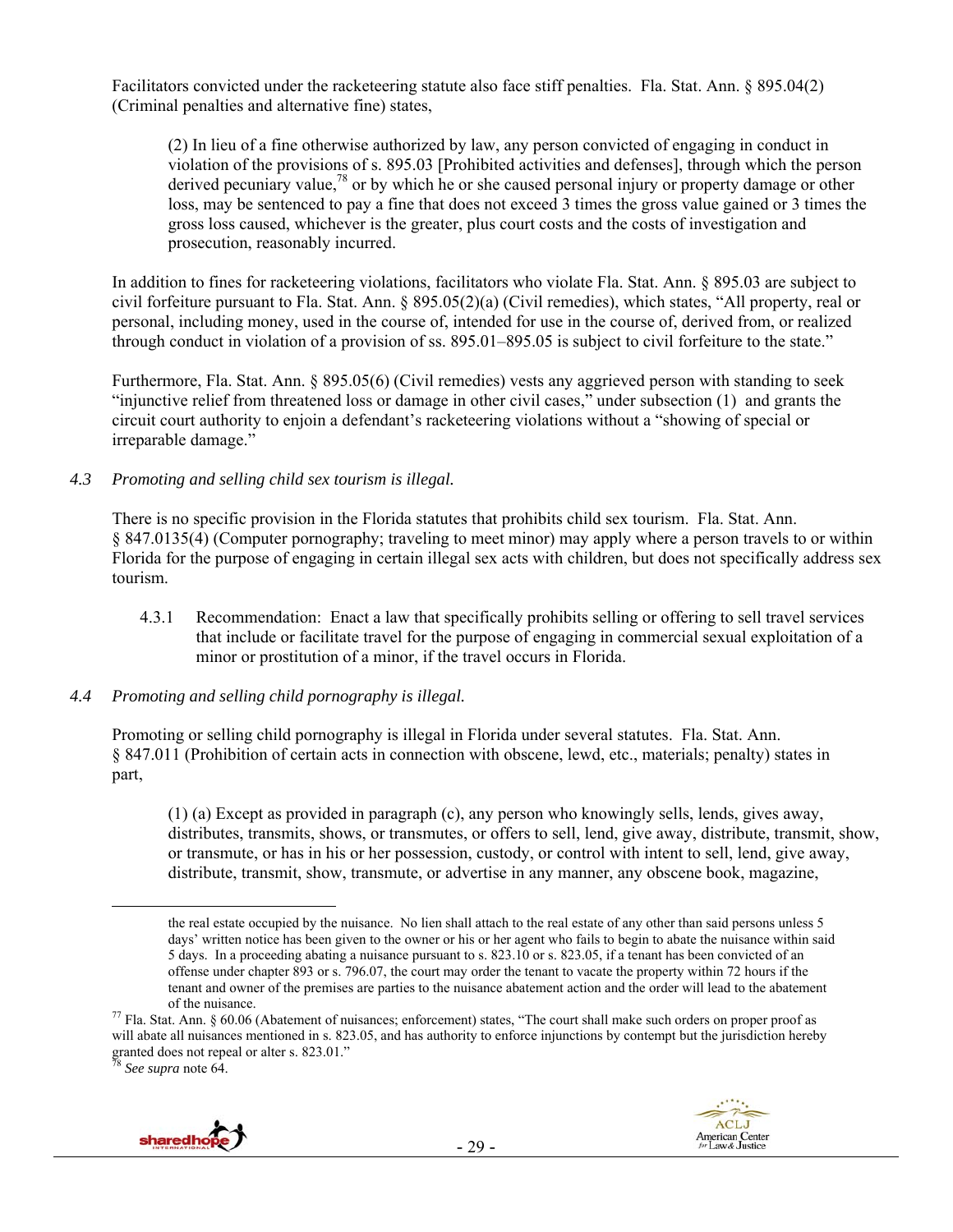Facilitators convicted under the racketeering statute also face stiff penalties. Fla. Stat. Ann. § 895.04(2) (Criminal penalties and alternative fine) states,

> (2) In lieu of a fine otherwise authorized by law, any person convicted of engaging in conduct in violation of the provisions of s. 895.03 [Prohibited activities and defenses], through which the person derived pecuniary value,[78] or by which he or she caused personal injury or property damage or other loss, may be sentenced to pay a fine that does not exceed 3 times the gross value gained or 3 times the gross loss caused, whichever is the greater, plus court costs and the costs of investigation and prosecution, reasonably incurred.

In addition to fines for racketeering violations, facilitators who violate Fla. Stat. Ann. § 895.03 are subject to civil forfeiture pursuant to Fla. Stat. Ann. § 895.05(2)(a) (Civil remedies), which states, "All property, real or personal, including money, used in the course of, intended for use in the course of, derived from, or realized through conduct in violation of a provision of ss. 895.01–895.05 is subject to civil forfeiture to the state."

Furthermore, Fla. Stat. Ann. § 895.05(6) (Civil remedies) vests any aggrieved person with standing to seek "injunctive relief from threatened loss or damage in other civil cases," under subsection (1) and grants the circuit court authority to enjoin a defendant's racketeering violations without a "showing of special or irreparable damage."

*4.3 Promoting and selling child sex tourism is illegal.*

There is no specific provision in the Florida statutes that prohibits child sex tourism. Fla. Stat. Ann. § 847.0135(4) (Computer pornography; traveling to meet minor) may apply where a person travels to or within Florida for the purpose of engaging in certain illegal sex acts with children, but does not specifically address sex tourism.

4.3.1 Recommendation: Enact a law that specifically prohibits selling or offering to sell travel services that include or facilitate travel for the purpose of engaging in commercial sexual exploitation of a minor or prostitution of a minor, if the travel occurs in Florida.

*4.4 Promoting and selling child pornography is illegal.*

Promoting or selling child pornography is illegal in Florida under several statutes. Fla. Stat. Ann. § 847.011 (Prohibition of certain acts in connection with obscene, lewd, etc., materials; penalty) states in part,

> (1) (a) Except as provided in paragraph (c), any person who knowingly sells, lends, gives away, distributes, transmits, shows, or transmutes, or offers to sell, lend, give away, distribute, transmit, show, or transmute, or has in his or her possession, custody, or control with intent to sell, lend, give away, distribute, transmit, show, transmute, or advertise in any manner, any obscene book, magazine,

---

the real estate occupied by the nuisance. No lien shall attach to the real estate of any other than said persons unless 5 days' written notice has been given to the owner or his or her agent who fails to begin to abate the nuisance within said 5 days. In a proceeding abating a nuisance pursuant to s. 823.10 or s. 823.05, if a tenant has been convicted of an offense under chapter 893 or s. 796.07, the court may order the tenant to vacate the property within 72 hours if the tenant and owner of the premises are parties to the nuisance abatement action and the order will lead to the abatement of the nuisance.

[77] Fla. Stat. Ann. § 60.06 (Abatement of nuisances; enforcement) states, "The court shall make such orders on proper proof as will abate all nuisances mentioned in s. 823.05, and has authority to enforce injunctions by contempt but the jurisdiction hereby granted does not repeal or alter s. 823.01."

[78] *See supra* note 64.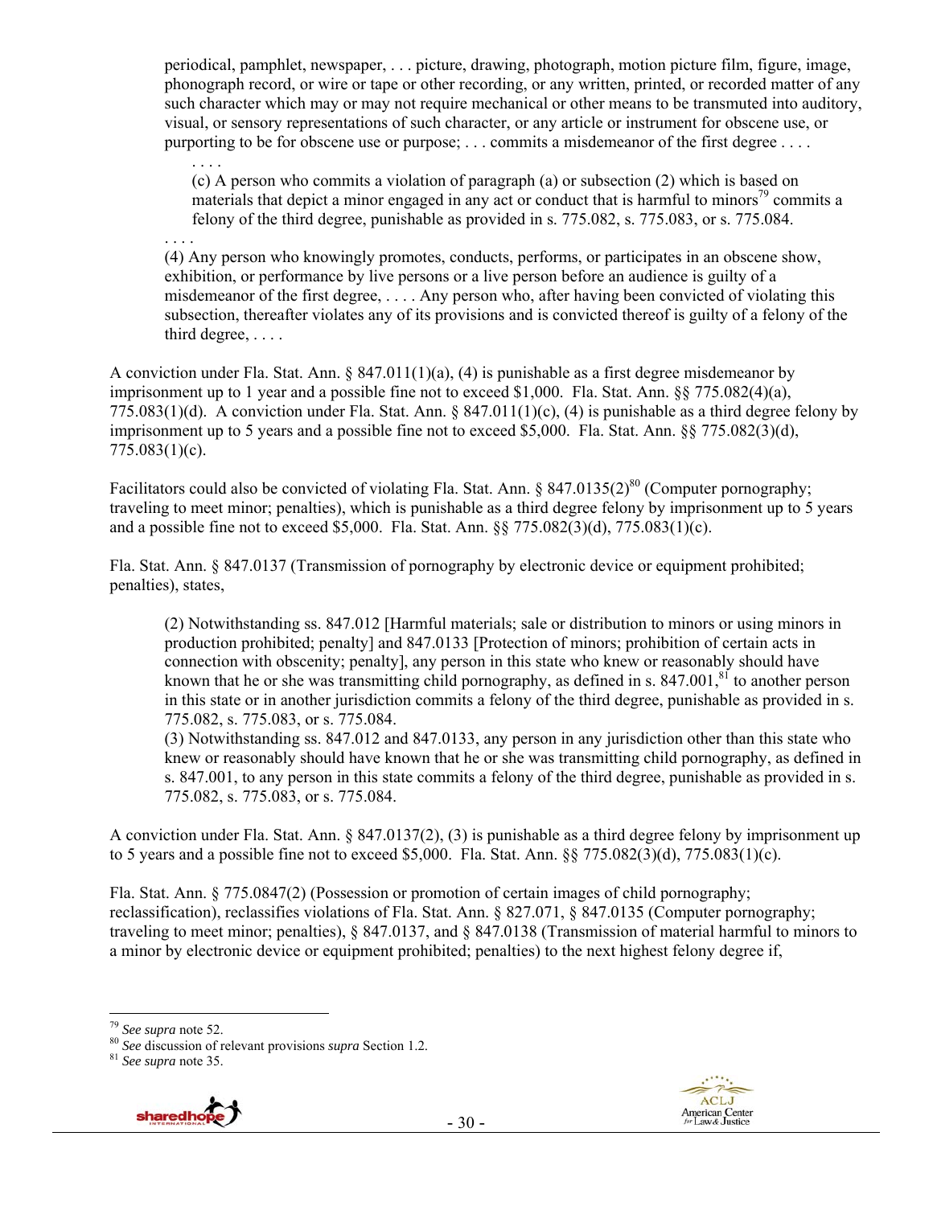> periodical, pamphlet, newspaper, . . . picture, drawing, photograph, motion picture film, figure, image, phonograph record, or wire or tape or other recording, or any written, printed, or recorded matter of any such character which may or may not require mechanical or other means to be transmuted into auditory, visual, or sensory representations of such character, or any article or instrument for obscene use, or purporting to be for obscene use or purpose; . . . commits a misdemeanor of the first degree . . . .
>
> . . . .
>
> > (c) A person who commits a violation of paragraph (a) or subsection (2) which is based on materials that depict a minor engaged in any act or conduct that is harmful to minors[79] commits a felony of the third degree, punishable as provided in s. 775.082, s. 775.083, or s. 775.084.
>
> . . . .
>
> (4) Any person who knowingly promotes, conducts, performs, or participates in an obscene show, exhibition, or performance by live persons or a live person before an audience is guilty of a misdemeanor of the first degree, . . . . Any person who, after having been convicted of violating this subsection, thereafter violates any of its provisions and is convicted thereof is guilty of a felony of the third degree, . . . .

A conviction under Fla. Stat. Ann. § 847.011(1)(a), (4) is punishable as a first degree misdemeanor by imprisonment up to 1 year and a possible fine not to exceed $1,000. Fla. Stat. Ann. §§ 775.082(4)(a), 775.083(1)(d). A conviction under Fla. Stat. Ann. § 847.011(1)(c), (4) is punishable as a third degree felony by imprisonment up to 5 years and a possible fine not to exceed $5,000. Fla. Stat. Ann. §§ 775.082(3)(d), 775.083(1)(c).

Facilitators could also be convicted of violating Fla. Stat. Ann. § 847.0135(2)[80] (Computer pornography; traveling to meet minor; penalties), which is punishable as a third degree felony by imprisonment up to 5 years and a possible fine not to exceed $5,000. Fla. Stat. Ann. §§ 775.082(3)(d), 775.083(1)(c).

Fla. Stat. Ann. § 847.0137 (Transmission of pornography by electronic device or equipment prohibited; penalties), states,

> (2) Notwithstanding ss. 847.012 [Harmful materials; sale or distribution to minors or using minors in production prohibited; penalty] and 847.0133 [Protection of minors; prohibition of certain acts in connection with obscenity; penalty], any person in this state who knew or reasonably should have known that he or she was transmitting child pornography, as defined in s. 847.001,[81] to another person in this state or in another jurisdiction commits a felony of the third degree, punishable as provided in s. 775.082, s. 775.083, or s. 775.084.
>
> (3) Notwithstanding ss. 847.012 and 847.0133, any person in any jurisdiction other than this state who knew or reasonably should have known that he or she was transmitting child pornography, as defined in s. 847.001, to any person in this state commits a felony of the third degree, punishable as provided in s. 775.082, s. 775.083, or s. 775.084.

A conviction under Fla. Stat. Ann. § 847.0137(2), (3) is punishable as a third degree felony by imprisonment up to 5 years and a possible fine not to exceed $5,000. Fla. Stat. Ann. §§ 775.082(3)(d), 775.083(1)(c).

Fla. Stat. Ann. § 775.0847(2) (Possession or promotion of certain images of child pornography; reclassification), reclassifies violations of Fla. Stat. Ann. § 827.071, § 847.0135 (Computer pornography; traveling to meet minor; penalties), § 847.0137, and § 847.0138 (Transmission of material harmful to minors to a minor by electronic device or equipment prohibited; penalties) to the next highest felony degree if,

---

[79] *See supra* note 52.

[80] *See* discussion of relevant provisions *supra* Section 1.2.

[81] *See supra* note 35.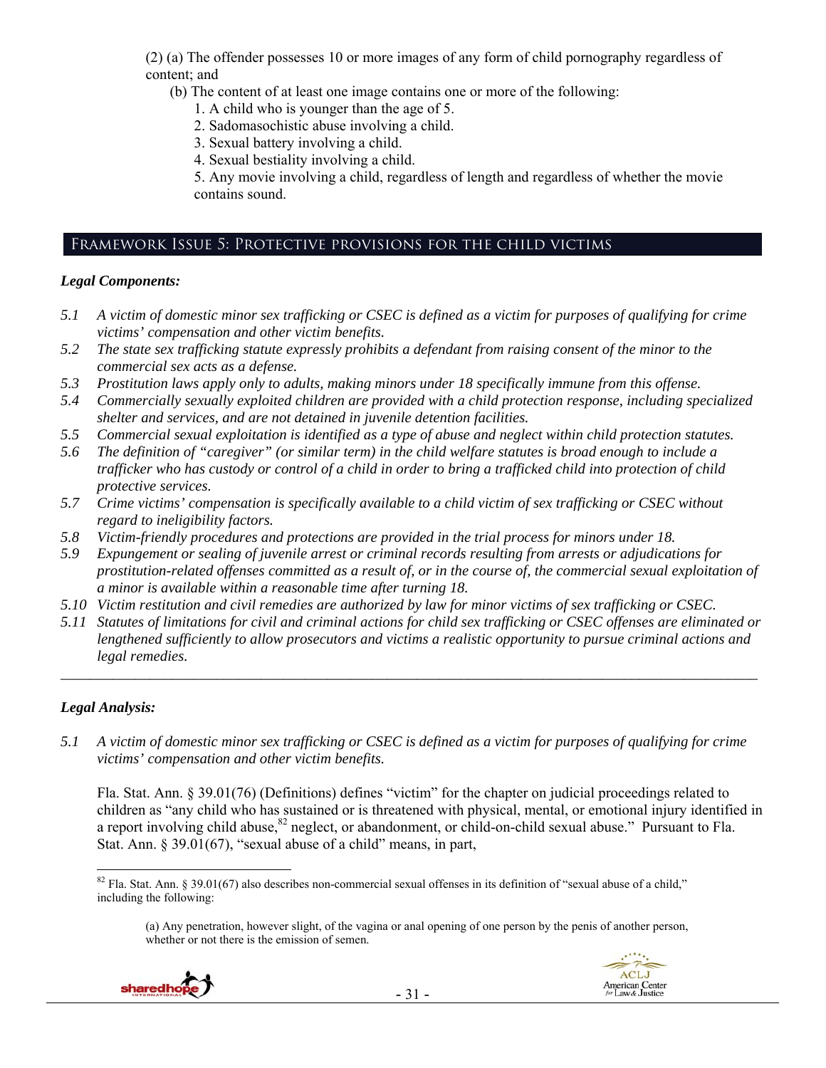(2) (a) The offender possesses 10 or more images of any form of child pornography regardless of content; and

(b) The content of at least one image contains one or more of the following:

1. A child who is younger than the age of 5.
2. Sadomasochistic abuse involving a child.
3. Sexual battery involving a child.
4. Sexual bestiality involving a child.
5. Any movie involving a child, regardless of length and regardless of whether the movie contains sound.

## Framework Issue 5: Protective provisions for the child victims

### *Legal Components:*

*5.1 A victim of domestic minor sex trafficking or CSEC is defined as a victim for purposes of qualifying for crime victims' compensation and other victim benefits.*

*5.2 The state sex trafficking statute expressly prohibits a defendant from raising consent of the minor to the commercial sex acts as a defense.*

*5.3 Prostitution laws apply only to adults, making minors under 18 specifically immune from this offense.*

*5.4 Commercially sexually exploited children are provided with a child protection response, including specialized shelter and services, and are not detained in juvenile detention facilities.*

*5.5 Commercial sexual exploitation is identified as a type of abuse and neglect within child protection statutes.*

*5.6 The definition of "caregiver" (or similar term) in the child welfare statutes is broad enough to include a trafficker who has custody or control of a child in order to bring a trafficked child into protection of child protective services.*

*5.7 Crime victims' compensation is specifically available to a child victim of sex trafficking or CSEC without regard to ineligibility factors.*

*5.8 Victim-friendly procedures and protections are provided in the trial process for minors under 18.*

*5.9 Expungement or sealing of juvenile arrest or criminal records resulting from arrests or adjudications for prostitution-related offenses committed as a result of, or in the course of, the commercial sexual exploitation of a minor is available within a reasonable time after turning 18.*

*5.10 Victim restitution and civil remedies are authorized by law for minor victims of sex trafficking or CSEC.*

*5.11 Statutes of limitations for civil and criminal actions for child sex trafficking or CSEC offenses are eliminated or lengthened sufficiently to allow prosecutors and victims a realistic opportunity to pursue criminal actions and legal remedies.*

---

### *Legal Analysis:*

*5.1 A victim of domestic minor sex trafficking or CSEC is defined as a victim for purposes of qualifying for crime victims' compensation and other victim benefits.*

Fla. Stat. Ann. § 39.01(76) (Definitions) defines "victim" for the chapter on judicial proceedings related to children as "any child who has sustained or is threatened with physical, mental, or emotional injury identified in a report involving child abuse,[82] neglect, or abandonment, or child-on-child sexual abuse." Pursuant to Fla. Stat. Ann. § 39.01(67), "sexual abuse of a child" means, in part,

---

[82] Fla. Stat. Ann. § 39.01(67) also describes non-commercial sexual offenses in its definition of "sexual abuse of a child," including the following:

(a) Any penetration, however slight, of the vagina or anal opening of one person by the penis of another person, whether or not there is the emission of semen.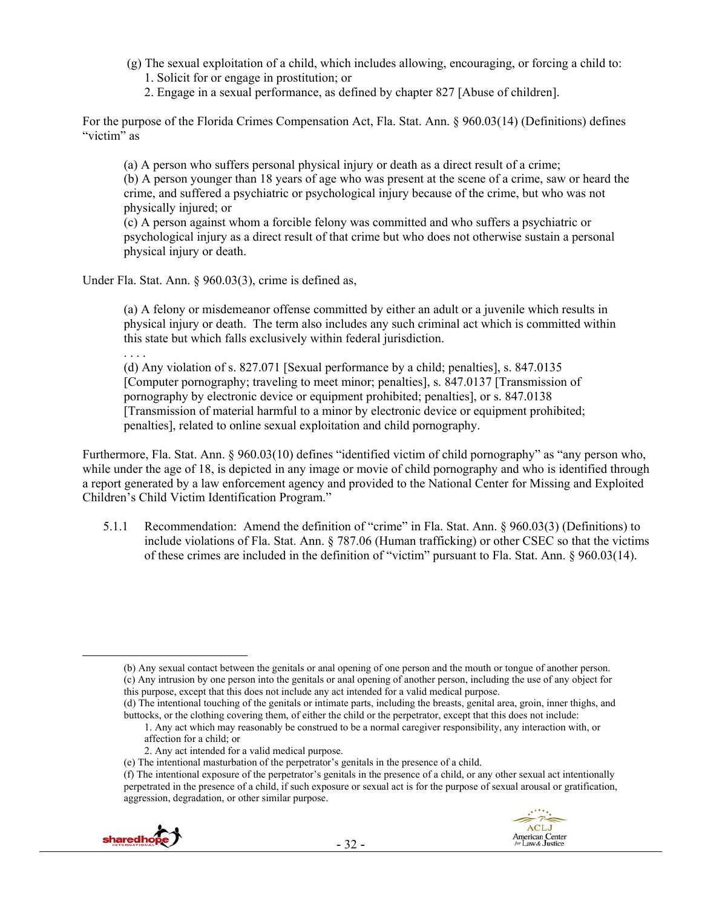(g) The sexual exploitation of a child, which includes allowing, encouraging, or forcing a child to:
   1. Solicit for or engage in prostitution; or
   2. Engage in a sexual performance, as defined by chapter 827 [Abuse of children].

For the purpose of the Florida Crimes Compensation Act, Fla. Stat. Ann. § 960.03(14) (Definitions) defines "victim" as

> (a) A person who suffers personal physical injury or death as a direct result of a crime;
> (b) A person younger than 18 years of age who was present at the scene of a crime, saw or heard the crime, and suffered a psychiatric or psychological injury because of the crime, but who was not physically injured; or
> (c) A person against whom a forcible felony was committed and who suffers a psychiatric or psychological injury as a direct result of that crime but who does not otherwise sustain a personal physical injury or death.

Under Fla. Stat. Ann. § 960.03(3), crime is defined as,

> (a) A felony or misdemeanor offense committed by either an adult or a juvenile which results in physical injury or death. The term also includes any such criminal act which is committed within this state but which falls exclusively within federal jurisdiction.
> . . . .
> (d) Any violation of s. 827.071 [Sexual performance by a child; penalties], s. 847.0135 [Computer pornography; traveling to meet minor; penalties], s. 847.0137 [Transmission of pornography by electronic device or equipment prohibited; penalties], or s. 847.0138 [Transmission of material harmful to a minor by electronic device or equipment prohibited; penalties], related to online sexual exploitation and child pornography.

Furthermore, Fla. Stat. Ann. § 960.03(10) defines "identified victim of child pornography" as "any person who, while under the age of 18, is depicted in any image or movie of child pornography and who is identified through a report generated by a law enforcement agency and provided to the National Center for Missing and Exploited Children's Child Victim Identification Program."

5.1.1 Recommendation: Amend the definition of "crime" in Fla. Stat. Ann. § 960.03(3) (Definitions) to include violations of Fla. Stat. Ann. § 787.06 (Human trafficking) or other CSEC so that the victims of these crimes are included in the definition of "victim" pursuant to Fla. Stat. Ann. § 960.03(14).

---

(b) Any sexual contact between the genitals or anal opening of one person and the mouth or tongue of another person.
(c) Any intrusion by one person into the genitals or anal opening of another person, including the use of any object for this purpose, except that this does not include any act intended for a valid medical purpose.
(d) The intentional touching of the genitals or intimate parts, including the breasts, genital area, groin, inner thighs, and buttocks, or the clothing covering them, of either the child or the perpetrator, except that this does not include:
   1. Any act which may reasonably be construed to be a normal caregiver responsibility, any interaction with, or affection for a child; or
   2. Any act intended for a valid medical purpose.
(e) The intentional masturbation of the perpetrator's genitals in the presence of a child.
(f) The intentional exposure of the perpetrator's genitals in the presence of a child, or any other sexual act intentionally perpetrated in the presence of a child, if such exposure or sexual act is for the purpose of sexual arousal or gratification, aggression, degradation, or other similar purpose.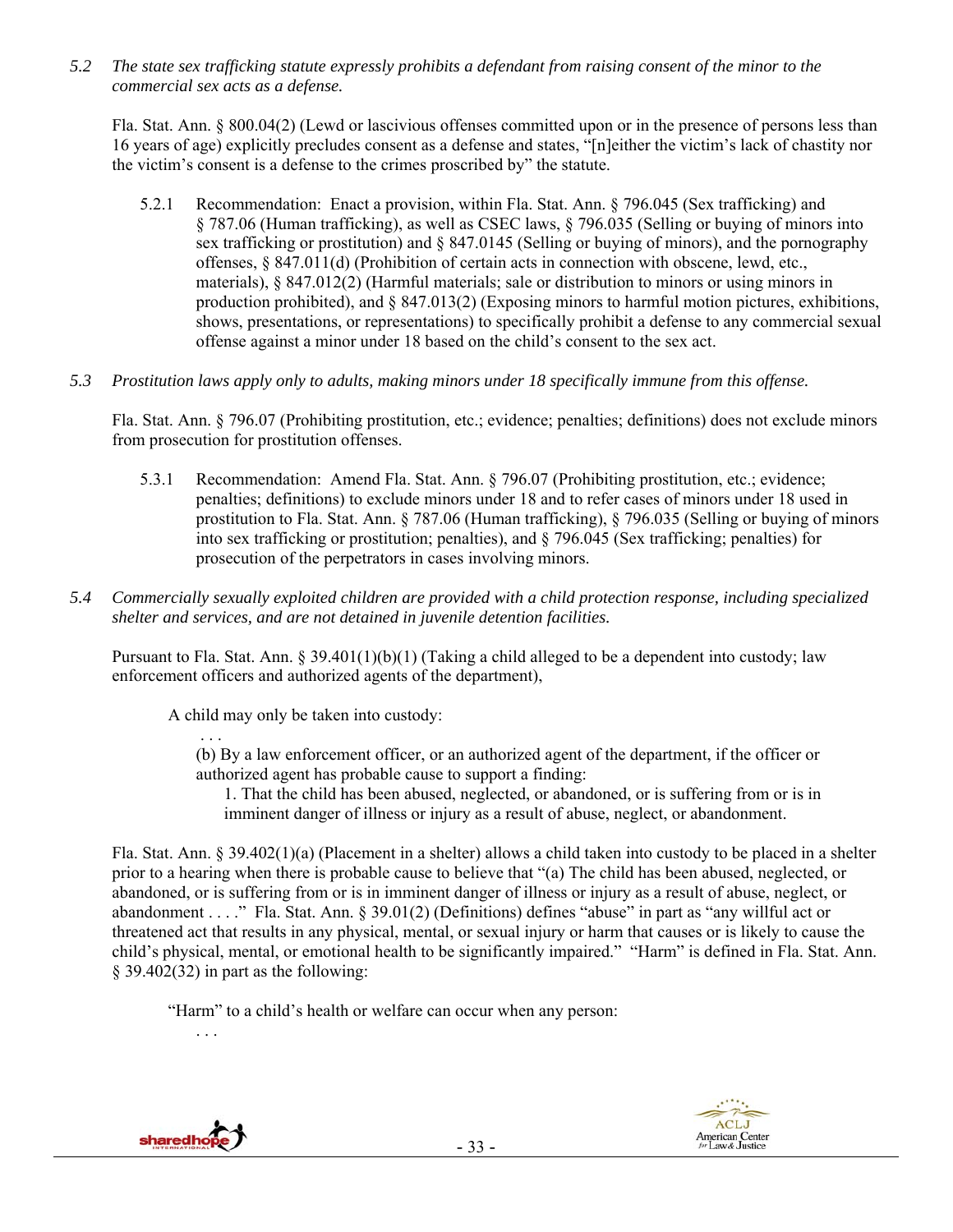*5.2 The state sex trafficking statute expressly prohibits a defendant from raising consent of the minor to the commercial sex acts as a defense.*

Fla. Stat. Ann. § 800.04(2) (Lewd or lascivious offenses committed upon or in the presence of persons less than 16 years of age) explicitly precludes consent as a defense and states, "[n]either the victim's lack of chastity nor the victim's consent is a defense to the crimes proscribed by" the statute.

5.2.1 Recommendation: Enact a provision, within Fla. Stat. Ann. § 796.045 (Sex trafficking) and § 787.06 (Human trafficking), as well as CSEC laws, § 796.035 (Selling or buying of minors into sex trafficking or prostitution) and § 847.0145 (Selling or buying of minors), and the pornography offenses, § 847.011(d) (Prohibition of certain acts in connection with obscene, lewd, etc., materials), § 847.012(2) (Harmful materials; sale or distribution to minors or using minors in production prohibited), and § 847.013(2) (Exposing minors to harmful motion pictures, exhibitions, shows, presentations, or representations) to specifically prohibit a defense to any commercial sexual offense against a minor under 18 based on the child's consent to the sex act.

*5.3 Prostitution laws apply only to adults, making minors under 18 specifically immune from this offense.*

Fla. Stat. Ann. § 796.07 (Prohibiting prostitution, etc.; evidence; penalties; definitions) does not exclude minors from prosecution for prostitution offenses.

5.3.1 Recommendation: Amend Fla. Stat. Ann. § 796.07 (Prohibiting prostitution, etc.; evidence; penalties; definitions) to exclude minors under 18 and to refer cases of minors under 18 used in prostitution to Fla. Stat. Ann. § 787.06 (Human trafficking), § 796.035 (Selling or buying of minors into sex trafficking or prostitution; penalties), and § 796.045 (Sex trafficking; penalties) for prosecution of the perpetrators in cases involving minors.

*5.4 Commercially sexually exploited children are provided with a child protection response, including specialized shelter and services, and are not detained in juvenile detention facilities.*

Pursuant to Fla. Stat. Ann. § 39.401(1)(b)(1) (Taking a child alleged to be a dependent into custody; law enforcement officers and authorized agents of the department),

> A child may only be taken into custody:
>
> . . .
>
> (b) By a law enforcement officer, or an authorized agent of the department, if the officer or authorized agent has probable cause to support a finding:
>
> 1. That the child has been abused, neglected, or abandoned, or is suffering from or is in imminent danger of illness or injury as a result of abuse, neglect, or abandonment.

Fla. Stat. Ann. § 39.402(1)(a) (Placement in a shelter) allows a child taken into custody to be placed in a shelter prior to a hearing when there is probable cause to believe that "(a) The child has been abused, neglected, or abandoned, or is suffering from or is in imminent danger of illness or injury as a result of abuse, neglect, or abandonment . . . ." Fla. Stat. Ann. § 39.01(2) (Definitions) defines "abuse" in part as "any willful act or threatened act that results in any physical, mental, or sexual injury or harm that causes or is likely to cause the child's physical, mental, or emotional health to be significantly impaired." "Harm" is defined in Fla. Stat. Ann. § 39.402(32) in part as the following:

> "Harm" to a child's health or welfare can occur when any person:
>
> . . .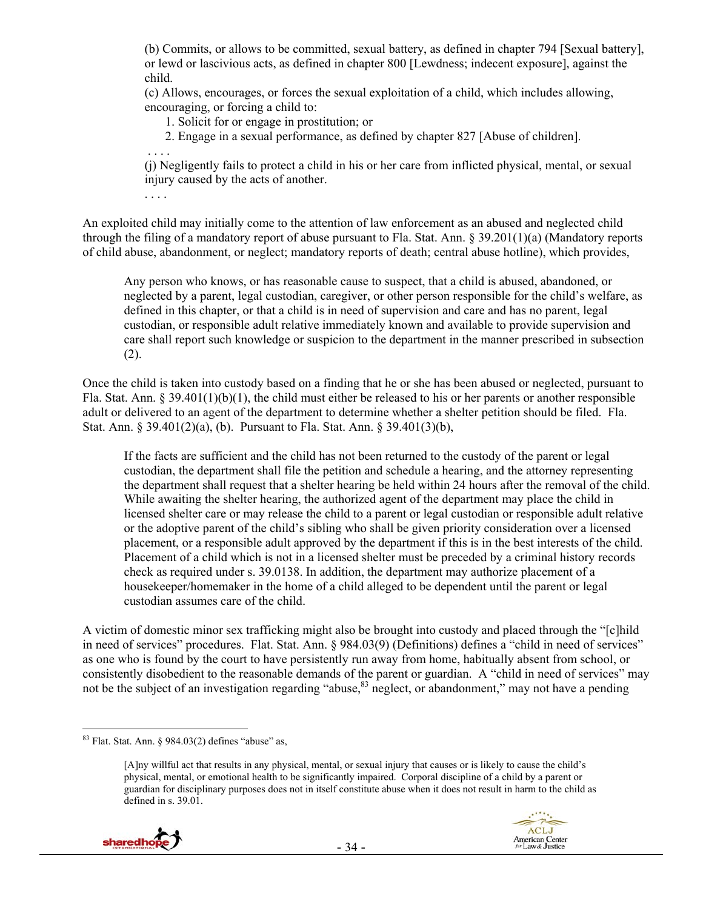> (b) Commits, or allows to be committed, sexual battery, as defined in chapter 794 [Sexual battery], or lewd or lascivious acts, as defined in chapter 800 [Lewdness; indecent exposure], against the child.
>
> (c) Allows, encourages, or forces the sexual exploitation of a child, which includes allowing, encouraging, or forcing a child to:
>
> 1. Solicit for or engage in prostitution; or
> 2. Engage in a sexual performance, as defined by chapter 827 [Abuse of children].
>
> . . . .
>
> (j) Negligently fails to protect a child in his or her care from inflicted physical, mental, or sexual injury caused by the acts of another.
>
> . . . .

An exploited child may initially come to the attention of law enforcement as an abused and neglected child through the filing of a mandatory report of abuse pursuant to Fla. Stat. Ann. § 39.201(1)(a) (Mandatory reports of child abuse, abandonment, or neglect; mandatory reports of death; central abuse hotline), which provides,

> Any person who knows, or has reasonable cause to suspect, that a child is abused, abandoned, or neglected by a parent, legal custodian, caregiver, or other person responsible for the child's welfare, as defined in this chapter, or that a child is in need of supervision and care and has no parent, legal custodian, or responsible adult relative immediately known and available to provide supervision and care shall report such knowledge or suspicion to the department in the manner prescribed in subsection (2).

Once the child is taken into custody based on a finding that he or she has been abused or neglected, pursuant to Fla. Stat. Ann. § 39.401(1)(b)(1), the child must either be released to his or her parents or another responsible adult or delivered to an agent of the department to determine whether a shelter petition should be filed. Fla. Stat. Ann. § 39.401(2)(a), (b). Pursuant to Fla. Stat. Ann. § 39.401(3)(b),

> If the facts are sufficient and the child has not been returned to the custody of the parent or legal custodian, the department shall file the petition and schedule a hearing, and the attorney representing the department shall request that a shelter hearing be held within 24 hours after the removal of the child. While awaiting the shelter hearing, the authorized agent of the department may place the child in licensed shelter care or may release the child to a parent or legal custodian or responsible adult relative or the adoptive parent of the child's sibling who shall be given priority consideration over a licensed placement, or a responsible adult approved by the department if this is in the best interests of the child. Placement of a child which is not in a licensed shelter must be preceded by a criminal history records check as required under s. 39.0138. In addition, the department may authorize placement of a housekeeper/homemaker in the home of a child alleged to be dependent until the parent or legal custodian assumes care of the child.

A victim of domestic minor sex trafficking might also be brought into custody and placed through the "[c]hild in need of services" procedures. Flat. Stat. Ann. § 984.03(9) (Definitions) defines a "child in need of services" as one who is found by the court to have persistently run away from home, habitually absent from school, or consistently disobedient to the reasonable demands of the parent or guardian. A "child in need of services" may not be the subject of an investigation regarding "abuse,[83] neglect, or abandonment," may not have a pending

---

[83] Flat. Stat. Ann. § 984.03(2) defines "abuse" as,

> [A]ny willful act that results in any physical, mental, or sexual injury that causes or is likely to cause the child's physical, mental, or emotional health to be significantly impaired. Corporal discipline of a child by a parent or guardian for disciplinary purposes does not in itself constitute abuse when it does not result in harm to the child as defined in s. 39.01.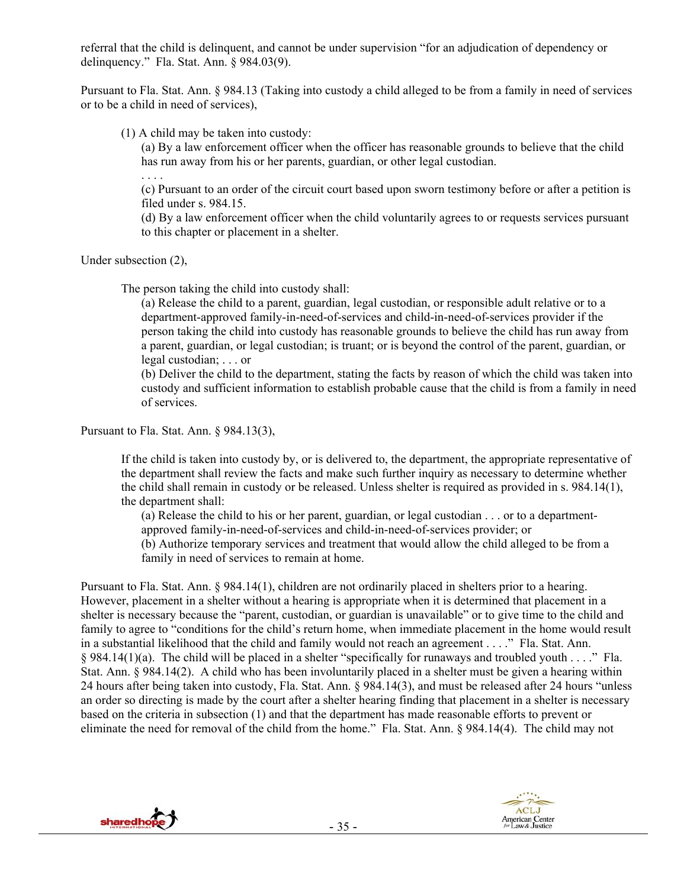referral that the child is delinquent, and cannot be under supervision "for an adjudication of dependency or delinquency." Fla. Stat. Ann. § 984.03(9).

Pursuant to Fla. Stat. Ann. § 984.13 (Taking into custody a child alleged to be from a family in need of services or to be a child in need of services),

> (1) A child may be taken into custody:
>
> > (a) By a law enforcement officer when the officer has reasonable grounds to believe that the child has run away from his or her parents, guardian, or other legal custodian.
> >
> > . . . .
> >
> > (c) Pursuant to an order of the circuit court based upon sworn testimony before or after a petition is filed under s. 984.15.
> >
> > (d) By a law enforcement officer when the child voluntarily agrees to or requests services pursuant to this chapter or placement in a shelter.

Under subsection (2),

> The person taking the child into custody shall:
>
> > (a) Release the child to a parent, guardian, legal custodian, or responsible adult relative or to a department-approved family-in-need-of-services and child-in-need-of-services provider if the person taking the child into custody has reasonable grounds to believe the child has run away from a parent, guardian, or legal custodian; is truant; or is beyond the control of the parent, guardian, or legal custodian; . . . or
> >
> > (b) Deliver the child to the department, stating the facts by reason of which the child was taken into custody and sufficient information to establish probable cause that the child is from a family in need of services.

Pursuant to Fla. Stat. Ann. § 984.13(3),

> If the child is taken into custody by, or is delivered to, the department, the appropriate representative of the department shall review the facts and make such further inquiry as necessary to determine whether the child shall remain in custody or be released. Unless shelter is required as provided in s. 984.14(1), the department shall:
>
> > (a) Release the child to his or her parent, guardian, or legal custodian . . . or to a department-approved family-in-need-of-services and child-in-need-of-services provider; or
> >
> > (b) Authorize temporary services and treatment that would allow the child alleged to be from a family in need of services to remain at home.

Pursuant to Fla. Stat. Ann. § 984.14(1), children are not ordinarily placed in shelters prior to a hearing. However, placement in a shelter without a hearing is appropriate when it is determined that placement in a shelter is necessary because the "parent, custodian, or guardian is unavailable" or to give time to the child and family to agree to "conditions for the child's return home, when immediate placement in the home would result in a substantial likelihood that the child and family would not reach an agreement . . . ." Fla. Stat. Ann. § 984.14(1)(a). The child will be placed in a shelter "specifically for runaways and troubled youth . . . ." Fla. Stat. Ann. § 984.14(2). A child who has been involuntarily placed in a shelter must be given a hearing within 24 hours after being taken into custody, Fla. Stat. Ann. § 984.14(3), and must be released after 24 hours "unless an order so directing is made by the court after a shelter hearing finding that placement in a shelter is necessary based on the criteria in subsection (1) and that the department has made reasonable efforts to prevent or eliminate the need for removal of the child from the home." Fla. Stat. Ann. § 984.14(4). The child may not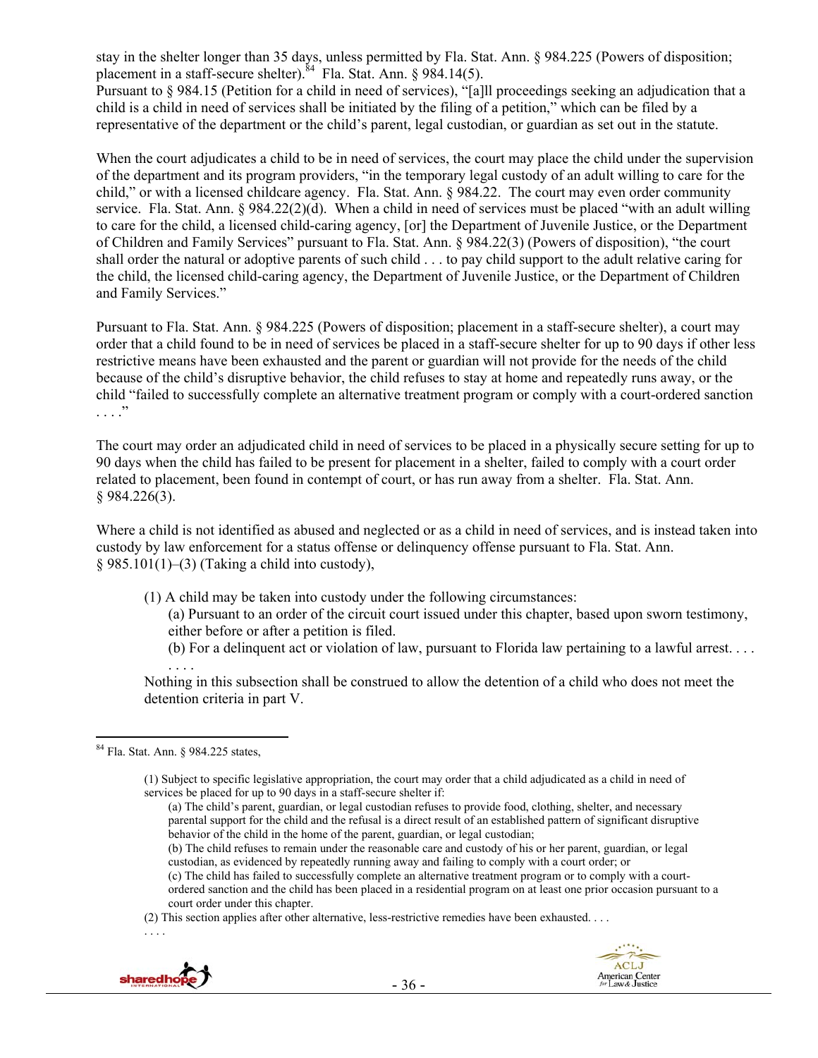stay in the shelter longer than 35 days, unless permitted by Fla. Stat. Ann. § 984.225 (Powers of disposition; placement in a staff-secure shelter).[84] Fla. Stat. Ann. § 984.14(5).

Pursuant to § 984.15 (Petition for a child in need of services), "[a]ll proceedings seeking an adjudication that a child is a child in need of services shall be initiated by the filing of a petition," which can be filed by a representative of the department or the child's parent, legal custodian, or guardian as set out in the statute.

When the court adjudicates a child to be in need of services, the court may place the child under the supervision of the department and its program providers, "in the temporary legal custody of an adult willing to care for the child," or with a licensed childcare agency. Fla. Stat. Ann. § 984.22. The court may even order community service. Fla. Stat. Ann. § 984.22(2)(d). When a child in need of services must be placed "with an adult willing to care for the child, a licensed child-caring agency, [or] the Department of Juvenile Justice, or the Department of Children and Family Services" pursuant to Fla. Stat. Ann. § 984.22(3) (Powers of disposition), "the court shall order the natural or adoptive parents of such child . . . to pay child support to the adult relative caring for the child, the licensed child-caring agency, the Department of Juvenile Justice, or the Department of Children and Family Services."

Pursuant to Fla. Stat. Ann. § 984.225 (Powers of disposition; placement in a staff-secure shelter), a court may order that a child found to be in need of services be placed in a staff-secure shelter for up to 90 days if other less restrictive means have been exhausted and the parent or guardian will not provide for the needs of the child because of the child's disruptive behavior, the child refuses to stay at home and repeatedly runs away, or the child "failed to successfully complete an alternative treatment program or comply with a court-ordered sanction . . . ."

The court may order an adjudicated child in need of services to be placed in a physically secure setting for up to 90 days when the child has failed to be present for placement in a shelter, failed to comply with a court order related to placement, been found in contempt of court, or has run away from a shelter. Fla. Stat. Ann. § 984.226(3).

Where a child is not identified as abused and neglected or as a child in need of services, and is instead taken into custody by law enforcement for a status offense or delinquency offense pursuant to Fla. Stat. Ann. § 985.101(1)–(3) (Taking a child into custody),

> (1) A child may be taken into custody under the following circumstances:
>
> (a) Pursuant to an order of the circuit court issued under this chapter, based upon sworn testimony, either before or after a petition is filed.
>
> (b) For a delinquent act or violation of law, pursuant to Florida law pertaining to a lawful arrest. . . .
>
> . . . .
>
> Nothing in this subsection shall be construed to allow the detention of a child who does not meet the detention criteria in part V.

---

[84] Fla. Stat. Ann. § 984.225 states,

> (1) Subject to specific legislative appropriation, the court may order that a child adjudicated as a child in need of services be placed for up to 90 days in a staff-secure shelter if:
>
> (a) The child's parent, guardian, or legal custodian refuses to provide food, clothing, shelter, and necessary parental support for the child and the refusal is a direct result of an established pattern of significant disruptive behavior of the child in the home of the parent, guardian, or legal custodian;
>
> (b) The child refuses to remain under the reasonable care and custody of his or her parent, guardian, or legal custodian, as evidenced by repeatedly running away and failing to comply with a court order; or
>
> (c) The child has failed to successfully complete an alternative treatment program or to comply with a court-ordered sanction and the child has been placed in a residential program on at least one prior occasion pursuant to a court order under this chapter.
>
> (2) This section applies after other alternative, less-restrictive remedies have been exhausted. . . .
>
> . . . .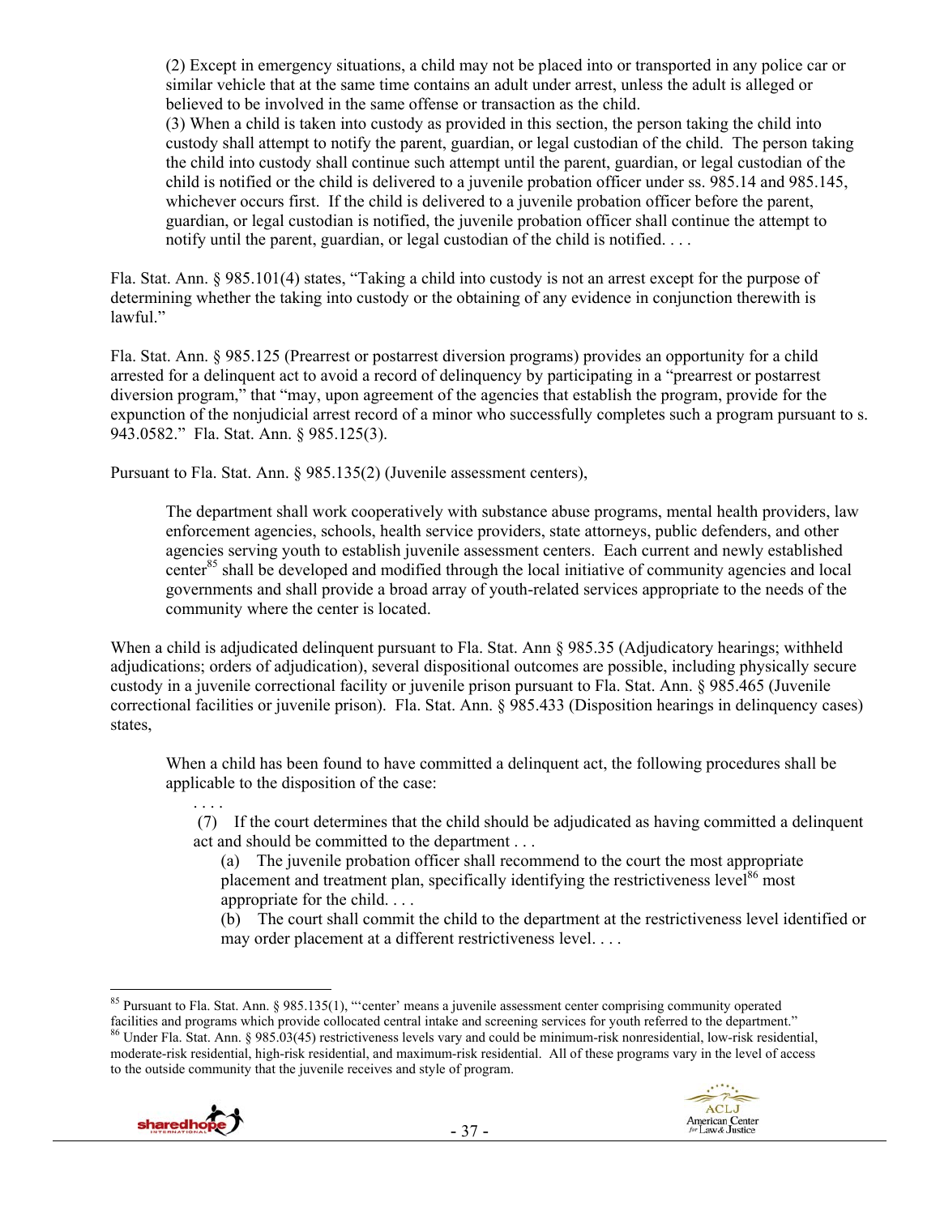> (2) Except in emergency situations, a child may not be placed into or transported in any police car or similar vehicle that at the same time contains an adult under arrest, unless the adult is alleged or believed to be involved in the same offense or transaction as the child.
> (3) When a child is taken into custody as provided in this section, the person taking the child into custody shall attempt to notify the parent, guardian, or legal custodian of the child. The person taking the child into custody shall continue such attempt until the parent, guardian, or legal custodian of the child is notified or the child is delivered to a juvenile probation officer under ss. 985.14 and 985.145, whichever occurs first. If the child is delivered to a juvenile probation officer before the parent, guardian, or legal custodian is notified, the juvenile probation officer shall continue the attempt to notify until the parent, guardian, or legal custodian of the child is notified. . . .

Fla. Stat. Ann. § 985.101(4) states, "Taking a child into custody is not an arrest except for the purpose of determining whether the taking into custody or the obtaining of any evidence in conjunction therewith is lawful."

Fla. Stat. Ann. § 985.125 (Prearrest or postarrest diversion programs) provides an opportunity for a child arrested for a delinquent act to avoid a record of delinquency by participating in a "prearrest or postarrest diversion program," that "may, upon agreement of the agencies that establish the program, provide for the expunction of the nonjudicial arrest record of a minor who successfully completes such a program pursuant to s. 943.0582." Fla. Stat. Ann. § 985.125(3).

Pursuant to Fla. Stat. Ann. § 985.135(2) (Juvenile assessment centers),

> The department shall work cooperatively with substance abuse programs, mental health providers, law enforcement agencies, schools, health service providers, state attorneys, public defenders, and other agencies serving youth to establish juvenile assessment centers. Each current and newly established center[85] shall be developed and modified through the local initiative of community agencies and local governments and shall provide a broad array of youth-related services appropriate to the needs of the community where the center is located.

When a child is adjudicated delinquent pursuant to Fla. Stat. Ann § 985.35 (Adjudicatory hearings; withheld adjudications; orders of adjudication), several dispositional outcomes are possible, including physically secure custody in a juvenile correctional facility or juvenile prison pursuant to Fla. Stat. Ann. § 985.465 (Juvenile correctional facilities or juvenile prison). Fla. Stat. Ann. § 985.433 (Disposition hearings in delinquency cases) states,

> When a child has been found to have committed a delinquent act, the following procedures shall be applicable to the disposition of the case:
>
> . . . .
>
> (7) If the court determines that the child should be adjudicated as having committed a delinquent act and should be committed to the department . . .
>
> (a) The juvenile probation officer shall recommend to the court the most appropriate placement and treatment plan, specifically identifying the restrictiveness level[86] most appropriate for the child. . . .
>
> (b) The court shall commit the child to the department at the restrictiveness level identified or may order placement at a different restrictiveness level. . . .

---

[85] Pursuant to Fla. Stat. Ann. § 985.135(1), "'center' means a juvenile assessment center comprising community operated facilities and programs which provide collocated central intake and screening services for youth referred to the department."

[86] Under Fla. Stat. Ann. § 985.03(45) restrictiveness levels vary and could be minimum-risk nonresidential, low-risk residential, moderate-risk residential, high-risk residential, and maximum-risk residential. All of these programs vary in the level of access to the outside community that the juvenile receives and style of program.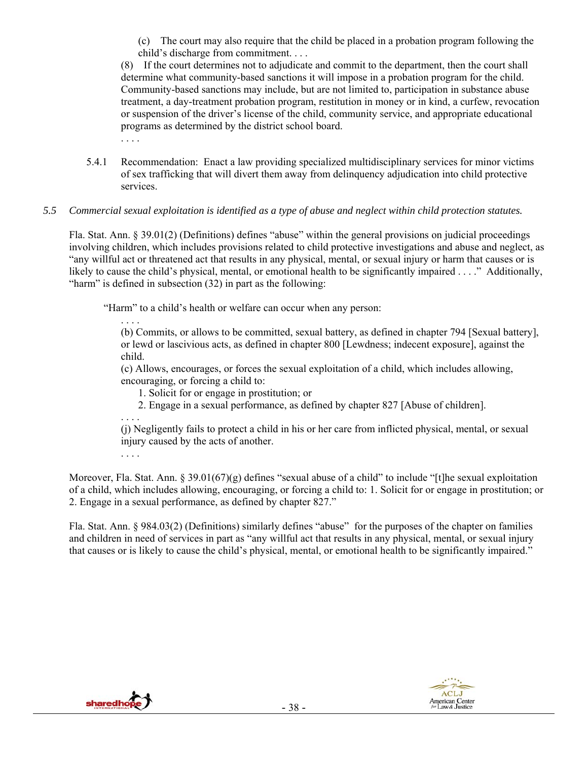(c) The court may also require that the child be placed in a probation program following the child's discharge from commitment. . . .

(8) If the court determines not to adjudicate and commit to the department, then the court shall determine what community-based sanctions it will impose in a probation program for the child. Community-based sanctions may include, but are not limited to, participation in substance abuse treatment, a day-treatment probation program, restitution in money or in kind, a curfew, revocation or suspension of the driver's license of the child, community service, and appropriate educational programs as determined by the district school board.

. . . .

5.4.1 Recommendation: Enact a law providing specialized multidisciplinary services for minor victims of sex trafficking that will divert them away from delinquency adjudication into child protective services.

*5.5 Commercial sexual exploitation is identified as a type of abuse and neglect within child protection statutes.*

Fla. Stat. Ann. § 39.01(2) (Definitions) defines "abuse" within the general provisions on judicial proceedings involving children, which includes provisions related to child protective investigations and abuse and neglect, as "any willful act or threatened act that results in any physical, mental, or sexual injury or harm that causes or is likely to cause the child's physical, mental, or emotional health to be significantly impaired . . . ." Additionally, "harm" is defined in subsection (32) in part as the following:

> "Harm" to a child's health or welfare can occur when any person:
>
> . . . .
>
> (b) Commits, or allows to be committed, sexual battery, as defined in chapter 794 [Sexual battery], or lewd or lascivious acts, as defined in chapter 800 [Lewdness; indecent exposure], against the child.
>
> (c) Allows, encourages, or forces the sexual exploitation of a child, which includes allowing, encouraging, or forcing a child to:
>
> 1. Solicit for or engage in prostitution; or
> 2. Engage in a sexual performance, as defined by chapter 827 [Abuse of children].
>
> . . . .
>
> (j) Negligently fails to protect a child in his or her care from inflicted physical, mental, or sexual injury caused by the acts of another.
>
> . . . .

Moreover, Fla. Stat. Ann. § 39.01(67)(g) defines "sexual abuse of a child" to include "[t]he sexual exploitation of a child, which includes allowing, encouraging, or forcing a child to: 1. Solicit for or engage in prostitution; or 2. Engage in a sexual performance, as defined by chapter 827."

Fla. Stat. Ann. § 984.03(2) (Definitions) similarly defines "abuse" for the purposes of the chapter on families and children in need of services in part as "any willful act that results in any physical, mental, or sexual injury that causes or is likely to cause the child's physical, mental, or emotional health to be significantly impaired."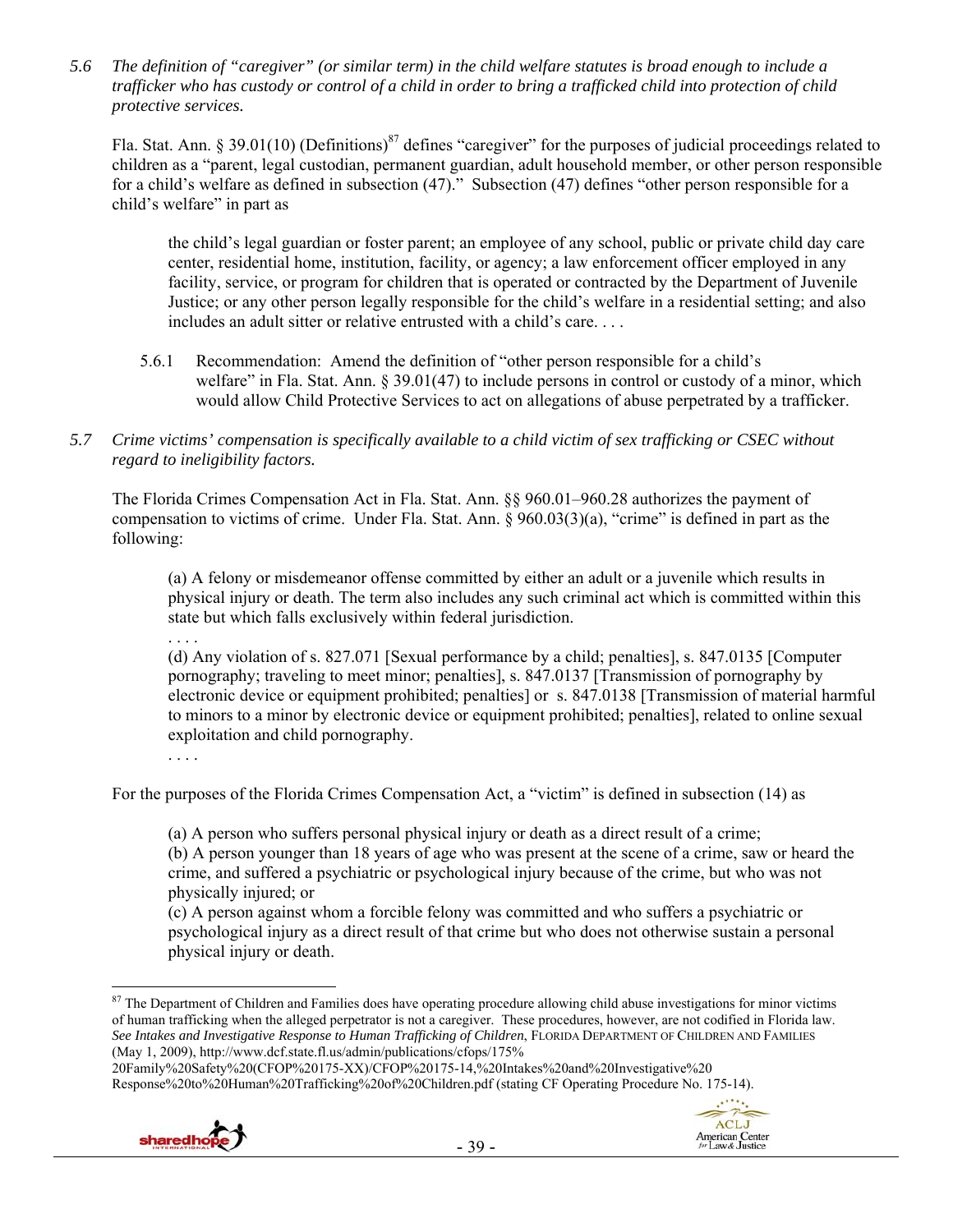*5.6 The definition of "caregiver" (or similar term) in the child welfare statutes is broad enough to include a trafficker who has custody or control of a child in order to bring a trafficked child into protection of child protective services.*

Fla. Stat. Ann. § 39.01(10) (Definitions)[87] defines "caregiver" for the purposes of judicial proceedings related to children as a "parent, legal custodian, permanent guardian, adult household member, or other person responsible for a child's welfare as defined in subsection (47)." Subsection (47) defines "other person responsible for a child's welfare" in part as

> the child's legal guardian or foster parent; an employee of any school, public or private child day care center, residential home, institution, facility, or agency; a law enforcement officer employed in any facility, service, or program for children that is operated or contracted by the Department of Juvenile Justice; or any other person legally responsible for the child's welfare in a residential setting; and also includes an adult sitter or relative entrusted with a child's care. . . .

5.6.1 Recommendation: Amend the definition of "other person responsible for a child's welfare" in Fla. Stat. Ann. § 39.01(47) to include persons in control or custody of a minor, which would allow Child Protective Services to act on allegations of abuse perpetrated by a trafficker.

*5.7 Crime victims' compensation is specifically available to a child victim of sex trafficking or CSEC without regard to ineligibility factors.*

The Florida Crimes Compensation Act in Fla. Stat. Ann. §§ 960.01–960.28 authorizes the payment of compensation to victims of crime. Under Fla. Stat. Ann. § 960.03(3)(a), "crime" is defined in part as the following:

> (a) A felony or misdemeanor offense committed by either an adult or a juvenile which results in physical injury or death. The term also includes any such criminal act which is committed within this state but which falls exclusively within federal jurisdiction.
>
> . . . .
>
> (d) Any violation of s. 827.071 [Sexual performance by a child; penalties], s. 847.0135 [Computer pornography; traveling to meet minor; penalties], s. 847.0137 [Transmission of pornography by electronic device or equipment prohibited; penalties] or s. 847.0138 [Transmission of material harmful to minors to a minor by electronic device or equipment prohibited; penalties], related to online sexual exploitation and child pornography.
>
> . . . .

For the purposes of the Florida Crimes Compensation Act, a "victim" is defined in subsection (14) as

> (a) A person who suffers personal physical injury or death as a direct result of a crime;
> (b) A person younger than 18 years of age who was present at the scene of a crime, saw or heard the crime, and suffered a psychiatric or psychological injury because of the crime, but who was not physically injured; or
> (c) A person against whom a forcible felony was committed and who suffers a psychiatric or psychological injury as a direct result of that crime but who does not otherwise sustain a personal physical injury or death.

---

[87] The Department of Children and Families does have operating procedure allowing child abuse investigations for minor victims of human trafficking when the alleged perpetrator is not a caregiver. These procedures, however, are not codified in Florida law. *See Intakes and Investigative Response to Human Trafficking of Children*, FLORIDA DEPARTMENT OF CHILDREN AND FAMILIES (May 1, 2009), http://www.dcf.state.fl.us/admin/publications/cfops/175%20Family%20Safety%20(CFOP%20175-XX)/CFOP%20175-14,%20Intakes%20and%20Investigative%20Response%20to%20Human%20Trafficking%20of%20Children.pdf (stating CF Operating Procedure No. 175-14).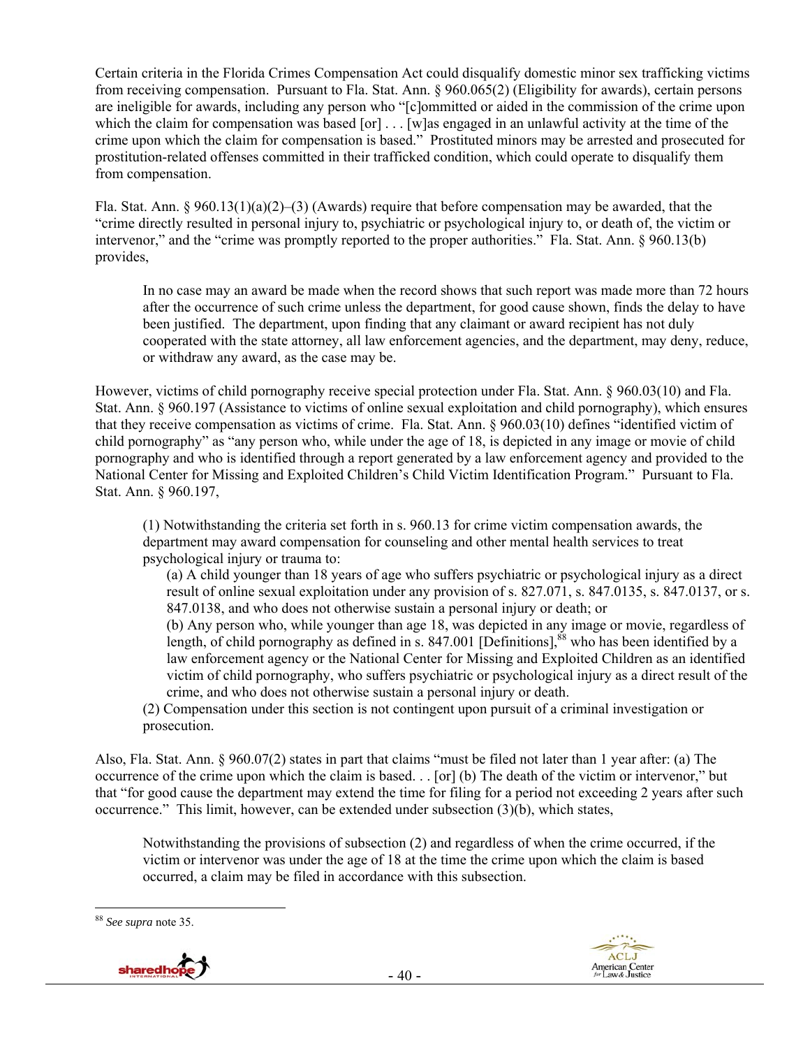Certain criteria in the Florida Crimes Compensation Act could disqualify domestic minor sex trafficking victims from receiving compensation. Pursuant to Fla. Stat. Ann. § 960.065(2) (Eligibility for awards), certain persons are ineligible for awards, including any person who "[c]ommitted or aided in the commission of the crime upon which the claim for compensation was based [or] . . . [w]as engaged in an unlawful activity at the time of the crime upon which the claim for compensation is based." Prostituted minors may be arrested and prosecuted for prostitution-related offenses committed in their trafficked condition, which could operate to disqualify them from compensation.

Fla. Stat. Ann. § 960.13(1)(a)(2)–(3) (Awards) require that before compensation may be awarded, that the "crime directly resulted in personal injury to, psychiatric or psychological injury to, or death of, the victim or intervenor," and the "crime was promptly reported to the proper authorities." Fla. Stat. Ann. § 960.13(b) provides,

> In no case may an award be made when the record shows that such report was made more than 72 hours after the occurrence of such crime unless the department, for good cause shown, finds the delay to have been justified. The department, upon finding that any claimant or award recipient has not duly cooperated with the state attorney, all law enforcement agencies, and the department, may deny, reduce, or withdraw any award, as the case may be.

However, victims of child pornography receive special protection under Fla. Stat. Ann. § 960.03(10) and Fla. Stat. Ann. § 960.197 (Assistance to victims of online sexual exploitation and child pornography), which ensures that they receive compensation as victims of crime. Fla. Stat. Ann. § 960.03(10) defines "identified victim of child pornography" as "any person who, while under the age of 18, is depicted in any image or movie of child pornography and who is identified through a report generated by a law enforcement agency and provided to the National Center for Missing and Exploited Children's Child Victim Identification Program." Pursuant to Fla. Stat. Ann. § 960.197,

> (1) Notwithstanding the criteria set forth in s. 960.13 for crime victim compensation awards, the department may award compensation for counseling and other mental health services to treat psychological injury or trauma to:
>
> (a) A child younger than 18 years of age who suffers psychiatric or psychological injury as a direct result of online sexual exploitation under any provision of s. 827.071, s. 847.0135, s. 847.0137, or s. 847.0138, and who does not otherwise sustain a personal injury or death; or
>
> (b) Any person who, while younger than age 18, was depicted in any image or movie, regardless of length, of child pornography as defined in s. 847.001 [Definitions],[88] who has been identified by a law enforcement agency or the National Center for Missing and Exploited Children as an identified victim of child pornography, who suffers psychiatric or psychological injury as a direct result of the crime, and who does not otherwise sustain a personal injury or death.
>
> (2) Compensation under this section is not contingent upon pursuit of a criminal investigation or prosecution.

Also, Fla. Stat. Ann. § 960.07(2) states in part that claims "must be filed not later than 1 year after: (a) The occurrence of the crime upon which the claim is based. . . [or] (b) The death of the victim or intervenor," but that "for good cause the department may extend the time for filing for a period not exceeding 2 years after such occurrence." This limit, however, can be extended under subsection (3)(b), which states,

> Notwithstanding the provisions of subsection (2) and regardless of when the crime occurred, if the victim or intervenor was under the age of 18 at the time the crime upon which the claim is based occurred, a claim may be filed in accordance with this subsection.

---

[88] *See supra* note 35.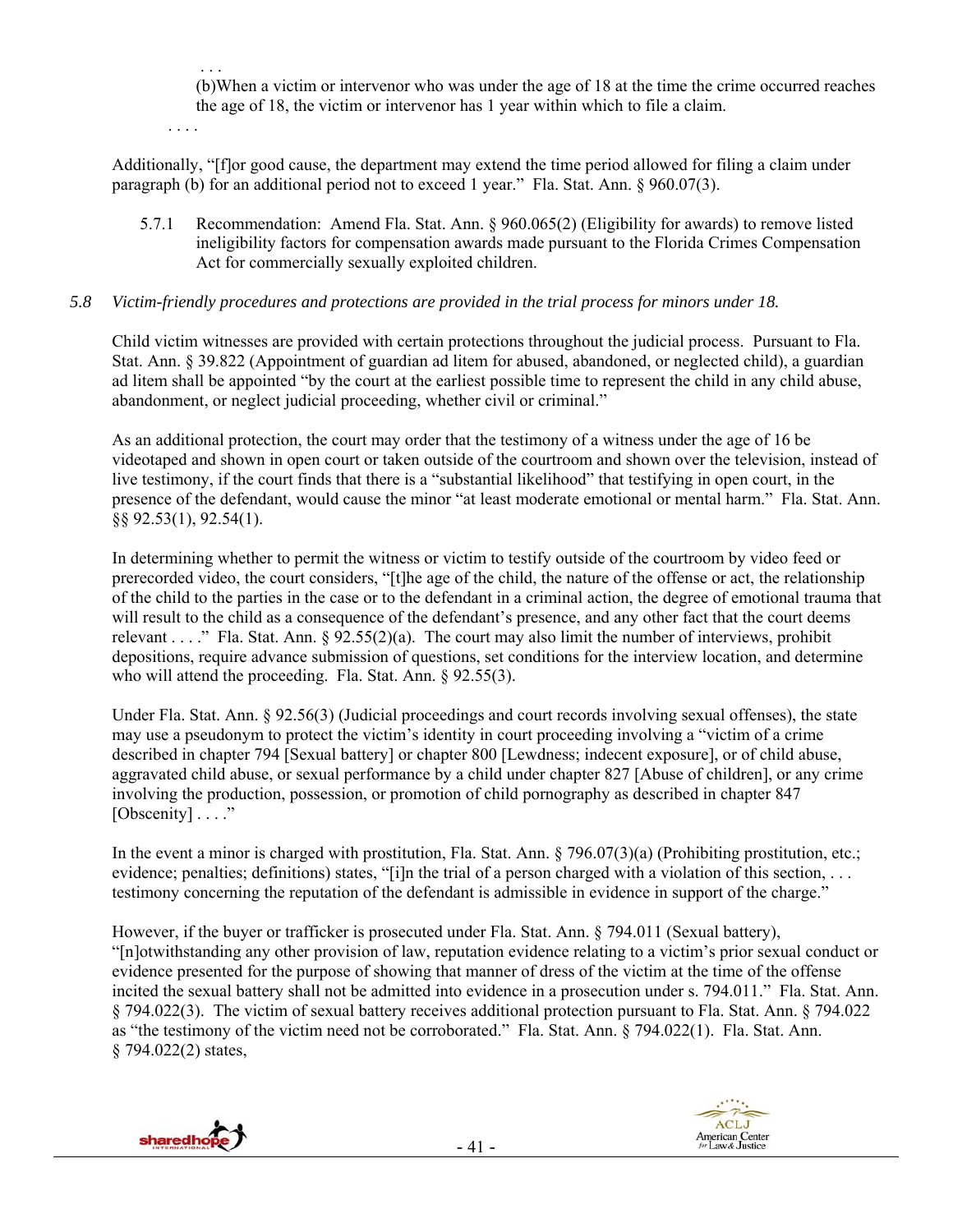. . .

(b)When a victim or intervenor who was under the age of 18 at the time the crime occurred reaches the age of 18, the victim or intervenor has 1 year within which to file a claim.

. . . .

Additionally, "[f]or good cause, the department may extend the time period allowed for filing a claim under paragraph (b) for an additional period not to exceed 1 year." Fla. Stat. Ann. § 960.07(3).

5.7.1 Recommendation: Amend Fla. Stat. Ann. § 960.065(2) (Eligibility for awards) to remove listed ineligibility factors for compensation awards made pursuant to the Florida Crimes Compensation Act for commercially sexually exploited children.

*5.8 Victim-friendly procedures and protections are provided in the trial process for minors under 18.*

Child victim witnesses are provided with certain protections throughout the judicial process. Pursuant to Fla. Stat. Ann. § 39.822 (Appointment of guardian ad litem for abused, abandoned, or neglected child), a guardian ad litem shall be appointed "by the court at the earliest possible time to represent the child in any child abuse, abandonment, or neglect judicial proceeding, whether civil or criminal."

As an additional protection, the court may order that the testimony of a witness under the age of 16 be videotaped and shown in open court or taken outside of the courtroom and shown over the television, instead of live testimony, if the court finds that there is a "substantial likelihood" that testifying in open court, in the presence of the defendant, would cause the minor "at least moderate emotional or mental harm." Fla. Stat. Ann. §§ 92.53(1), 92.54(1).

In determining whether to permit the witness or victim to testify outside of the courtroom by video feed or prerecorded video, the court considers, "[t]he age of the child, the nature of the offense or act, the relationship of the child to the parties in the case or to the defendant in a criminal action, the degree of emotional trauma that will result to the child as a consequence of the defendant's presence, and any other fact that the court deems relevant . . . ." Fla. Stat. Ann. § 92.55(2)(a). The court may also limit the number of interviews, prohibit depositions, require advance submission of questions, set conditions for the interview location, and determine who will attend the proceeding. Fla. Stat. Ann. § 92.55(3).

Under Fla. Stat. Ann. § 92.56(3) (Judicial proceedings and court records involving sexual offenses), the state may use a pseudonym to protect the victim's identity in court proceeding involving a "victim of a crime described in chapter 794 [Sexual battery] or chapter 800 [Lewdness; indecent exposure], or of child abuse, aggravated child abuse, or sexual performance by a child under chapter 827 [Abuse of children], or any crime involving the production, possession, or promotion of child pornography as described in chapter 847 [Obscenity] . . . ."

In the event a minor is charged with prostitution, Fla. Stat. Ann. § 796.07(3)(a) (Prohibiting prostitution, etc.; evidence; penalties; definitions) states, "[i]n the trial of a person charged with a violation of this section, . . . testimony concerning the reputation of the defendant is admissible in evidence in support of the charge."

However, if the buyer or trafficker is prosecuted under Fla. Stat. Ann. § 794.011 (Sexual battery), "[n]otwithstanding any other provision of law, reputation evidence relating to a victim's prior sexual conduct or evidence presented for the purpose of showing that manner of dress of the victim at the time of the offense incited the sexual battery shall not be admitted into evidence in a prosecution under s. 794.011." Fla. Stat. Ann. § 794.022(3). The victim of sexual battery receives additional protection pursuant to Fla. Stat. Ann. § 794.022 as "the testimony of the victim need not be corroborated." Fla. Stat. Ann. § 794.022(1). Fla. Stat. Ann. § 794.022(2) states,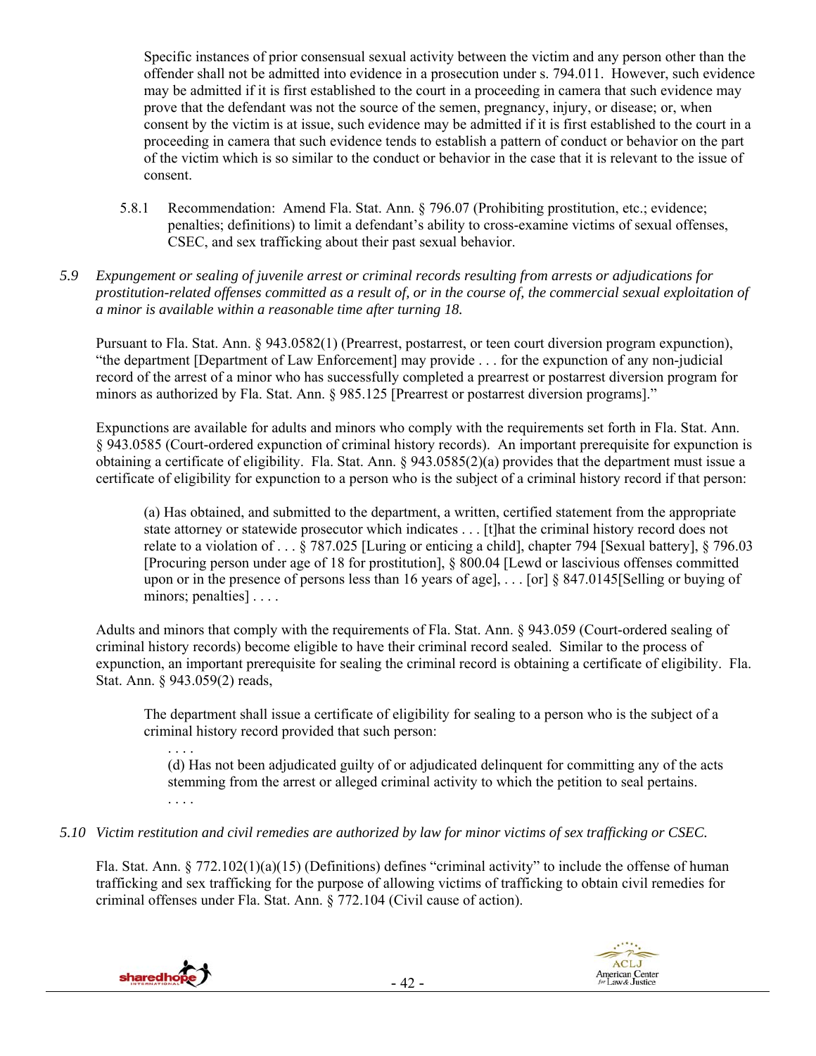> Specific instances of prior consensual sexual activity between the victim and any person other than the offender shall not be admitted into evidence in a prosecution under s. 794.011. However, such evidence may be admitted if it is first established to the court in a proceeding in camera that such evidence may prove that the defendant was not the source of the semen, pregnancy, injury, or disease; or, when consent by the victim is at issue, such evidence may be admitted if it is first established to the court in a proceeding in camera that such evidence tends to establish a pattern of conduct or behavior on the part of the victim which is so similar to the conduct or behavior in the case that it is relevant to the issue of consent.

5.8.1 Recommendation: Amend Fla. Stat. Ann. § 796.07 (Prohibiting prostitution, etc.; evidence; penalties; definitions) to limit a defendant's ability to cross-examine victims of sexual offenses, CSEC, and sex trafficking about their past sexual behavior.

*5.9 Expungement or sealing of juvenile arrest or criminal records resulting from arrests or adjudications for prostitution-related offenses committed as a result of, or in the course of, the commercial sexual exploitation of a minor is available within a reasonable time after turning 18.*

Pursuant to Fla. Stat. Ann. § 943.0582(1) (Prearrest, postarrest, or teen court diversion program expunction), "the department [Department of Law Enforcement] may provide . . . for the expunction of any non-judicial record of the arrest of a minor who has successfully completed a prearrest or postarrest diversion program for minors as authorized by Fla. Stat. Ann. § 985.125 [Prearrest or postarrest diversion programs]."

Expunctions are available for adults and minors who comply with the requirements set forth in Fla. Stat. Ann. § 943.0585 (Court-ordered expunction of criminal history records). An important prerequisite for expunction is obtaining a certificate of eligibility. Fla. Stat. Ann. § 943.0585(2)(a) provides that the department must issue a certificate of eligibility for expunction to a person who is the subject of a criminal history record if that person:

> (a) Has obtained, and submitted to the department, a written, certified statement from the appropriate state attorney or statewide prosecutor which indicates . . . [t]hat the criminal history record does not relate to a violation of . . . § 787.025 [Luring or enticing a child], chapter 794 [Sexual battery], § 796.03 [Procuring person under age of 18 for prostitution], § 800.04 [Lewd or lascivious offenses committed upon or in the presence of persons less than 16 years of age], . . . [or] § 847.0145[Selling or buying of minors; penalties] . . . .

Adults and minors that comply with the requirements of Fla. Stat. Ann. § 943.059 (Court-ordered sealing of criminal history records) become eligible to have their criminal record sealed. Similar to the process of expunction, an important prerequisite for sealing the criminal record is obtaining a certificate of eligibility. Fla. Stat. Ann. § 943.059(2) reads,

> The department shall issue a certificate of eligibility for sealing to a person who is the subject of a criminal history record provided that such person:
>
> . . . .
>
> (d) Has not been adjudicated guilty of or adjudicated delinquent for committing any of the acts stemming from the arrest or alleged criminal activity to which the petition to seal pertains.
>
> . . . .

*5.10 Victim restitution and civil remedies are authorized by law for minor victims of sex trafficking or CSEC.*

Fla. Stat. Ann. § 772.102(1)(a)(15) (Definitions) defines "criminal activity" to include the offense of human trafficking and sex trafficking for the purpose of allowing victims of trafficking to obtain civil remedies for criminal offenses under Fla. Stat. Ann. § 772.104 (Civil cause of action).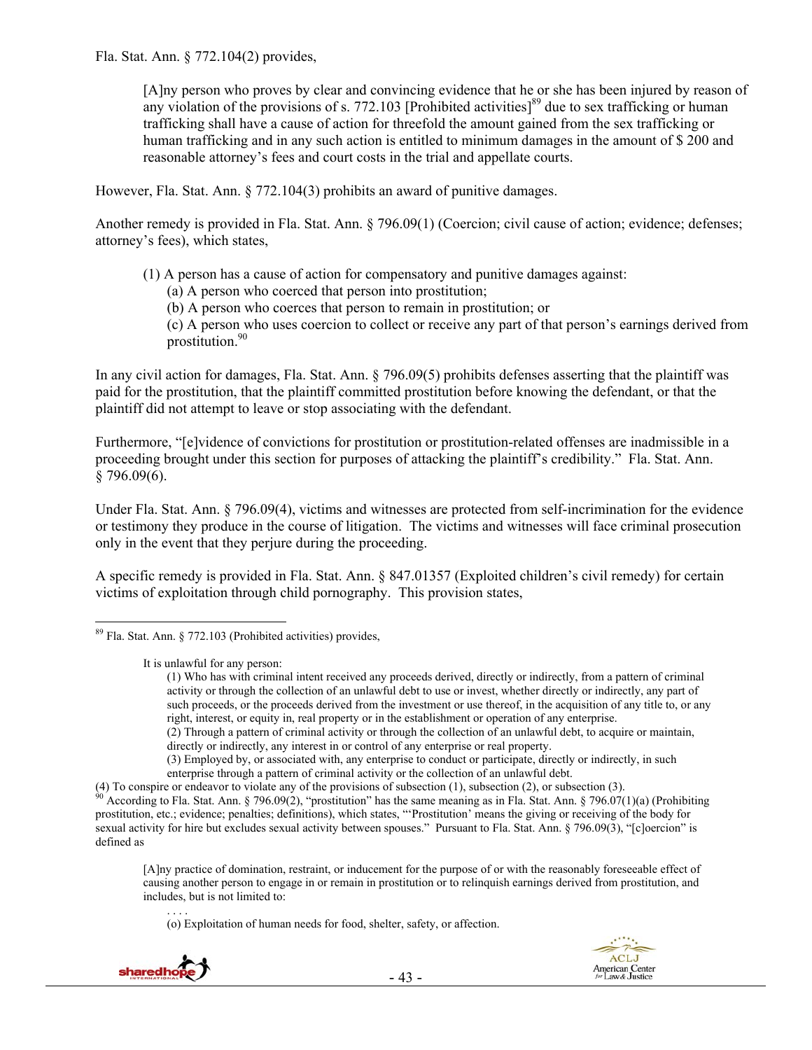Fla. Stat. Ann. § 772.104(2) provides,

> [A]ny person who proves by clear and convincing evidence that he or she has been injured by reason of any violation of the provisions of s. 772.103 [Prohibited activities][89] due to sex trafficking or human trafficking shall have a cause of action for threefold the amount gained from the sex trafficking or human trafficking and in any such action is entitled to minimum damages in the amount of $ 200 and reasonable attorney's fees and court costs in the trial and appellate courts.

However, Fla. Stat. Ann. § 772.104(3) prohibits an award of punitive damages.

Another remedy is provided in Fla. Stat. Ann. § 796.09(1) (Coercion; civil cause of action; evidence; defenses; attorney's fees), which states,

> (1) A person has a cause of action for compensatory and punitive damages against:
> (a) A person who coerced that person into prostitution;
> (b) A person who coerces that person to remain in prostitution; or
> (c) A person who uses coercion to collect or receive any part of that person's earnings derived from prostitution.[90]

In any civil action for damages, Fla. Stat. Ann. § 796.09(5) prohibits defenses asserting that the plaintiff was paid for the prostitution, that the plaintiff committed prostitution before knowing the defendant, or that the plaintiff did not attempt to leave or stop associating with the defendant.

Furthermore, "[e]vidence of convictions for prostitution or prostitution-related offenses are inadmissible in a proceeding brought under this section for purposes of attacking the plaintiff's credibility." Fla. Stat. Ann. § 796.09(6).

Under Fla. Stat. Ann. § 796.09(4), victims and witnesses are protected from self-incrimination for the evidence or testimony they produce in the course of litigation. The victims and witnesses will face criminal prosecution only in the event that they perjure during the proceeding.

A specific remedy is provided in Fla. Stat. Ann. § 847.01357 (Exploited children's civil remedy) for certain victims of exploitation through child pornography. This provision states,

---

[89] Fla. Stat. Ann. § 772.103 (Prohibited activities) provides,

> It is unlawful for any person:
> (1) Who has with criminal intent received any proceeds derived, directly or indirectly, from a pattern of criminal activity or through the collection of an unlawful debt to use or invest, whether directly or indirectly, any part of such proceeds, or the proceeds derived from the investment or use thereof, in the acquisition of any title to, or any right, interest, or equity in, real property or in the establishment or operation of any enterprise.
> (2) Through a pattern of criminal activity or through the collection of an unlawful debt, to acquire or maintain, directly or indirectly, any interest in or control of any enterprise or real property.
> (3) Employed by, or associated with, any enterprise to conduct or participate, directly or indirectly, in such enterprise through a pattern of criminal activity or the collection of an unlawful debt.
> (4) To conspire or endeavor to violate any of the provisions of subsection (1), subsection (2), or subsection (3).

[90] According to Fla. Stat. Ann. § 796.09(2), "prostitution" has the same meaning as in Fla. Stat. Ann. § 796.07(1)(a) (Prohibiting prostitution, etc.; evidence; penalties; definitions), which states, "'Prostitution' means the giving or receiving of the body for sexual activity for hire but excludes sexual activity between spouses." Pursuant to Fla. Stat. Ann. § 796.09(3), "[c]oercion" is defined as

> [A]ny practice of domination, restraint, or inducement for the purpose of or with the reasonably foreseeable effect of causing another person to engage in or remain in prostitution or to relinquish earnings derived from prostitution, and includes, but is not limited to:
> . . . .
> (o) Exploitation of human needs for food, shelter, safety, or affection.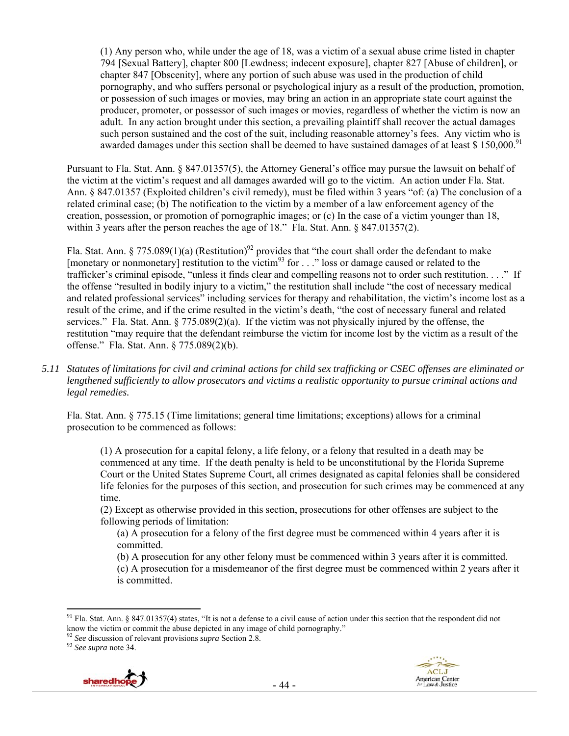> (1) Any person who, while under the age of 18, was a victim of a sexual abuse crime listed in chapter 794 [Sexual Battery], chapter 800 [Lewdness; indecent exposure], chapter 827 [Abuse of children], or chapter 847 [Obscenity], where any portion of such abuse was used in the production of child pornography, and who suffers personal or psychological injury as a result of the production, promotion, or possession of such images or movies, may bring an action in an appropriate state court against the producer, promoter, or possessor of such images or movies, regardless of whether the victim is now an adult. In any action brought under this section, a prevailing plaintiff shall recover the actual damages such person sustained and the cost of the suit, including reasonable attorney's fees. Any victim who is awarded damages under this section shall be deemed to have sustained damages of at least $ 150,000.[91]

Pursuant to Fla. Stat. Ann. § 847.01357(5), the Attorney General's office may pursue the lawsuit on behalf of the victim at the victim's request and all damages awarded will go to the victim. An action under Fla. Stat. Ann. § 847.01357 (Exploited children's civil remedy), must be filed within 3 years "of: (a) The conclusion of a related criminal case; (b) The notification to the victim by a member of a law enforcement agency of the creation, possession, or promotion of pornographic images; or (c) In the case of a victim younger than 18, within 3 years after the person reaches the age of 18." Fla. Stat. Ann. § 847.01357(2).

Fla. Stat. Ann. § 775.089(1)(a) (Restitution)[92] provides that "the court shall order the defendant to make [monetary or nonmonetary] restitution to the victim[93] for . . ." loss or damage caused or related to the trafficker's criminal episode, "unless it finds clear and compelling reasons not to order such restitution. . . ." If the offense "resulted in bodily injury to a victim," the restitution shall include "the cost of necessary medical and related professional services" including services for therapy and rehabilitation, the victim's income lost as a result of the crime, and if the crime resulted in the victim's death, "the cost of necessary funeral and related services." Fla. Stat. Ann. § 775.089(2)(a). If the victim was not physically injured by the offense, the restitution "may require that the defendant reimburse the victim for income lost by the victim as a result of the offense." Fla. Stat. Ann. § 775.089(2)(b).

*5.11 Statutes of limitations for civil and criminal actions for child sex trafficking or CSEC offenses are eliminated or lengthened sufficiently to allow prosecutors and victims a realistic opportunity to pursue criminal actions and legal remedies.*

Fla. Stat. Ann. § 775.15 (Time limitations; general time limitations; exceptions) allows for a criminal prosecution to be commenced as follows:

> (1) A prosecution for a capital felony, a life felony, or a felony that resulted in a death may be commenced at any time. If the death penalty is held to be unconstitutional by the Florida Supreme Court or the United States Supreme Court, all crimes designated as capital felonies shall be considered life felonies for the purposes of this section, and prosecution for such crimes may be commenced at any time.
>
> (2) Except as otherwise provided in this section, prosecutions for other offenses are subject to the following periods of limitation:
>
> (a) A prosecution for a felony of the first degree must be commenced within 4 years after it is committed.
>
> (b) A prosecution for any other felony must be commenced within 3 years after it is committed.
>
> (c) A prosecution for a misdemeanor of the first degree must be commenced within 2 years after it is committed.

---

[91] Fla. Stat. Ann. § 847.01357(4) states, "It is not a defense to a civil cause of action under this section that the respondent did not know the victim or commit the abuse depicted in any image of child pornography."

[92] *See* discussion of relevant provisions *supra* Section 2.8.

[93] *See supra* note 34.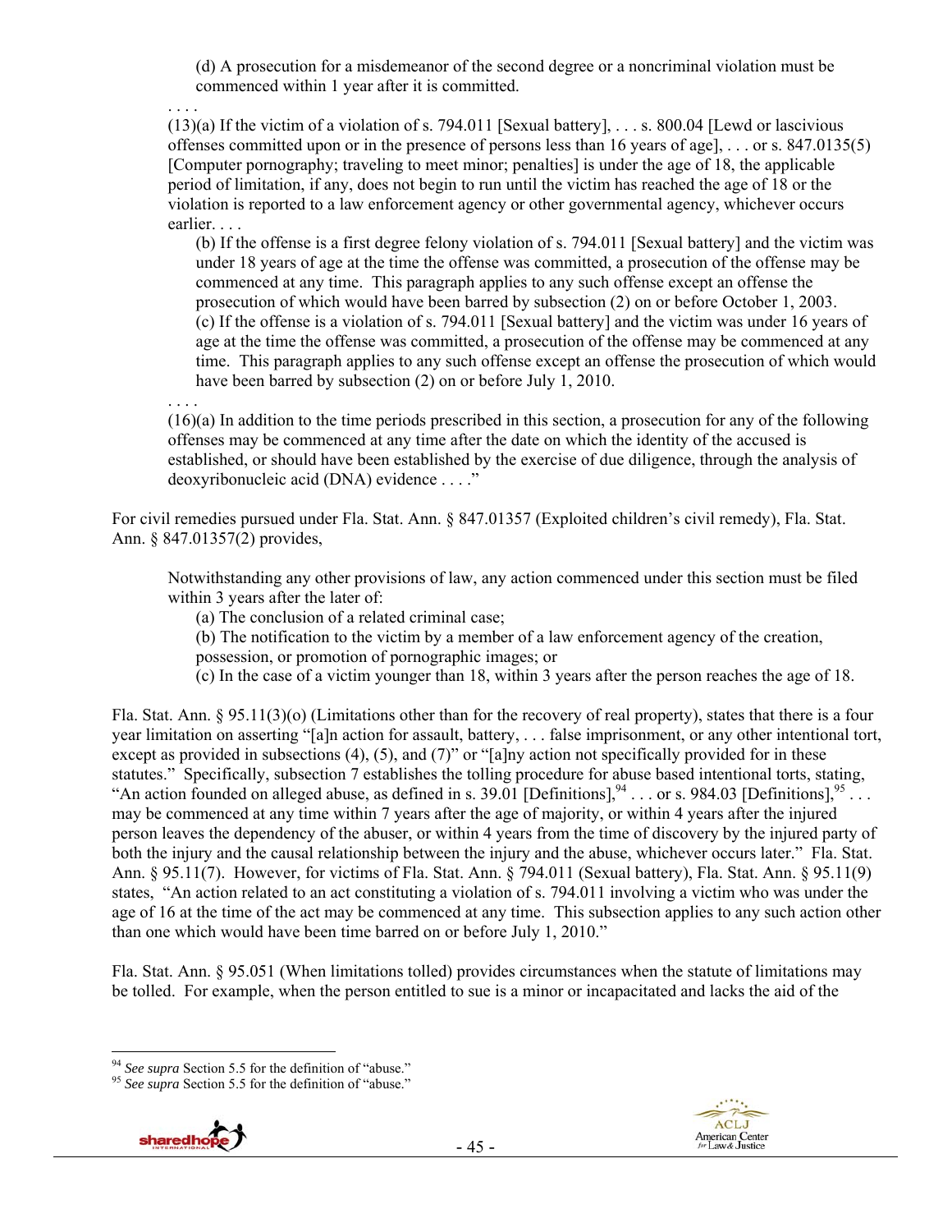> (d) A prosecution for a misdemeanor of the second degree or a noncriminal violation must be commenced within 1 year after it is committed.
>
> . . . .
>
> (13)(a) If the victim of a violation of s. 794.011 [Sexual battery], . . . s. 800.04 [Lewd or lascivious offenses committed upon or in the presence of persons less than 16 years of age], . . . or s. 847.0135(5) [Computer pornography; traveling to meet minor; penalties] is under the age of 18, the applicable period of limitation, if any, does not begin to run until the victim has reached the age of 18 or the violation is reported to a law enforcement agency or other governmental agency, whichever occurs earlier. . . .
>
> (b) If the offense is a first degree felony violation of s. 794.011 [Sexual battery] and the victim was under 18 years of age at the time the offense was committed, a prosecution of the offense may be commenced at any time. This paragraph applies to any such offense except an offense the prosecution of which would have been barred by subsection (2) on or before October 1, 2003.
>
> (c) If the offense is a violation of s. 794.011 [Sexual battery] and the victim was under 16 years of age at the time the offense was committed, a prosecution of the offense may be commenced at any time. This paragraph applies to any such offense except an offense the prosecution of which would have been barred by subsection (2) on or before July 1, 2010.
>
> . . . .
>
> (16)(a) In addition to the time periods prescribed in this section, a prosecution for any of the following offenses may be commenced at any time after the date on which the identity of the accused is established, or should have been established by the exercise of due diligence, through the analysis of deoxyribonucleic acid (DNA) evidence . . . ."

For civil remedies pursued under Fla. Stat. Ann. § 847.01357 (Exploited children's civil remedy), Fla. Stat. Ann. § 847.01357(2) provides,

> Notwithstanding any other provisions of law, any action commenced under this section must be filed within 3 years after the later of:
>
> (a) The conclusion of a related criminal case;
>
> (b) The notification to the victim by a member of a law enforcement agency of the creation, possession, or promotion of pornographic images; or
>
> (c) In the case of a victim younger than 18, within 3 years after the person reaches the age of 18.

Fla. Stat. Ann. § 95.11(3)(o) (Limitations other than for the recovery of real property), states that there is a four year limitation on asserting "[a]n action for assault, battery, . . . false imprisonment, or any other intentional tort, except as provided in subsections (4), (5), and (7)" or "[a]ny action not specifically provided for in these statutes." Specifically, subsection 7 establishes the tolling procedure for abuse based intentional torts, stating, "An action founded on alleged abuse, as defined in s. 39.01 [Definitions],[94] . . . or s. 984.03 [Definitions],[95] . . . may be commenced at any time within 7 years after the age of majority, or within 4 years after the injured person leaves the dependency of the abuser, or within 4 years from the time of discovery by the injured party of both the injury and the causal relationship between the injury and the abuse, whichever occurs later." Fla. Stat. Ann. § 95.11(7). However, for victims of Fla. Stat. Ann. § 794.011 (Sexual battery), Fla. Stat. Ann. § 95.11(9) states, "An action related to an act constituting a violation of s. 794.011 involving a victim who was under the age of 16 at the time of the act may be commenced at any time. This subsection applies to any such action other than one which would have been time barred on or before July 1, 2010."

Fla. Stat. Ann. § 95.051 (When limitations tolled) provides circumstances when the statute of limitations may be tolled. For example, when the person entitled to sue is a minor or incapacitated and lacks the aid of the

---

[94] *See supra* Section 5.5 for the definition of "abuse."

[95] *See supra* Section 5.5 for the definition of "abuse."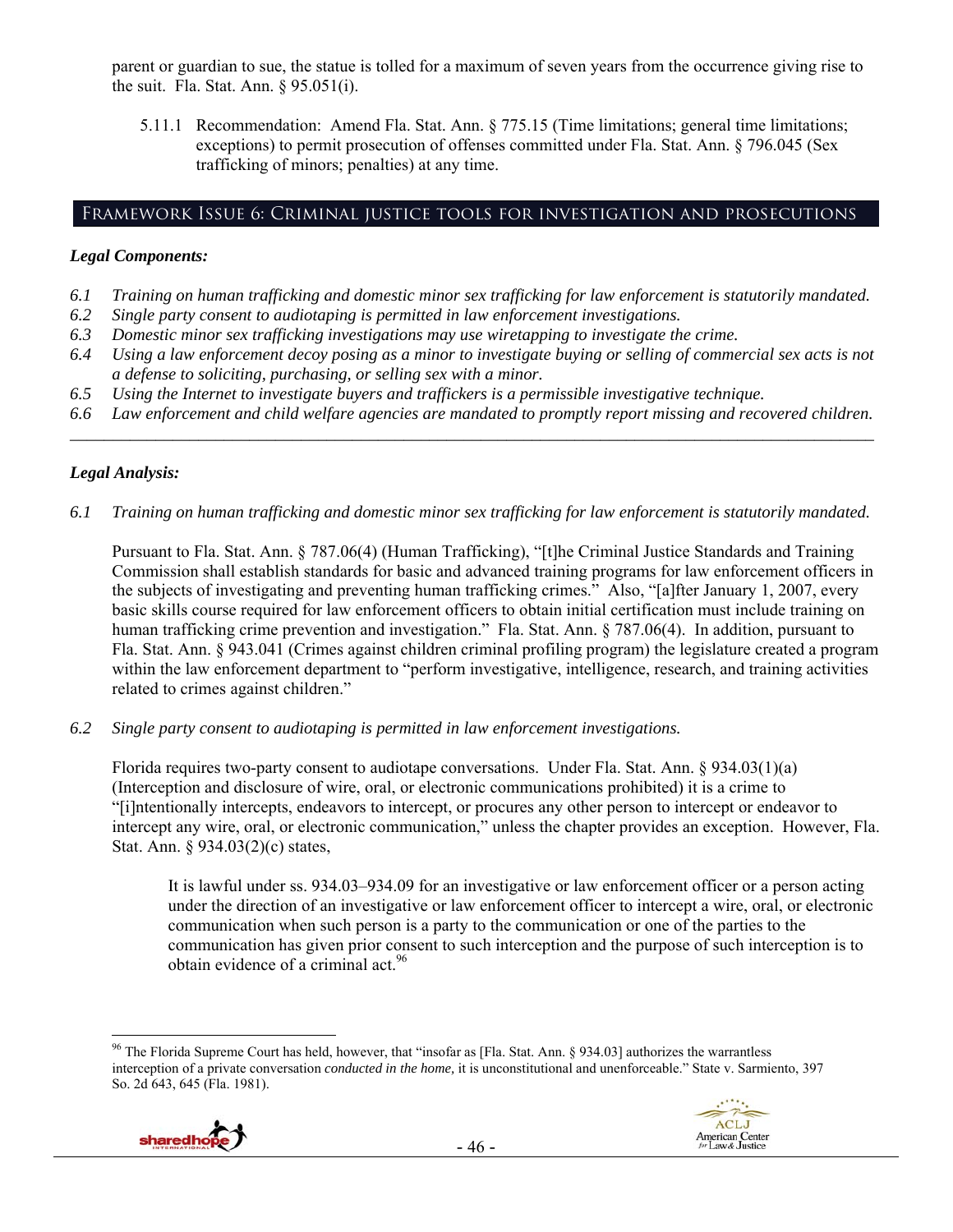parent or guardian to sue, the statue is tolled for a maximum of seven years from the occurrence giving rise to the suit. Fla. Stat. Ann. § 95.051(i).

5.11.1 Recommendation: Amend Fla. Stat. Ann. § 775.15 (Time limitations; general time limitations; exceptions) to permit prosecution of offenses committed under Fla. Stat. Ann. § 796.045 (Sex trafficking of minors; penalties) at any time.

## Framework Issue 6: Criminal justice tools for investigation and prosecutions

### *Legal Components:*

*6.1 Training on human trafficking and domestic minor sex trafficking for law enforcement is statutorily mandated.*
*6.2 Single party consent to audiotaping is permitted in law enforcement investigations.*
*6.3 Domestic minor sex trafficking investigations may use wiretapping to investigate the crime.*
*6.4 Using a law enforcement decoy posing as a minor to investigate buying or selling of commercial sex acts is not a defense to soliciting, purchasing, or selling sex with a minor.*
*6.5 Using the Internet to investigate buyers and traffickers is a permissible investigative technique.*
*6.6 Law enforcement and child welfare agencies are mandated to promptly report missing and recovered children.*

---

### *Legal Analysis:*

*6.1 Training on human trafficking and domestic minor sex trafficking for law enforcement is statutorily mandated.*

Pursuant to Fla. Stat. Ann. § 787.06(4) (Human Trafficking), "[t]he Criminal Justice Standards and Training Commission shall establish standards for basic and advanced training programs for law enforcement officers in the subjects of investigating and preventing human trafficking crimes." Also, "[a]fter January 1, 2007, every basic skills course required for law enforcement officers to obtain initial certification must include training on human trafficking crime prevention and investigation." Fla. Stat. Ann. § 787.06(4). In addition, pursuant to Fla. Stat. Ann. § 943.041 (Crimes against children criminal profiling program) the legislature created a program within the law enforcement department to "perform investigative, intelligence, research, and training activities related to crimes against children."

*6.2 Single party consent to audiotaping is permitted in law enforcement investigations.*

Florida requires two-party consent to audiotape conversations. Under Fla. Stat. Ann. § 934.03(1)(a) (Interception and disclosure of wire, oral, or electronic communications prohibited) it is a crime to "[i]ntentionally intercepts, endeavors to intercept, or procures any other person to intercept or endeavor to intercept any wire, oral, or electronic communication," unless the chapter provides an exception. However, Fla. Stat. Ann. § 934.03(2)(c) states,

> It is lawful under ss. 934.03–934.09 for an investigative or law enforcement officer or a person acting under the direction of an investigative or law enforcement officer to intercept a wire, oral, or electronic communication when such person is a party to the communication or one of the parties to the communication has given prior consent to such interception and the purpose of such interception is to obtain evidence of a criminal act.[96]

---

[96] The Florida Supreme Court has held, however, that "insofar as [Fla. Stat. Ann. § 934.03] authorizes the warrantless interception of a private conversation *conducted in the home,* it is unconstitutional and unenforceable." State v. Sarmiento, 397 So. 2d 643, 645 (Fla. 1981).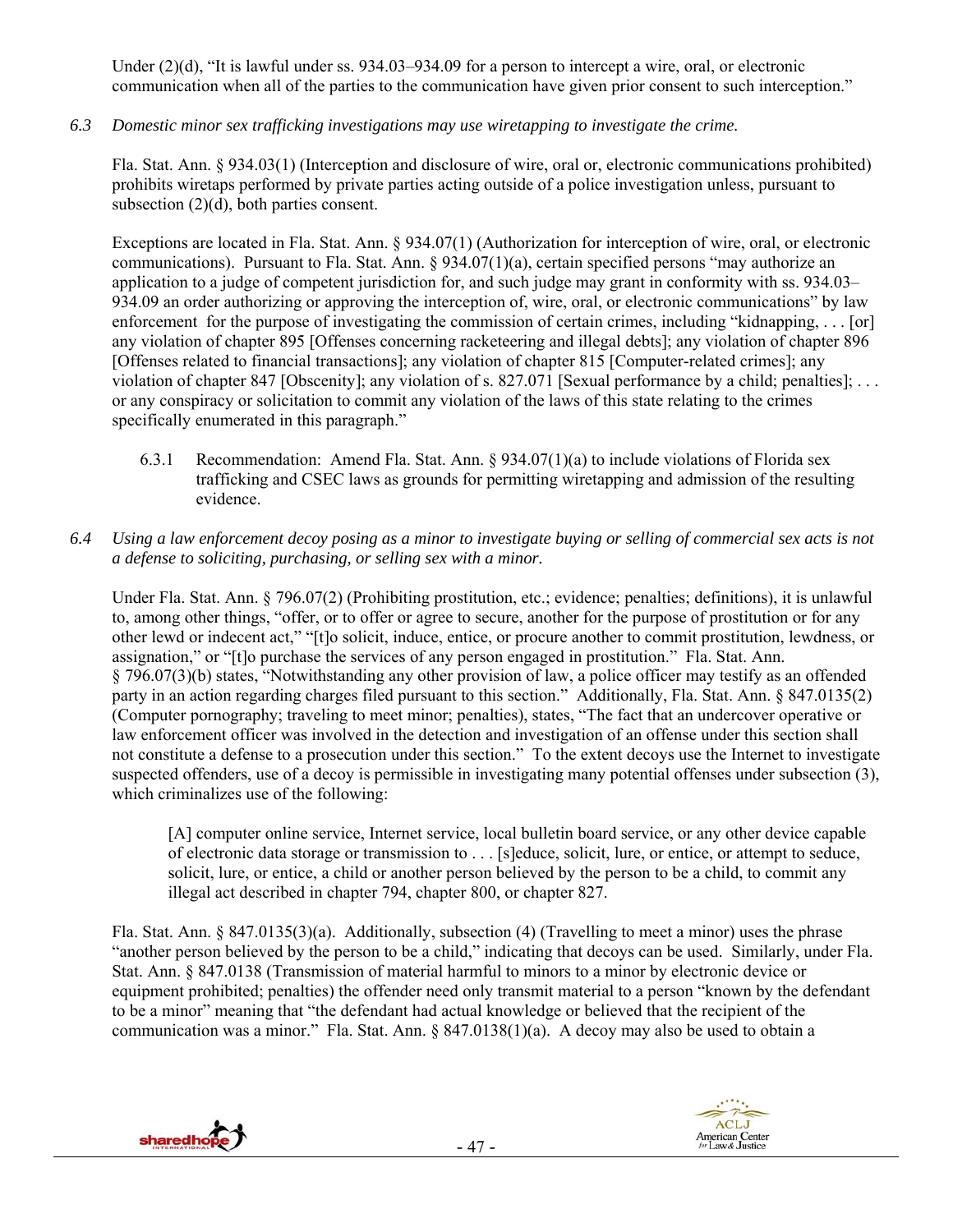Under (2)(d), "It is lawful under ss. 934.03–934.09 for a person to intercept a wire, oral, or electronic communication when all of the parties to the communication have given prior consent to such interception."

*6.3 Domestic minor sex trafficking investigations may use wiretapping to investigate the crime.*

Fla. Stat. Ann. § 934.03(1) (Interception and disclosure of wire, oral or, electronic communications prohibited) prohibits wiretaps performed by private parties acting outside of a police investigation unless, pursuant to subsection (2)(d), both parties consent.

Exceptions are located in Fla. Stat. Ann. § 934.07(1) (Authorization for interception of wire, oral, or electronic communications). Pursuant to Fla. Stat. Ann. § 934.07(1)(a), certain specified persons "may authorize an application to a judge of competent jurisdiction for, and such judge may grant in conformity with ss. 934.03–934.09 an order authorizing or approving the interception of, wire, oral, or electronic communications" by law enforcement for the purpose of investigating the commission of certain crimes, including "kidnapping, . . . [or] any violation of chapter 895 [Offenses concerning racketeering and illegal debts]; any violation of chapter 896 [Offenses related to financial transactions]; any violation of chapter 815 [Computer-related crimes]; any violation of chapter 847 [Obscenity]; any violation of s. 827.071 [Sexual performance by a child; penalties]; . . . or any conspiracy or solicitation to commit any violation of the laws of this state relating to the crimes specifically enumerated in this paragraph."

> 6.3.1 Recommendation: Amend Fla. Stat. Ann. § 934.07(1)(a) to include violations of Florida sex trafficking and CSEC laws as grounds for permitting wiretapping and admission of the resulting evidence.

*6.4 Using a law enforcement decoy posing as a minor to investigate buying or selling of commercial sex acts is not a defense to soliciting, purchasing, or selling sex with a minor.*

Under Fla. Stat. Ann. § 796.07(2) (Prohibiting prostitution, etc.; evidence; penalties; definitions), it is unlawful to, among other things, "offer, or to offer or agree to secure, another for the purpose of prostitution or for any other lewd or indecent act," "[t]o solicit, induce, entice, or procure another to commit prostitution, lewdness, or assignation," or "[t]o purchase the services of any person engaged in prostitution." Fla. Stat. Ann. § 796.07(3)(b) states, "Notwithstanding any other provision of law, a police officer may testify as an offended party in an action regarding charges filed pursuant to this section." Additionally, Fla. Stat. Ann. § 847.0135(2) (Computer pornography; traveling to meet minor; penalties), states, "The fact that an undercover operative or law enforcement officer was involved in the detection and investigation of an offense under this section shall not constitute a defense to a prosecution under this section." To the extent decoys use the Internet to investigate suspected offenders, use of a decoy is permissible in investigating many potential offenses under subsection (3), which criminalizes use of the following:

> [A] computer online service, Internet service, local bulletin board service, or any other device capable of electronic data storage or transmission to . . . [s]educe, solicit, lure, or entice, or attempt to seduce, solicit, lure, or entice, a child or another person believed by the person to be a child, to commit any illegal act described in chapter 794, chapter 800, or chapter 827.

Fla. Stat. Ann. § 847.0135(3)(a). Additionally, subsection (4) (Travelling to meet a minor) uses the phrase "another person believed by the person to be a child," indicating that decoys can be used. Similarly, under Fla. Stat. Ann. § 847.0138 (Transmission of material harmful to minors to a minor by electronic device or equipment prohibited; penalties) the offender need only transmit material to a person "known by the defendant to be a minor" meaning that "the defendant had actual knowledge or believed that the recipient of the communication was a minor." Fla. Stat. Ann. § 847.0138(1)(a). A decoy may also be used to obtain a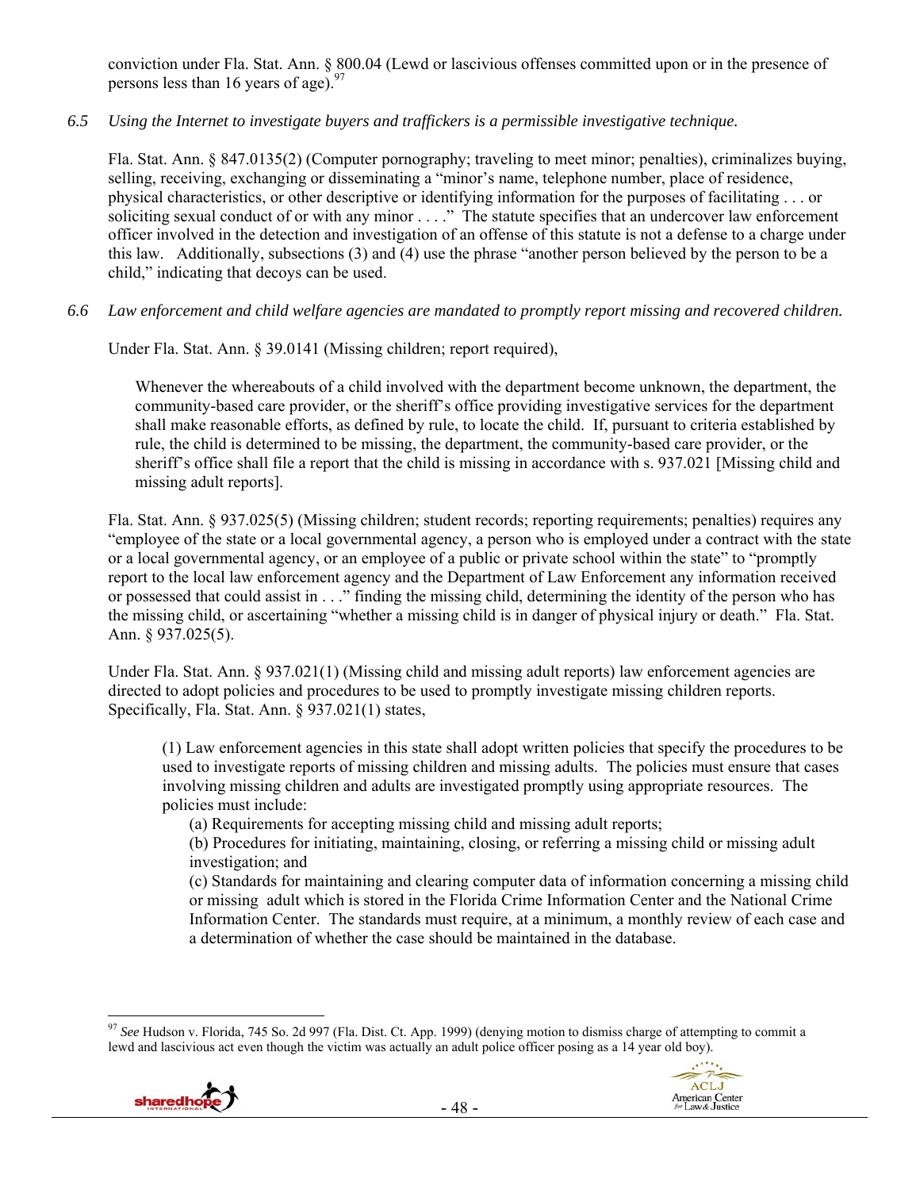conviction under Fla. Stat. Ann. § 800.04 (Lewd or lascivious offenses committed upon or in the presence of persons less than 16 years of age).[97]

*6.5 Using the Internet to investigate buyers and traffickers is a permissible investigative technique.*

Fla. Stat. Ann. § 847.0135(2) (Computer pornography; traveling to meet minor; penalties), criminalizes buying, selling, receiving, exchanging or disseminating a "minor's name, telephone number, place of residence, physical characteristics, or other descriptive or identifying information for the purposes of facilitating . . . or soliciting sexual conduct of or with any minor . . . ." The statute specifies that an undercover law enforcement officer involved in the detection and investigation of an offense of this statute is not a defense to a charge under this law. Additionally, subsections (3) and (4) use the phrase "another person believed by the person to be a child," indicating that decoys can be used.

*6.6 Law enforcement and child welfare agencies are mandated to promptly report missing and recovered children.*

Under Fla. Stat. Ann. § 39.0141 (Missing children; report required),

> Whenever the whereabouts of a child involved with the department become unknown, the department, the community-based care provider, or the sheriff's office providing investigative services for the department shall make reasonable efforts, as defined by rule, to locate the child. If, pursuant to criteria established by rule, the child is determined to be missing, the department, the community-based care provider, or the sheriff's office shall file a report that the child is missing in accordance with s. 937.021 [Missing child and missing adult reports].

Fla. Stat. Ann. § 937.025(5) (Missing children; student records; reporting requirements; penalties) requires any "employee of the state or a local governmental agency, a person who is employed under a contract with the state or a local governmental agency, or an employee of a public or private school within the state" to "promptly report to the local law enforcement agency and the Department of Law Enforcement any information received or possessed that could assist in . . ." finding the missing child, determining the identity of the person who has the missing child, or ascertaining "whether a missing child is in danger of physical injury or death." Fla. Stat. Ann. § 937.025(5).

Under Fla. Stat. Ann. § 937.021(1) (Missing child and missing adult reports) law enforcement agencies are directed to adopt policies and procedures to be used to promptly investigate missing children reports. Specifically, Fla. Stat. Ann. § 937.021(1) states,

> (1) Law enforcement agencies in this state shall adopt written policies that specify the procedures to be used to investigate reports of missing children and missing adults. The policies must ensure that cases involving missing children and adults are investigated promptly using appropriate resources. The policies must include:
>
> (a) Requirements for accepting missing child and missing adult reports;
>
> (b) Procedures for initiating, maintaining, closing, or referring a missing child or missing adult investigation; and
>
> (c) Standards for maintaining and clearing computer data of information concerning a missing child or missing adult which is stored in the Florida Crime Information Center and the National Crime Information Center. The standards must require, at a minimum, a monthly review of each case and a determination of whether the case should be maintained in the database.

---

[97] *See* Hudson v. Florida, 745 So. 2d 997 (Fla. Dist. Ct. App. 1999) (denying motion to dismiss charge of attempting to commit a lewd and lascivious act even though the victim was actually an adult police officer posing as a 14 year old boy).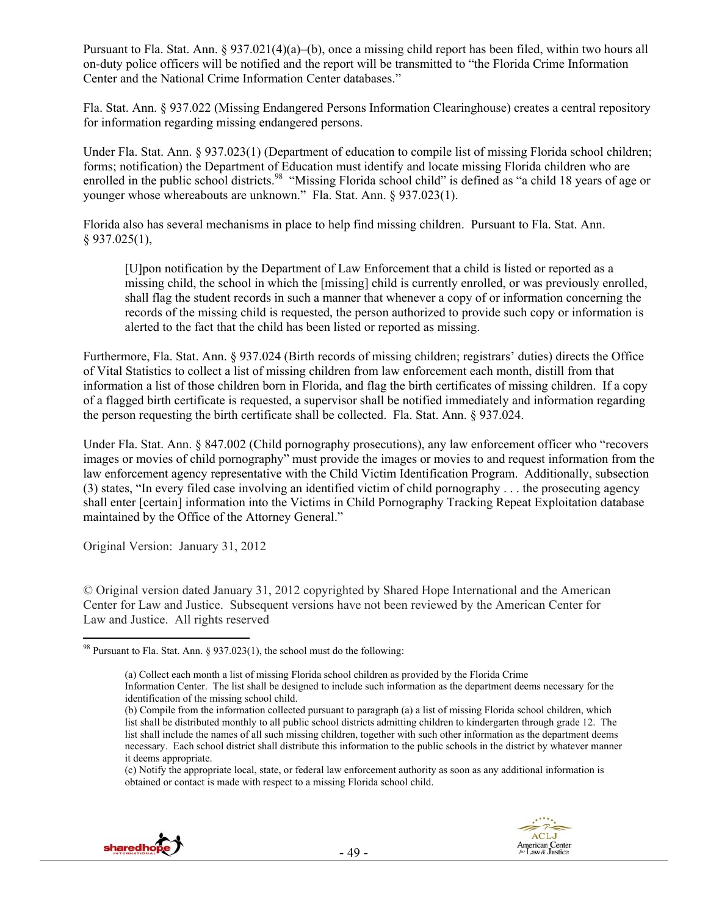Pursuant to Fla. Stat. Ann. § 937.021(4)(a)–(b), once a missing child report has been filed, within two hours all on-duty police officers will be notified and the report will be transmitted to "the Florida Crime Information Center and the National Crime Information Center databases."

Fla. Stat. Ann. § 937.022 (Missing Endangered Persons Information Clearinghouse) creates a central repository for information regarding missing endangered persons.

Under Fla. Stat. Ann. § 937.023(1) (Department of education to compile list of missing Florida school children; forms; notification) the Department of Education must identify and locate missing Florida children who are enrolled in the public school districts.[98] "Missing Florida school child" is defined as "a child 18 years of age or younger whose whereabouts are unknown." Fla. Stat. Ann. § 937.023(1).

Florida also has several mechanisms in place to help find missing children. Pursuant to Fla. Stat. Ann. § 937.025(1),

> [U]pon notification by the Department of Law Enforcement that a child is listed or reported as a missing child, the school in which the [missing] child is currently enrolled, or was previously enrolled, shall flag the student records in such a manner that whenever a copy of or information concerning the records of the missing child is requested, the person authorized to provide such copy or information is alerted to the fact that the child has been listed or reported as missing.

Furthermore, Fla. Stat. Ann. § 937.024 (Birth records of missing children; registrars' duties) directs the Office of Vital Statistics to collect a list of missing children from law enforcement each month, distill from that information a list of those children born in Florida, and flag the birth certificates of missing children. If a copy of a flagged birth certificate is requested, a supervisor shall be notified immediately and information regarding the person requesting the birth certificate shall be collected. Fla. Stat. Ann. § 937.024.

Under Fla. Stat. Ann. § 847.002 (Child pornography prosecutions), any law enforcement officer who "recovers images or movies of child pornography" must provide the images or movies to and request information from the law enforcement agency representative with the Child Victim Identification Program. Additionally, subsection (3) states, "In every filed case involving an identified victim of child pornography . . . the prosecuting agency shall enter [certain] information into the Victims in Child Pornography Tracking Repeat Exploitation database maintained by the Office of the Attorney General."

Original Version: January 31, 2012

© Original version dated January 31, 2012 copyrighted by Shared Hope International and the American Center for Law and Justice. Subsequent versions have not been reviewed by the American Center for Law and Justice. All rights reserved

---

[98] Pursuant to Fla. Stat. Ann. § 937.023(1), the school must do the following:

> (a) Collect each month a list of missing Florida school children as provided by the Florida Crime Information Center. The list shall be designed to include such information as the department deems necessary for the identification of the missing school child.
>
> (b) Compile from the information collected pursuant to paragraph (a) a list of missing Florida school children, which list shall be distributed monthly to all public school districts admitting children to kindergarten through grade 12. The list shall include the names of all such missing children, together with such other information as the department deems necessary. Each school district shall distribute this information to the public schools in the district by whatever manner it deems appropriate.
>
> (c) Notify the appropriate local, state, or federal law enforcement authority as soon as any additional information is obtained or contact is made with respect to a missing Florida school child.